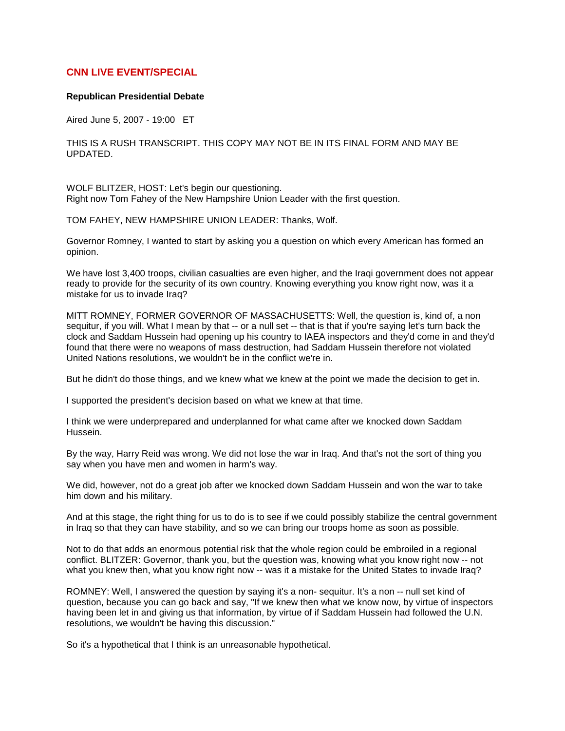## CNN LIVE EVENT/SPECIAL

**Republican Presidential Debate**

Aired June 5, 2007 - 19:00 ET

THIS IS A RUSH TRANSCRIPT. THIS COPY MAY NOT BE IN ITS FINAL FORM AND MAY BE UPDATED.

WOLF BLITZER, HOST: Let's begin our questioning.
Right now Tom Fahey of the New Hampshire Union Leader with the first question.

TOM FAHEY, NEW HAMPSHIRE UNION LEADER: Thanks, Wolf.

Governor Romney, I wanted to start by asking you a question on which every American has formed an opinion.

We have lost 3,400 troops, civilian casualties are even higher, and the Iraqi government does not appear ready to provide for the security of its own country. Knowing everything you know right now, was it a mistake for us to invade Iraq?

MITT ROMNEY, FORMER GOVERNOR OF MASSACHUSETTS: Well, the question is, kind of, a non sequitur, if you will. What I mean by that -- or a null set -- that is that if you're saying let's turn back the clock and Saddam Hussein had opening up his country to IAEA inspectors and they'd come in and they'd found that there were no weapons of mass destruction, had Saddam Hussein therefore not violated United Nations resolutions, we wouldn't be in the conflict we're in.

But he didn't do those things, and we knew what we knew at the point we made the decision to get in.

I supported the president's decision based on what we knew at that time.

I think we were underprepared and underplanned for what came after we knocked down Saddam Hussein.

By the way, Harry Reid was wrong. We did not lose the war in Iraq. And that's not the sort of thing you say when you have men and women in harm's way.

We did, however, not do a great job after we knocked down Saddam Hussein and won the war to take him down and his military.

And at this stage, the right thing for us to do is to see if we could possibly stabilize the central government in Iraq so that they can have stability, and so we can bring our troops home as soon as possible.

Not to do that adds an enormous potential risk that the whole region could be embroiled in a regional conflict. BLITZER: Governor, thank you, but the question was, knowing what you know right now -- not what you knew then, what you know right now -- was it a mistake for the United States to invade Iraq?

ROMNEY: Well, I answered the question by saying it's a non- sequitur. It's a non -- null set kind of question, because you can go back and say, "If we knew then what we know now, by virtue of inspectors having been let in and giving us that information, by virtue of if Saddam Hussein had followed the U.N. resolutions, we wouldn't be having this discussion."

So it's a hypothetical that I think is an unreasonable hypothetical.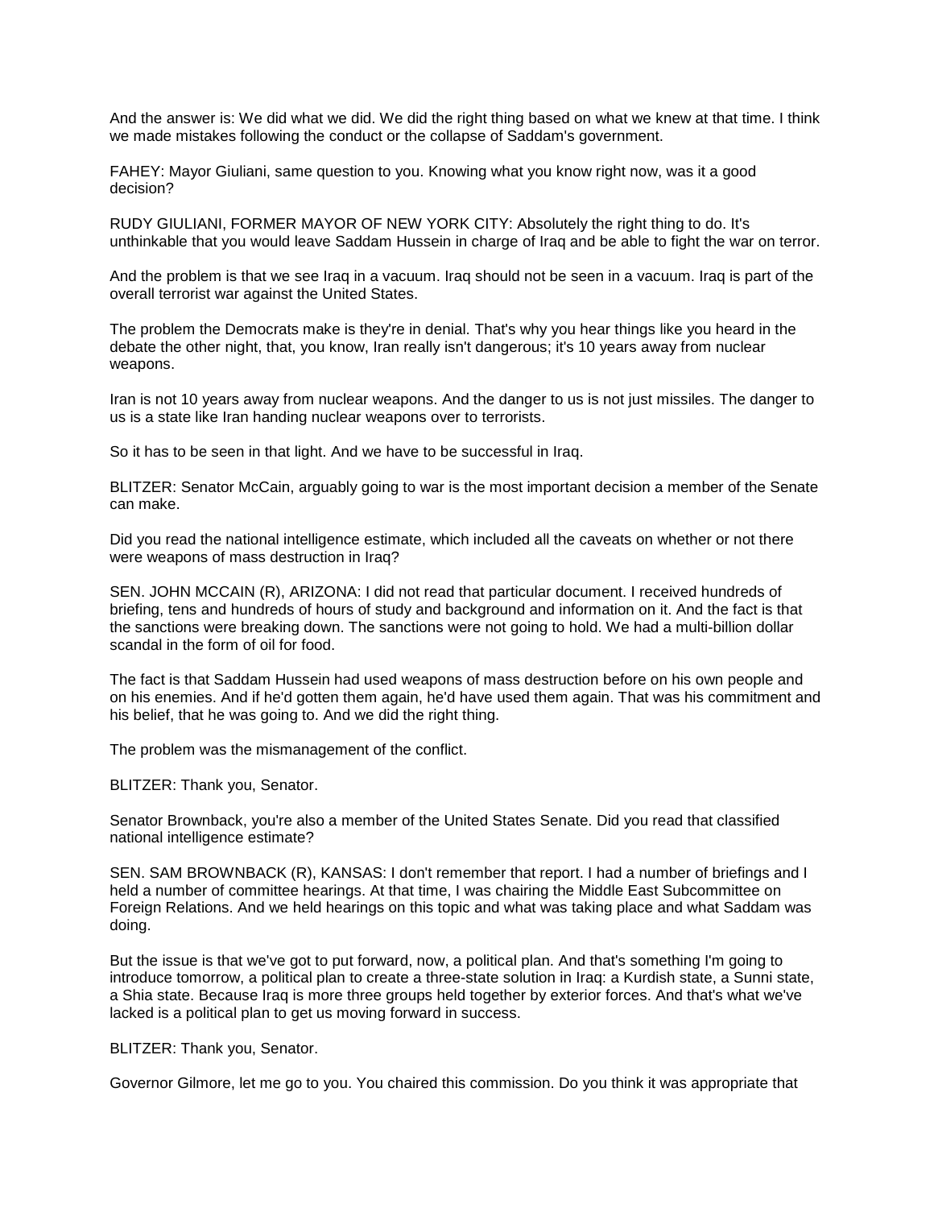And the answer is: We did what we did. We did the right thing based on what we knew at that time. I think we made mistakes following the conduct or the collapse of Saddam's government.

FAHEY: Mayor Giuliani, same question to you. Knowing what you know right now, was it a good decision?

RUDY GIULIANI, FORMER MAYOR OF NEW YORK CITY: Absolutely the right thing to do. It's unthinkable that you would leave Saddam Hussein in charge of Iraq and be able to fight the war on terror.

And the problem is that we see Iraq in a vacuum. Iraq should not be seen in a vacuum. Iraq is part of the overall terrorist war against the United States.

The problem the Democrats make is they're in denial. That's why you hear things like you heard in the debate the other night, that, you know, Iran really isn't dangerous; it's 10 years away from nuclear weapons.

Iran is not 10 years away from nuclear weapons. And the danger to us is not just missiles. The danger to us is a state like Iran handing nuclear weapons over to terrorists.

So it has to be seen in that light. And we have to be successful in Iraq.

BLITZER: Senator McCain, arguably going to war is the most important decision a member of the Senate can make.

Did you read the national intelligence estimate, which included all the caveats on whether or not there were weapons of mass destruction in Iraq?

SEN. JOHN MCCAIN (R), ARIZONA: I did not read that particular document. I received hundreds of briefing, tens and hundreds of hours of study and background and information on it. And the fact is that the sanctions were breaking down. The sanctions were not going to hold. We had a multi-billion dollar scandal in the form of oil for food.

The fact is that Saddam Hussein had used weapons of mass destruction before on his own people and on his enemies. And if he'd gotten them again, he'd have used them again. That was his commitment and his belief, that he was going to. And we did the right thing.

The problem was the mismanagement of the conflict.

BLITZER: Thank you, Senator.

Senator Brownback, you're also a member of the United States Senate. Did you read that classified national intelligence estimate?

SEN. SAM BROWNBACK (R), KANSAS: I don't remember that report. I had a number of briefings and I held a number of committee hearings. At that time, I was chairing the Middle East Subcommittee on Foreign Relations. And we held hearings on this topic and what was taking place and what Saddam was doing.

But the issue is that we've got to put forward, now, a political plan. And that's something I'm going to introduce tomorrow, a political plan to create a three-state solution in Iraq: a Kurdish state, a Sunni state, a Shia state. Because Iraq is more three groups held together by exterior forces. And that's what we've lacked is a political plan to get us moving forward in success.

BLITZER: Thank you, Senator.

Governor Gilmore, let me go to you. You chaired this commission. Do you think it was appropriate that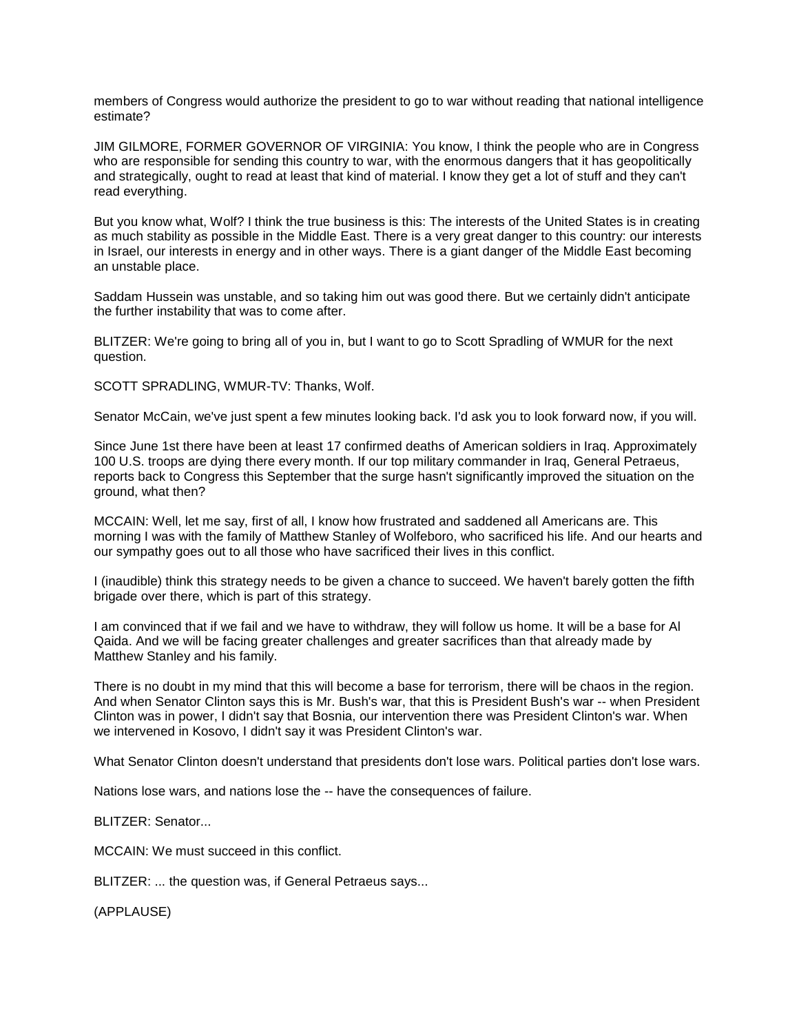members of Congress would authorize the president to go to war without reading that national intelligence estimate?

JIM GILMORE, FORMER GOVERNOR OF VIRGINIA: You know, I think the people who are in Congress who are responsible for sending this country to war, with the enormous dangers that it has geopolitically and strategically, ought to read at least that kind of material. I know they get a lot of stuff and they can't read everything.

But you know what, Wolf? I think the true business is this: The interests of the United States is in creating as much stability as possible in the Middle East. There is a very great danger to this country: our interests in Israel, our interests in energy and in other ways. There is a giant danger of the Middle East becoming an unstable place.

Saddam Hussein was unstable, and so taking him out was good there. But we certainly didn't anticipate the further instability that was to come after.

BLITZER: We're going to bring all of you in, but I want to go to Scott Spradling of WMUR for the next question.

SCOTT SPRADLING, WMUR-TV: Thanks, Wolf.

Senator McCain, we've just spent a few minutes looking back. I'd ask you to look forward now, if you will.

Since June 1st there have been at least 17 confirmed deaths of American soldiers in Iraq. Approximately 100 U.S. troops are dying there every month. If our top military commander in Iraq, General Petraeus, reports back to Congress this September that the surge hasn't significantly improved the situation on the ground, what then?

MCCAIN: Well, let me say, first of all, I know how frustrated and saddened all Americans are. This morning I was with the family of Matthew Stanley of Wolfeboro, who sacrificed his life. And our hearts and our sympathy goes out to all those who have sacrificed their lives in this conflict.

I (inaudible) think this strategy needs to be given a chance to succeed. We haven't barely gotten the fifth brigade over there, which is part of this strategy.

I am convinced that if we fail and we have to withdraw, they will follow us home. It will be a base for Al Qaida. And we will be facing greater challenges and greater sacrifices than that already made by Matthew Stanley and his family.

There is no doubt in my mind that this will become a base for terrorism, there will be chaos in the region. And when Senator Clinton says this is Mr. Bush's war, that this is President Bush's war -- when President Clinton was in power, I didn't say that Bosnia, our intervention there was President Clinton's war. When we intervened in Kosovo, I didn't say it was President Clinton's war.

What Senator Clinton doesn't understand that presidents don't lose wars. Political parties don't lose wars.

Nations lose wars, and nations lose the -- have the consequences of failure.

BLITZER: Senator...

MCCAIN: We must succeed in this conflict.

BLITZER: ... the question was, if General Petraeus says...

(APPLAUSE)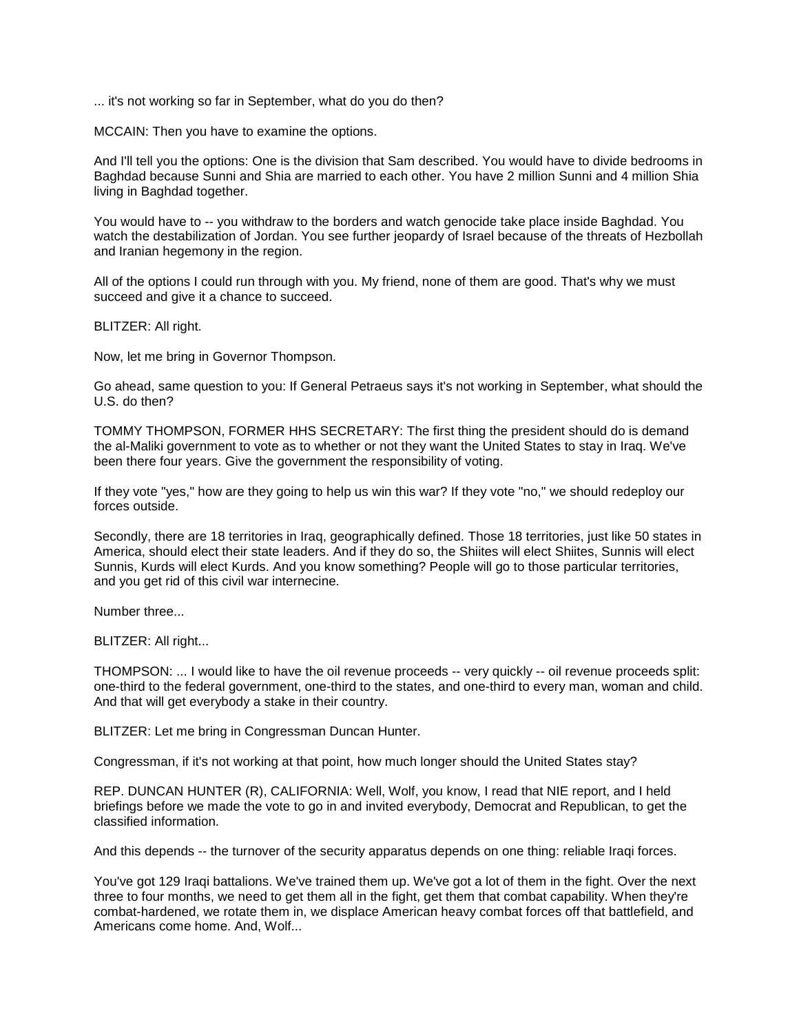... it's not working so far in September, what do you do then?

MCCAIN: Then you have to examine the options.

And I'll tell you the options: One is the division that Sam described. You would have to divide bedrooms in Baghdad because Sunni and Shia are married to each other. You have 2 million Sunni and 4 million Shia living in Baghdad together.

You would have to -- you withdraw to the borders and watch genocide take place inside Baghdad. You watch the destabilization of Jordan. You see further jeopardy of Israel because of the threats of Hezbollah and Iranian hegemony in the region.

All of the options I could run through with you. My friend, none of them are good. That's why we must succeed and give it a chance to succeed.

BLITZER: All right.

Now, let me bring in Governor Thompson.

Go ahead, same question to you: If General Petraeus says it's not working in September, what should the U.S. do then?

TOMMY THOMPSON, FORMER HHS SECRETARY: The first thing the president should do is demand the al-Maliki government to vote as to whether or not they want the United States to stay in Iraq. We've been there four years. Give the government the responsibility of voting.

If they vote "yes," how are they going to help us win this war? If they vote "no," we should redeploy our forces outside.

Secondly, there are 18 territories in Iraq, geographically defined. Those 18 territories, just like 50 states in America, should elect their state leaders. And if they do so, the Shiites will elect Shiites, Sunnis will elect Sunnis, Kurds will elect Kurds. And you know something? People will go to those particular territories, and you get rid of this civil war internecine.

Number three...

BLITZER: All right...

THOMPSON: ... I would like to have the oil revenue proceeds -- very quickly -- oil revenue proceeds split: one-third to the federal government, one-third to the states, and one-third to every man, woman and child. And that will get everybody a stake in their country.

BLITZER: Let me bring in Congressman Duncan Hunter.

Congressman, if it's not working at that point, how much longer should the United States stay?

REP. DUNCAN HUNTER (R), CALIFORNIA: Well, Wolf, you know, I read that NIE report, and I held briefings before we made the vote to go in and invited everybody, Democrat and Republican, to get the classified information.

And this depends -- the turnover of the security apparatus depends on one thing: reliable Iraqi forces.

You've got 129 Iraqi battalions. We've trained them up. We've got a lot of them in the fight. Over the next three to four months, we need to get them all in the fight, get them that combat capability. When they're combat-hardened, we rotate them in, we displace American heavy combat forces off that battlefield, and Americans come home. And, Wolf...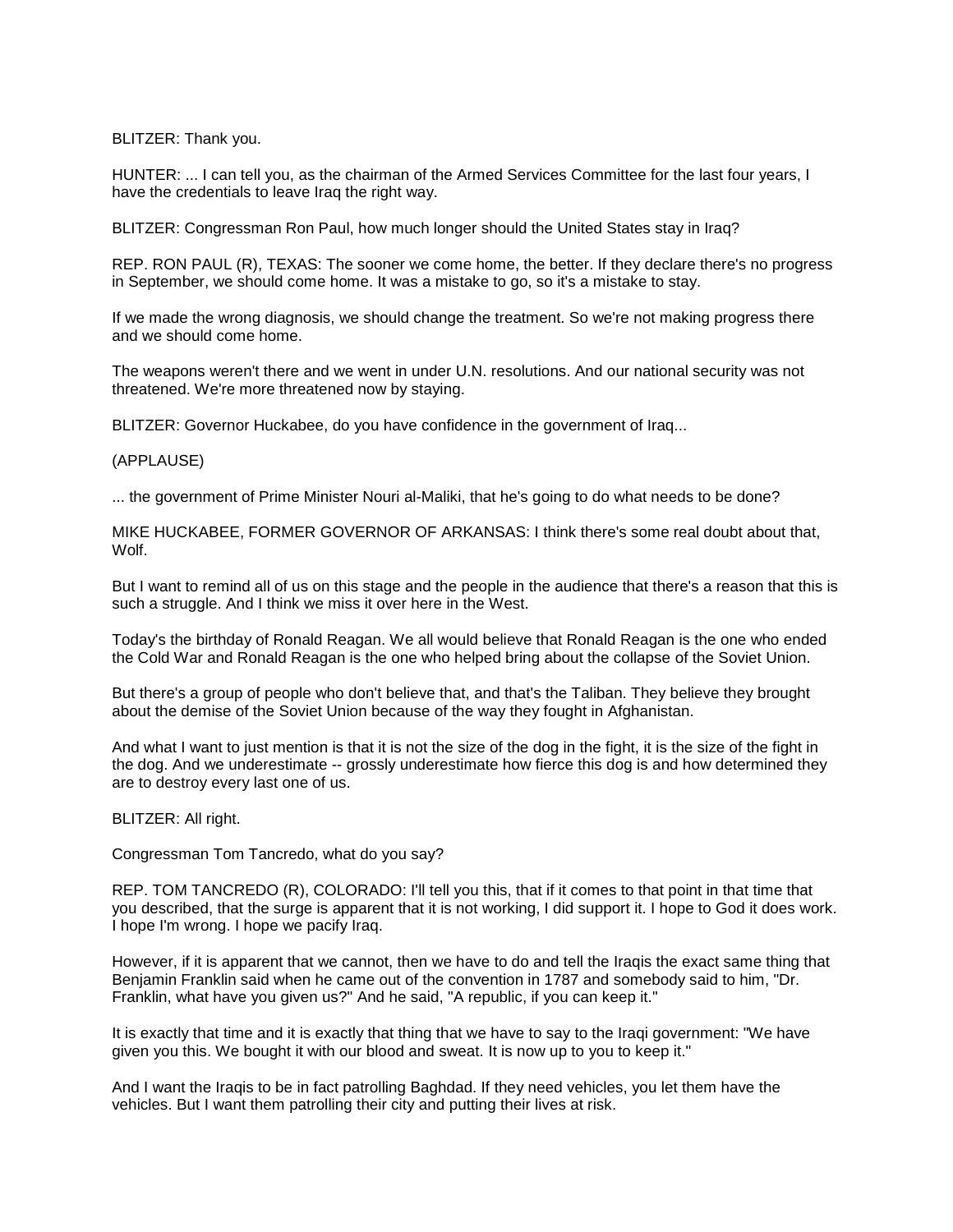BLITZER: Thank you.

HUNTER: ... I can tell you, as the chairman of the Armed Services Committee for the last four years, I have the credentials to leave Iraq the right way.

BLITZER: Congressman Ron Paul, how much longer should the United States stay in Iraq?

REP. RON PAUL (R), TEXAS: The sooner we come home, the better. If they declare there's no progress in September, we should come home. It was a mistake to go, so it's a mistake to stay.

If we made the wrong diagnosis, we should change the treatment. So we're not making progress there and we should come home.

The weapons weren't there and we went in under U.N. resolutions. And our national security was not threatened. We're more threatened now by staying.

BLITZER: Governor Huckabee, do you have confidence in the government of Iraq...

(APPLAUSE)

... the government of Prime Minister Nouri al-Maliki, that he's going to do what needs to be done?

MIKE HUCKABEE, FORMER GOVERNOR OF ARKANSAS: I think there's some real doubt about that, Wolf.

But I want to remind all of us on this stage and the people in the audience that there's a reason that this is such a struggle. And I think we miss it over here in the West.

Today's the birthday of Ronald Reagan. We all would believe that Ronald Reagan is the one who ended the Cold War and Ronald Reagan is the one who helped bring about the collapse of the Soviet Union.

But there's a group of people who don't believe that, and that's the Taliban. They believe they brought about the demise of the Soviet Union because of the way they fought in Afghanistan.

And what I want to just mention is that it is not the size of the dog in the fight, it is the size of the fight in the dog. And we underestimate -- grossly underestimate how fierce this dog is and how determined they are to destroy every last one of us.

BLITZER: All right.

Congressman Tom Tancredo, what do you say?

REP. TOM TANCREDO (R), COLORADO: I'll tell you this, that if it comes to that point in that time that you described, that the surge is apparent that it is not working, I did support it. I hope to God it does work. I hope I'm wrong. I hope we pacify Iraq.

However, if it is apparent that we cannot, then we have to do and tell the Iraqis the exact same thing that Benjamin Franklin said when he came out of the convention in 1787 and somebody said to him, "Dr. Franklin, what have you given us?" And he said, "A republic, if you can keep it."

It is exactly that time and it is exactly that thing that we have to say to the Iraqi government: "We have given you this. We bought it with our blood and sweat. It is now up to you to keep it."

And I want the Iraqis to be in fact patrolling Baghdad. If they need vehicles, you let them have the vehicles. But I want them patrolling their city and putting their lives at risk.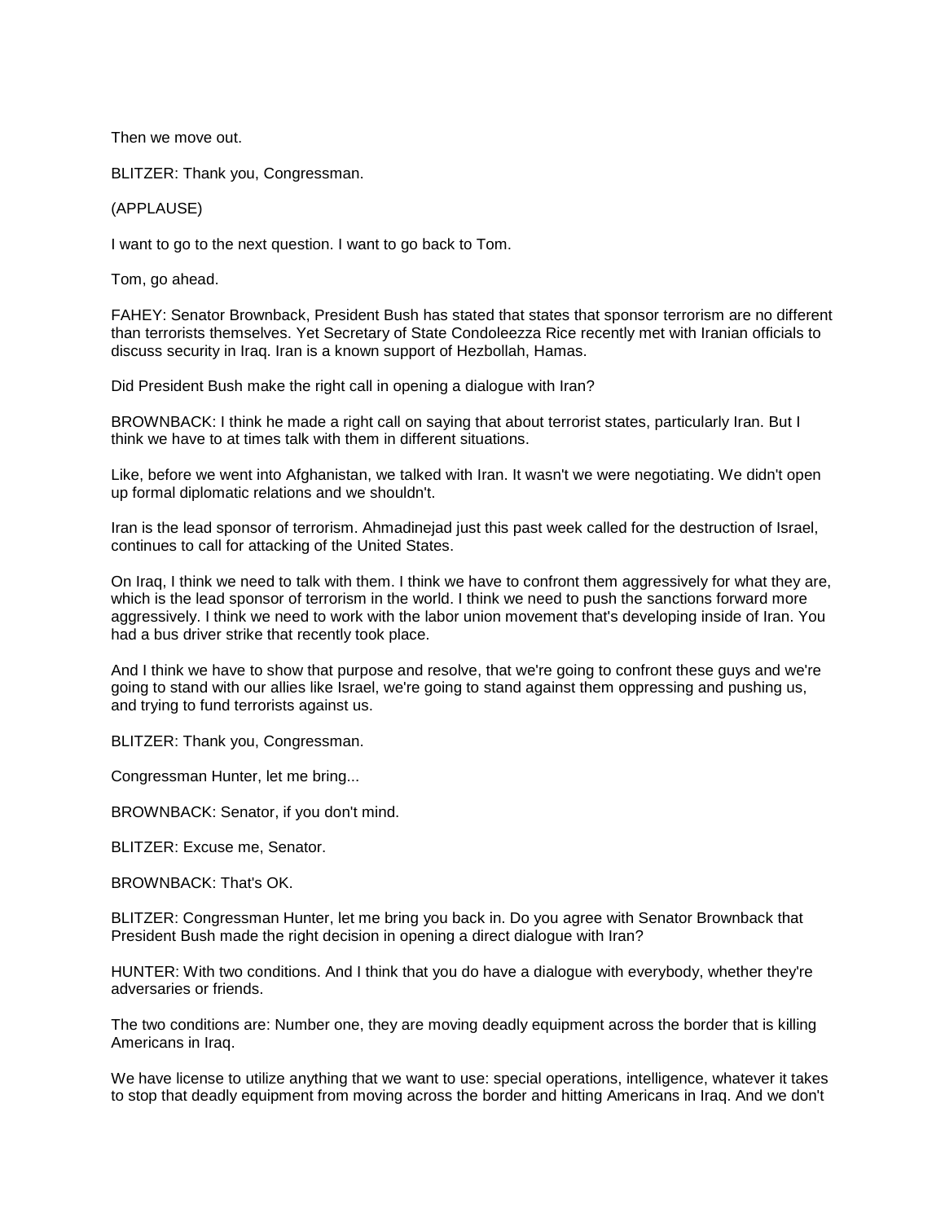Then we move out.

BLITZER: Thank you, Congressman.

(APPLAUSE)

I want to go to the next question. I want to go back to Tom.

Tom, go ahead.

FAHEY: Senator Brownback, President Bush has stated that states that sponsor terrorism are no different than terrorists themselves. Yet Secretary of State Condoleezza Rice recently met with Iranian officials to discuss security in Iraq. Iran is a known support of Hezbollah, Hamas.

Did President Bush make the right call in opening a dialogue with Iran?

BROWNBACK: I think he made a right call on saying that about terrorist states, particularly Iran. But I think we have to at times talk with them in different situations.

Like, before we went into Afghanistan, we talked with Iran. It wasn't we were negotiating. We didn't open up formal diplomatic relations and we shouldn't.

Iran is the lead sponsor of terrorism. Ahmadinejad just this past week called for the destruction of Israel, continues to call for attacking of the United States.

On Iraq, I think we need to talk with them. I think we have to confront them aggressively for what they are, which is the lead sponsor of terrorism in the world. I think we need to push the sanctions forward more aggressively. I think we need to work with the labor union movement that's developing inside of Iran. You had a bus driver strike that recently took place.

And I think we have to show that purpose and resolve, that we're going to confront these guys and we're going to stand with our allies like Israel, we're going to stand against them oppressing and pushing us, and trying to fund terrorists against us.

BLITZER: Thank you, Congressman.

Congressman Hunter, let me bring...

BROWNBACK: Senator, if you don't mind.

BLITZER: Excuse me, Senator.

BROWNBACK: That's OK.

BLITZER: Congressman Hunter, let me bring you back in. Do you agree with Senator Brownback that President Bush made the right decision in opening a direct dialogue with Iran?

HUNTER: With two conditions. And I think that you do have a dialogue with everybody, whether they're adversaries or friends.

The two conditions are: Number one, they are moving deadly equipment across the border that is killing Americans in Iraq.

We have license to utilize anything that we want to use: special operations, intelligence, whatever it takes to stop that deadly equipment from moving across the border and hitting Americans in Iraq. And we don't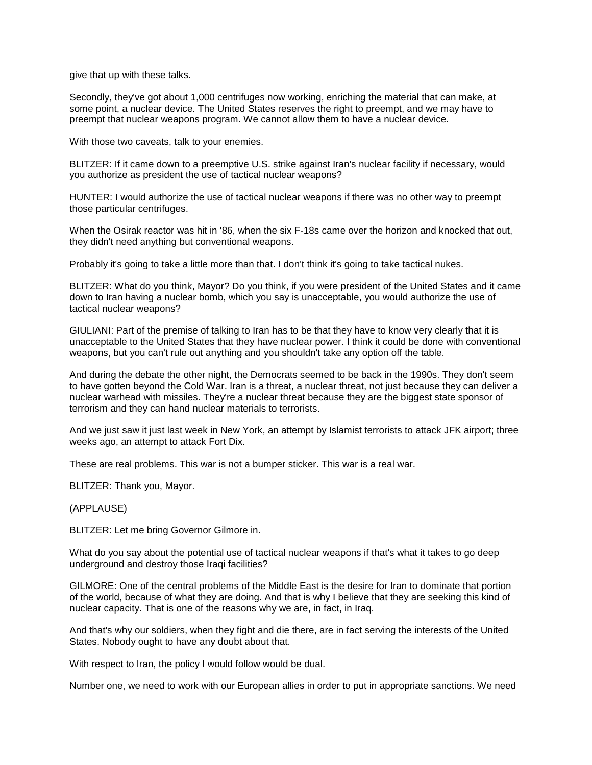give that up with these talks.

Secondly, they've got about 1,000 centrifuges now working, enriching the material that can make, at some point, a nuclear device. The United States reserves the right to preempt, and we may have to preempt that nuclear weapons program. We cannot allow them to have a nuclear device.

With those two caveats, talk to your enemies.

BLITZER: If it came down to a preemptive U.S. strike against Iran's nuclear facility if necessary, would you authorize as president the use of tactical nuclear weapons?

HUNTER: I would authorize the use of tactical nuclear weapons if there was no other way to preempt those particular centrifuges.

When the Osirak reactor was hit in '86, when the six F-18s came over the horizon and knocked that out, they didn't need anything but conventional weapons.

Probably it's going to take a little more than that. I don't think it's going to take tactical nukes.

BLITZER: What do you think, Mayor? Do you think, if you were president of the United States and it came down to Iran having a nuclear bomb, which you say is unacceptable, you would authorize the use of tactical nuclear weapons?

GIULIANI: Part of the premise of talking to Iran has to be that they have to know very clearly that it is unacceptable to the United States that they have nuclear power. I think it could be done with conventional weapons, but you can't rule out anything and you shouldn't take any option off the table.

And during the debate the other night, the Democrats seemed to be back in the 1990s. They don't seem to have gotten beyond the Cold War. Iran is a threat, a nuclear threat, not just because they can deliver a nuclear warhead with missiles. They're a nuclear threat because they are the biggest state sponsor of terrorism and they can hand nuclear materials to terrorists.

And we just saw it just last week in New York, an attempt by Islamist terrorists to attack JFK airport; three weeks ago, an attempt to attack Fort Dix.

These are real problems. This war is not a bumper sticker. This war is a real war.

BLITZER: Thank you, Mayor.

(APPLAUSE)

BLITZER: Let me bring Governor Gilmore in.

What do you say about the potential use of tactical nuclear weapons if that's what it takes to go deep underground and destroy those Iraqi facilities?

GILMORE: One of the central problems of the Middle East is the desire for Iran to dominate that portion of the world, because of what they are doing. And that is why I believe that they are seeking this kind of nuclear capacity. That is one of the reasons why we are, in fact, in Iraq.

And that's why our soldiers, when they fight and die there, are in fact serving the interests of the United States. Nobody ought to have any doubt about that.

With respect to Iran, the policy I would follow would be dual.

Number one, we need to work with our European allies in order to put in appropriate sanctions. We need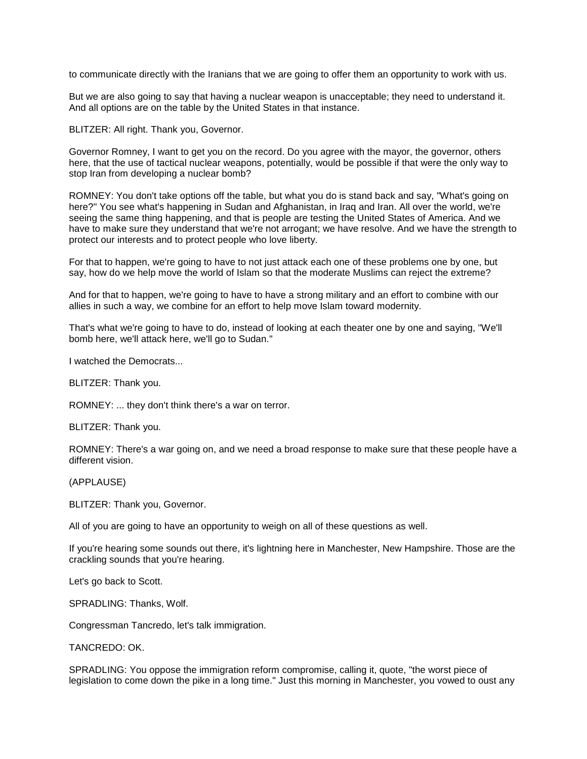to communicate directly with the Iranians that we are going to offer them an opportunity to work with us.

But we are also going to say that having a nuclear weapon is unacceptable; they need to understand it. And all options are on the table by the United States in that instance.

BLITZER: All right. Thank you, Governor.

Governor Romney, I want to get you on the record. Do you agree with the mayor, the governor, others here, that the use of tactical nuclear weapons, potentially, would be possible if that were the only way to stop Iran from developing a nuclear bomb?

ROMNEY: You don't take options off the table, but what you do is stand back and say, "What's going on here?" You see what's happening in Sudan and Afghanistan, in Iraq and Iran. All over the world, we're seeing the same thing happening, and that is people are testing the United States of America. And we have to make sure they understand that we're not arrogant; we have resolve. And we have the strength to protect our interests and to protect people who love liberty.

For that to happen, we're going to have to not just attack each one of these problems one by one, but say, how do we help move the world of Islam so that the moderate Muslims can reject the extreme?

And for that to happen, we're going to have to have a strong military and an effort to combine with our allies in such a way, we combine for an effort to help move Islam toward modernity.

That's what we're going to have to do, instead of looking at each theater one by one and saying, "We'll bomb here, we'll attack here, we'll go to Sudan."

I watched the Democrats...

BLITZER: Thank you.

ROMNEY: ... they don't think there's a war on terror.

BLITZER: Thank you.

ROMNEY: There's a war going on, and we need a broad response to make sure that these people have a different vision.

(APPLAUSE)

BLITZER: Thank you, Governor.

All of you are going to have an opportunity to weigh on all of these questions as well.

If you're hearing some sounds out there, it's lightning here in Manchester, New Hampshire. Those are the crackling sounds that you're hearing.

Let's go back to Scott.

SPRADLING: Thanks, Wolf.

Congressman Tancredo, let's talk immigration.

TANCREDO: OK.

SPRADLING: You oppose the immigration reform compromise, calling it, quote, "the worst piece of legislation to come down the pike in a long time." Just this morning in Manchester, you vowed to oust any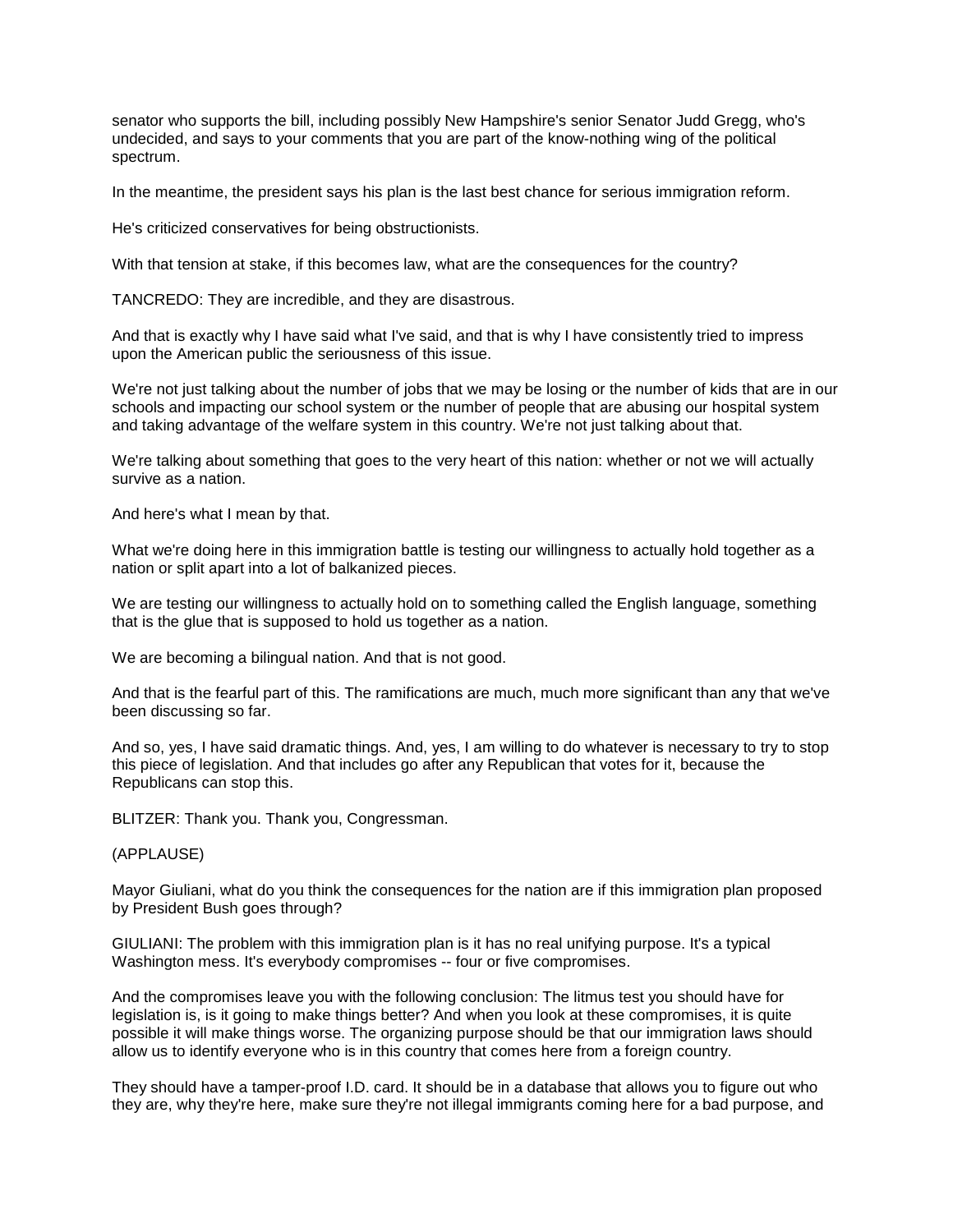senator who supports the bill, including possibly New Hampshire's senior Senator Judd Gregg, who's undecided, and says to your comments that you are part of the know-nothing wing of the political spectrum.

In the meantime, the president says his plan is the last best chance for serious immigration reform.

He's criticized conservatives for being obstructionists.

With that tension at stake, if this becomes law, what are the consequences for the country?

TANCREDO: They are incredible, and they are disastrous.

And that is exactly why I have said what I've said, and that is why I have consistently tried to impress upon the American public the seriousness of this issue.

We're not just talking about the number of jobs that we may be losing or the number of kids that are in our schools and impacting our school system or the number of people that are abusing our hospital system and taking advantage of the welfare system in this country. We're not just talking about that.

We're talking about something that goes to the very heart of this nation: whether or not we will actually survive as a nation.

And here's what I mean by that.

What we're doing here in this immigration battle is testing our willingness to actually hold together as a nation or split apart into a lot of balkanized pieces.

We are testing our willingness to actually hold on to something called the English language, something that is the glue that is supposed to hold us together as a nation.

We are becoming a bilingual nation. And that is not good.

And that is the fearful part of this. The ramifications are much, much more significant than any that we've been discussing so far.

And so, yes, I have said dramatic things. And, yes, I am willing to do whatever is necessary to try to stop this piece of legislation. And that includes go after any Republican that votes for it, because the Republicans can stop this.

BLITZER: Thank you. Thank you, Congressman.

(APPLAUSE)

Mayor Giuliani, what do you think the consequences for the nation are if this immigration plan proposed by President Bush goes through?

GIULIANI: The problem with this immigration plan is it has no real unifying purpose. It's a typical Washington mess. It's everybody compromises -- four or five compromises.

And the compromises leave you with the following conclusion: The litmus test you should have for legislation is, is it going to make things better? And when you look at these compromises, it is quite possible it will make things worse. The organizing purpose should be that our immigration laws should allow us to identify everyone who is in this country that comes here from a foreign country.

They should have a tamper-proof I.D. card. It should be in a database that allows you to figure out who they are, why they're here, make sure they're not illegal immigrants coming here for a bad purpose, and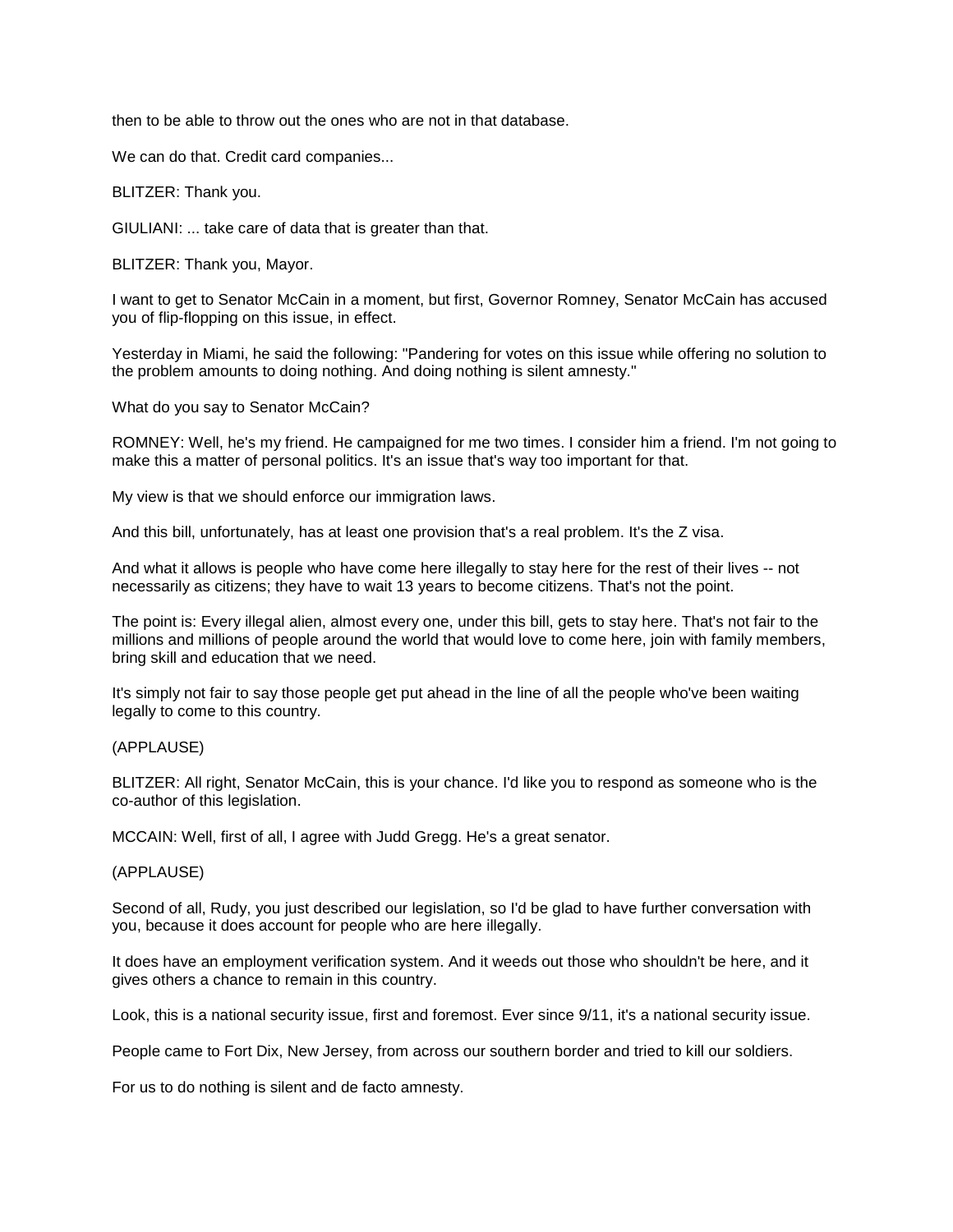then to be able to throw out the ones who are not in that database.

We can do that. Credit card companies...

BLITZER: Thank you.

GIULIANI: ... take care of data that is greater than that.

BLITZER: Thank you, Mayor.

I want to get to Senator McCain in a moment, but first, Governor Romney, Senator McCain has accused you of flip-flopping on this issue, in effect.

Yesterday in Miami, he said the following: "Pandering for votes on this issue while offering no solution to the problem amounts to doing nothing. And doing nothing is silent amnesty."

What do you say to Senator McCain?

ROMNEY: Well, he's my friend. He campaigned for me two times. I consider him a friend. I'm not going to make this a matter of personal politics. It's an issue that's way too important for that.

My view is that we should enforce our immigration laws.

And this bill, unfortunately, has at least one provision that's a real problem. It's the Z visa.

And what it allows is people who have come here illegally to stay here for the rest of their lives -- not necessarily as citizens; they have to wait 13 years to become citizens. That's not the point.

The point is: Every illegal alien, almost every one, under this bill, gets to stay here. That's not fair to the millions and millions of people around the world that would love to come here, join with family members, bring skill and education that we need.

It's simply not fair to say those people get put ahead in the line of all the people who've been waiting legally to come to this country.

(APPLAUSE)

BLITZER: All right, Senator McCain, this is your chance. I'd like you to respond as someone who is the co-author of this legislation.

MCCAIN: Well, first of all, I agree with Judd Gregg. He's a great senator.

(APPLAUSE)

Second of all, Rudy, you just described our legislation, so I'd be glad to have further conversation with you, because it does account for people who are here illegally.

It does have an employment verification system. And it weeds out those who shouldn't be here, and it gives others a chance to remain in this country.

Look, this is a national security issue, first and foremost. Ever since 9/11, it's a national security issue.

People came to Fort Dix, New Jersey, from across our southern border and tried to kill our soldiers.

For us to do nothing is silent and de facto amnesty.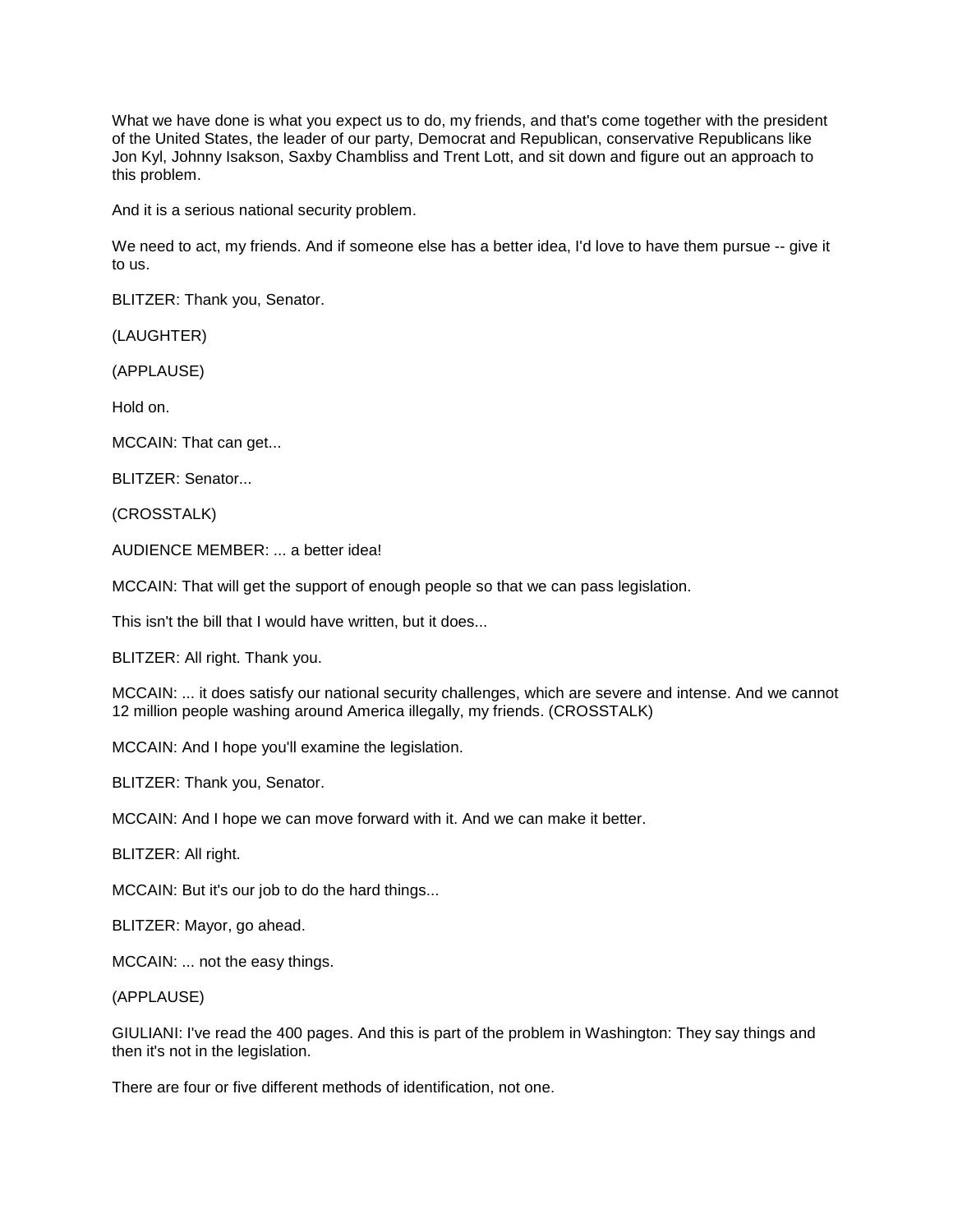What we have done is what you expect us to do, my friends, and that's come together with the president of the United States, the leader of our party, Democrat and Republican, conservative Republicans like Jon Kyl, Johnny Isakson, Saxby Chambliss and Trent Lott, and sit down and figure out an approach to this problem.

And it is a serious national security problem.

We need to act, my friends. And if someone else has a better idea, I'd love to have them pursue -- give it to us.

BLITZER: Thank you, Senator.

(LAUGHTER)

(APPLAUSE)

Hold on.

MCCAIN: That can get...

BLITZER: Senator...

(CROSSTALK)

AUDIENCE MEMBER: ... a better idea!

MCCAIN: That will get the support of enough people so that we can pass legislation.

This isn't the bill that I would have written, but it does...

BLITZER: All right. Thank you.

MCCAIN: ... it does satisfy our national security challenges, which are severe and intense. And we cannot 12 million people washing around America illegally, my friends. (CROSSTALK)

MCCAIN: And I hope you'll examine the legislation.

BLITZER: Thank you, Senator.

MCCAIN: And I hope we can move forward with it. And we can make it better.

BLITZER: All right.

MCCAIN: But it's our job to do the hard things...

BLITZER: Mayor, go ahead.

MCCAIN: ... not the easy things.

(APPLAUSE)

GIULIANI: I've read the 400 pages. And this is part of the problem in Washington: They say things and then it's not in the legislation.

There are four or five different methods of identification, not one.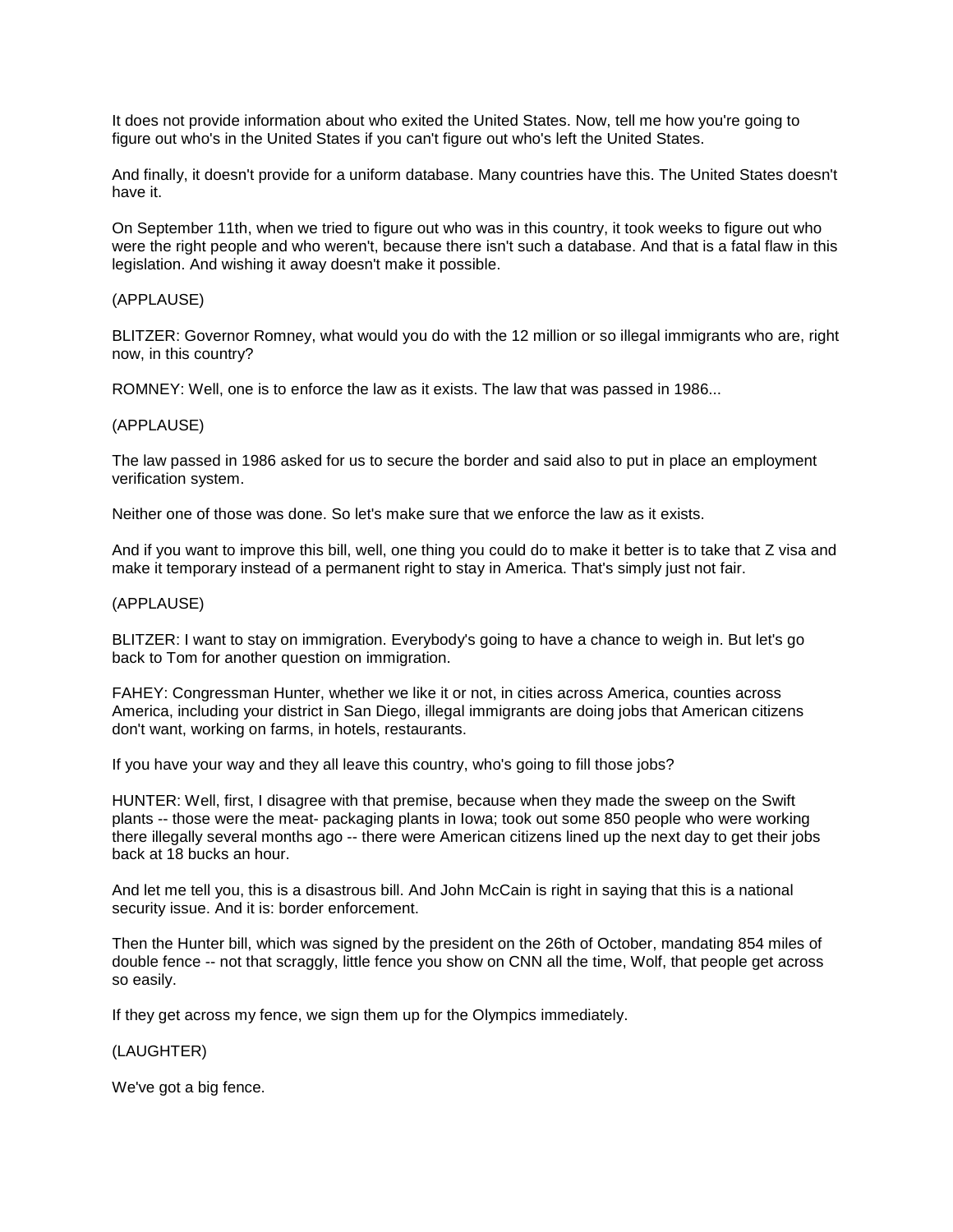It does not provide information about who exited the United States. Now, tell me how you're going to figure out who's in the United States if you can't figure out who's left the United States.

And finally, it doesn't provide for a uniform database. Many countries have this. The United States doesn't have it.

On September 11th, when we tried to figure out who was in this country, it took weeks to figure out who were the right people and who weren't, because there isn't such a database. And that is a fatal flaw in this legislation. And wishing it away doesn't make it possible.

(APPLAUSE)

BLITZER: Governor Romney, what would you do with the 12 million or so illegal immigrants who are, right now, in this country?

ROMNEY: Well, one is to enforce the law as it exists. The law that was passed in 1986...

(APPLAUSE)

The law passed in 1986 asked for us to secure the border and said also to put in place an employment verification system.

Neither one of those was done. So let's make sure that we enforce the law as it exists.

And if you want to improve this bill, well, one thing you could do to make it better is to take that Z visa and make it temporary instead of a permanent right to stay in America. That's simply just not fair.

(APPLAUSE)

BLITZER: I want to stay on immigration. Everybody's going to have a chance to weigh in. But let's go back to Tom for another question on immigration.

FAHEY: Congressman Hunter, whether we like it or not, in cities across America, counties across America, including your district in San Diego, illegal immigrants are doing jobs that American citizens don't want, working on farms, in hotels, restaurants.

If you have your way and they all leave this country, who's going to fill those jobs?

HUNTER: Well, first, I disagree with that premise, because when they made the sweep on the Swift plants -- those were the meat- packaging plants in Iowa; took out some 850 people who were working there illegally several months ago -- there were American citizens lined up the next day to get their jobs back at 18 bucks an hour.

And let me tell you, this is a disastrous bill. And John McCain is right in saying that this is a national security issue. And it is: border enforcement.

Then the Hunter bill, which was signed by the president on the 26th of October, mandating 854 miles of double fence -- not that scraggly, little fence you show on CNN all the time, Wolf, that people get across so easily.

If they get across my fence, we sign them up for the Olympics immediately.

(LAUGHTER)

We've got a big fence.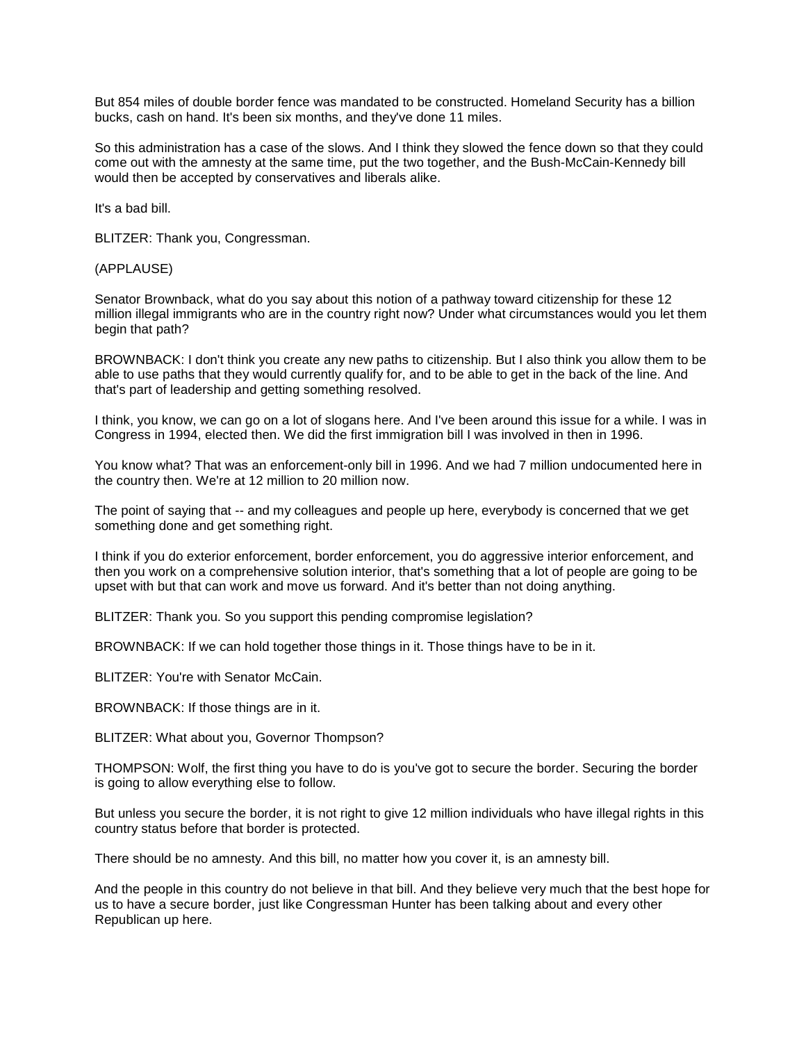But 854 miles of double border fence was mandated to be constructed. Homeland Security has a billion bucks, cash on hand. It's been six months, and they've done 11 miles.

So this administration has a case of the slows. And I think they slowed the fence down so that they could come out with the amnesty at the same time, put the two together, and the Bush-McCain-Kennedy bill would then be accepted by conservatives and liberals alike.

It's a bad bill.

BLITZER: Thank you, Congressman.

(APPLAUSE)

Senator Brownback, what do you say about this notion of a pathway toward citizenship for these 12 million illegal immigrants who are in the country right now? Under what circumstances would you let them begin that path?

BROWNBACK: I don't think you create any new paths to citizenship. But I also think you allow them to be able to use paths that they would currently qualify for, and to be able to get in the back of the line. And that's part of leadership and getting something resolved.

I think, you know, we can go on a lot of slogans here. And I've been around this issue for a while. I was in Congress in 1994, elected then. We did the first immigration bill I was involved in then in 1996.

You know what? That was an enforcement-only bill in 1996. And we had 7 million undocumented here in the country then. We're at 12 million to 20 million now.

The point of saying that -- and my colleagues and people up here, everybody is concerned that we get something done and get something right.

I think if you do exterior enforcement, border enforcement, you do aggressive interior enforcement, and then you work on a comprehensive solution interior, that's something that a lot of people are going to be upset with but that can work and move us forward. And it's better than not doing anything.

BLITZER: Thank you. So you support this pending compromise legislation?

BROWNBACK: If we can hold together those things in it. Those things have to be in it.

BLITZER: You're with Senator McCain.

BROWNBACK: If those things are in it.

BLITZER: What about you, Governor Thompson?

THOMPSON: Wolf, the first thing you have to do is you've got to secure the border. Securing the border is going to allow everything else to follow.

But unless you secure the border, it is not right to give 12 million individuals who have illegal rights in this country status before that border is protected.

There should be no amnesty. And this bill, no matter how you cover it, is an amnesty bill.

And the people in this country do not believe in that bill. And they believe very much that the best hope for us to have a secure border, just like Congressman Hunter has been talking about and every other Republican up here.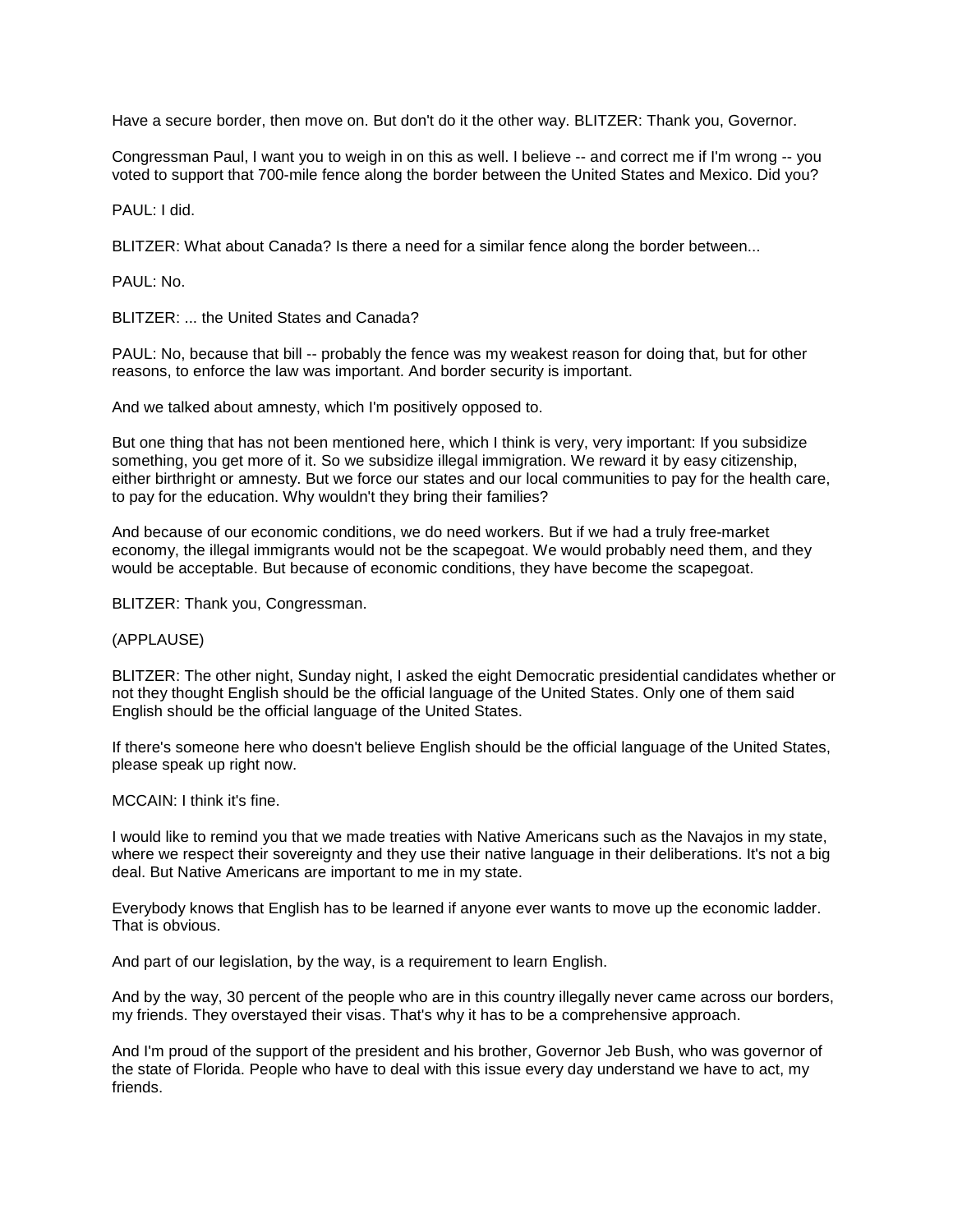Have a secure border, then move on. But don't do it the other way. BLITZER: Thank you, Governor.

Congressman Paul, I want you to weigh in on this as well. I believe -- and correct me if I'm wrong -- you voted to support that 700-mile fence along the border between the United States and Mexico. Did you?

PAUL: I did.

BLITZER: What about Canada? Is there a need for a similar fence along the border between...

PAUL: No.

BLITZER: ... the United States and Canada?

PAUL: No, because that bill -- probably the fence was my weakest reason for doing that, but for other reasons, to enforce the law was important. And border security is important.

And we talked about amnesty, which I'm positively opposed to.

But one thing that has not been mentioned here, which I think is very, very important: If you subsidize something, you get more of it. So we subsidize illegal immigration. We reward it by easy citizenship, either birthright or amnesty. But we force our states and our local communities to pay for the health care, to pay for the education. Why wouldn't they bring their families?

And because of our economic conditions, we do need workers. But if we had a truly free-market economy, the illegal immigrants would not be the scapegoat. We would probably need them, and they would be acceptable. But because of economic conditions, they have become the scapegoat.

BLITZER: Thank you, Congressman.

(APPLAUSE)

BLITZER: The other night, Sunday night, I asked the eight Democratic presidential candidates whether or not they thought English should be the official language of the United States. Only one of them said English should be the official language of the United States.

If there's someone here who doesn't believe English should be the official language of the United States, please speak up right now.

MCCAIN: I think it's fine.

I would like to remind you that we made treaties with Native Americans such as the Navajos in my state, where we respect their sovereignty and they use their native language in their deliberations. It's not a big deal. But Native Americans are important to me in my state.

Everybody knows that English has to be learned if anyone ever wants to move up the economic ladder. That is obvious.

And part of our legislation, by the way, is a requirement to learn English.

And by the way, 30 percent of the people who are in this country illegally never came across our borders, my friends. They overstayed their visas. That's why it has to be a comprehensive approach.

And I'm proud of the support of the president and his brother, Governor Jeb Bush, who was governor of the state of Florida. People who have to deal with this issue every day understand we have to act, my friends.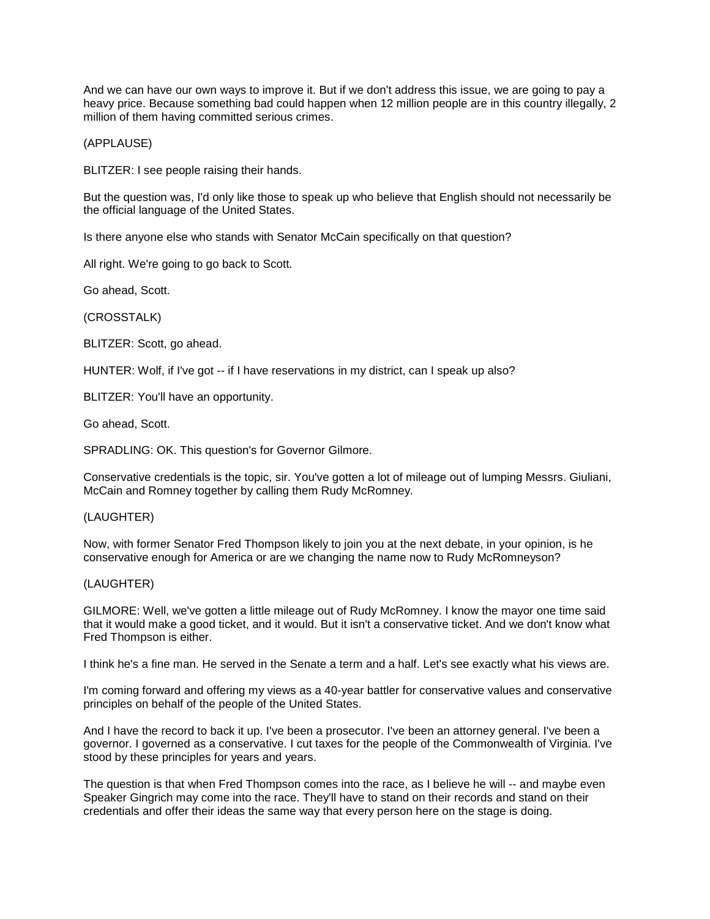And we can have our own ways to improve it. But if we don't address this issue, we are going to pay a heavy price. Because something bad could happen when 12 million people are in this country illegally, 2 million of them having committed serious crimes.

(APPLAUSE)

BLITZER: I see people raising their hands.

But the question was, I'd only like those to speak up who believe that English should not necessarily be the official language of the United States.

Is there anyone else who stands with Senator McCain specifically on that question?

All right. We're going to go back to Scott.

Go ahead, Scott.

(CROSSTALK)

BLITZER: Scott, go ahead.

HUNTER: Wolf, if I've got -- if I have reservations in my district, can I speak up also?

BLITZER: You'll have an opportunity.

Go ahead, Scott.

SPRADLING: OK. This question's for Governor Gilmore.

Conservative credentials is the topic, sir. You've gotten a lot of mileage out of lumping Messrs. Giuliani, McCain and Romney together by calling them Rudy McRomney.

(LAUGHTER)

Now, with former Senator Fred Thompson likely to join you at the next debate, in your opinion, is he conservative enough for America or are we changing the name now to Rudy McRomneyson?

(LAUGHTER)

GILMORE: Well, we've gotten a little mileage out of Rudy McRomney. I know the mayor one time said that it would make a good ticket, and it would. But it isn't a conservative ticket. And we don't know what Fred Thompson is either.

I think he's a fine man. He served in the Senate a term and a half. Let's see exactly what his views are.

I'm coming forward and offering my views as a 40-year battler for conservative values and conservative principles on behalf of the people of the United States.

And I have the record to back it up. I've been a prosecutor. I've been an attorney general. I've been a governor. I governed as a conservative. I cut taxes for the people of the Commonwealth of Virginia. I've stood by these principles for years and years.

The question is that when Fred Thompson comes into the race, as I believe he will -- and maybe even Speaker Gingrich may come into the race. They'll have to stand on their records and stand on their credentials and offer their ideas the same way that every person here on the stage is doing.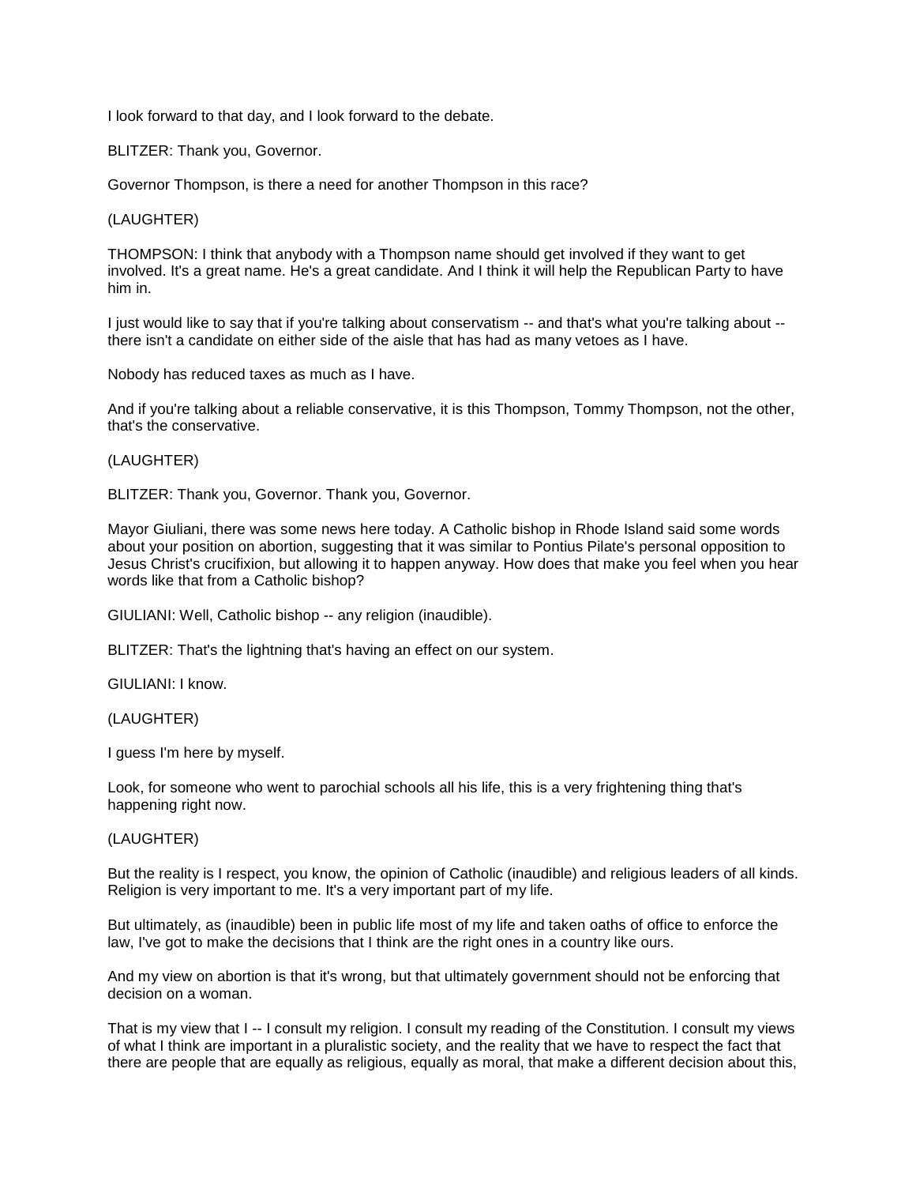I look forward to that day, and I look forward to the debate.

BLITZER: Thank you, Governor.

Governor Thompson, is there a need for another Thompson in this race?

(LAUGHTER)

THOMPSON: I think that anybody with a Thompson name should get involved if they want to get involved. It's a great name. He's a great candidate. And I think it will help the Republican Party to have him in.

I just would like to say that if you're talking about conservatism -- and that's what you're talking about -- there isn't a candidate on either side of the aisle that has had as many vetoes as I have.

Nobody has reduced taxes as much as I have.

And if you're talking about a reliable conservative, it is this Thompson, Tommy Thompson, not the other, that's the conservative.

(LAUGHTER)

BLITZER: Thank you, Governor. Thank you, Governor.

Mayor Giuliani, there was some news here today. A Catholic bishop in Rhode Island said some words about your position on abortion, suggesting that it was similar to Pontius Pilate's personal opposition to Jesus Christ's crucifixion, but allowing it to happen anyway. How does that make you feel when you hear words like that from a Catholic bishop?

GIULIANI: Well, Catholic bishop -- any religion (inaudible).

BLITZER: That's the lightning that's having an effect on our system.

GIULIANI: I know.

(LAUGHTER)

I guess I'm here by myself.

Look, for someone who went to parochial schools all his life, this is a very frightening thing that's happening right now.

(LAUGHTER)

But the reality is I respect, you know, the opinion of Catholic (inaudible) and religious leaders of all kinds. Religion is very important to me. It's a very important part of my life.

But ultimately, as (inaudible) been in public life most of my life and taken oaths of office to enforce the law, I've got to make the decisions that I think are the right ones in a country like ours.

And my view on abortion is that it's wrong, but that ultimately government should not be enforcing that decision on a woman.

That is my view that I -- I consult my religion. I consult my reading of the Constitution. I consult my views of what I think are important in a pluralistic society, and the reality that we have to respect the fact that there are people that are equally as religious, equally as moral, that make a different decision about this,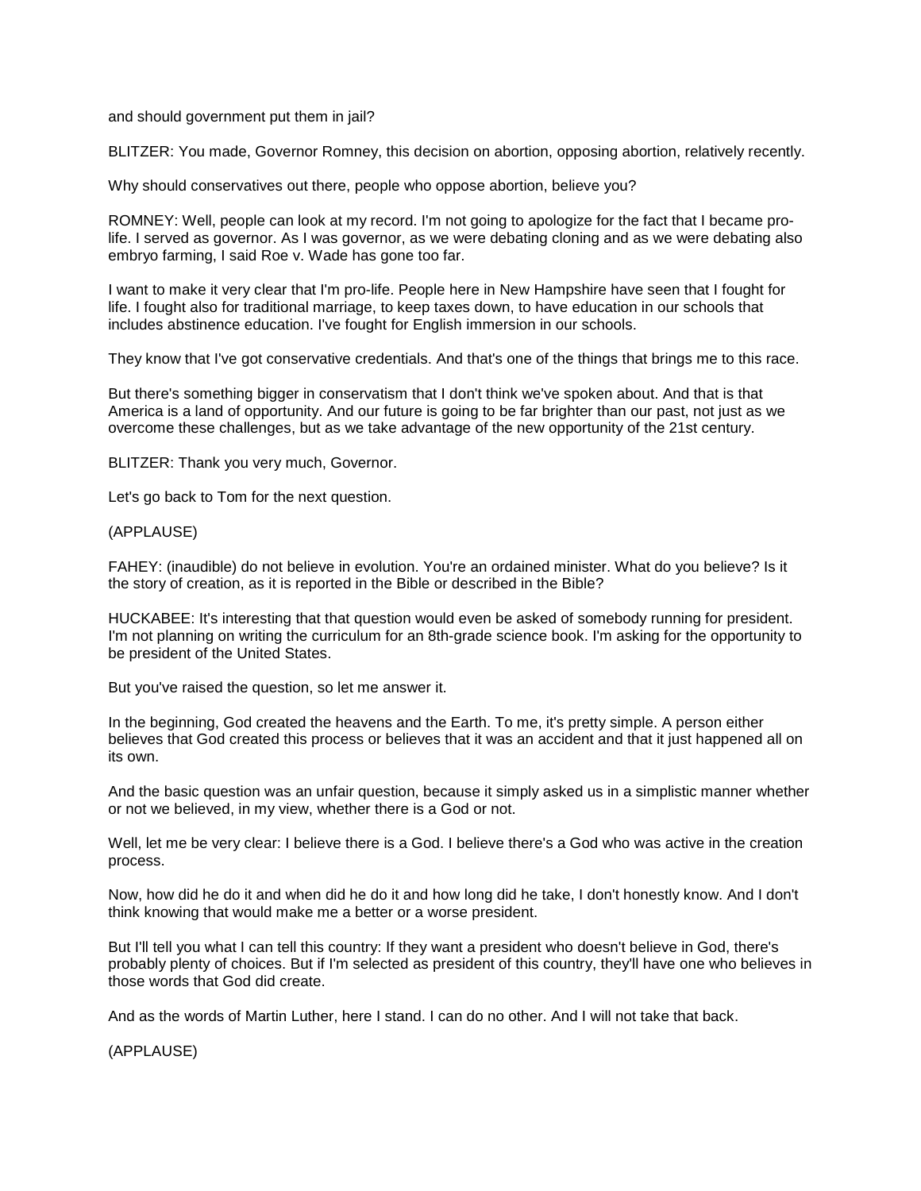and should government put them in jail?

BLITZER: You made, Governor Romney, this decision on abortion, opposing abortion, relatively recently.

Why should conservatives out there, people who oppose abortion, believe you?

ROMNEY: Well, people can look at my record. I'm not going to apologize for the fact that I became pro-life. I served as governor. As I was governor, as we were debating cloning and as we were debating also embryo farming, I said Roe v. Wade has gone too far.

I want to make it very clear that I'm pro-life. People here in New Hampshire have seen that I fought for life. I fought also for traditional marriage, to keep taxes down, to have education in our schools that includes abstinence education. I've fought for English immersion in our schools.

They know that I've got conservative credentials. And that's one of the things that brings me to this race.

But there's something bigger in conservatism that I don't think we've spoken about. And that is that America is a land of opportunity. And our future is going to be far brighter than our past, not just as we overcome these challenges, but as we take advantage of the new opportunity of the 21st century.

BLITZER: Thank you very much, Governor.

Let's go back to Tom for the next question.

(APPLAUSE)

FAHEY: (inaudible) do not believe in evolution. You're an ordained minister. What do you believe? Is it the story of creation, as it is reported in the Bible or described in the Bible?

HUCKABEE: It's interesting that that question would even be asked of somebody running for president. I'm not planning on writing the curriculum for an 8th-grade science book. I'm asking for the opportunity to be president of the United States.

But you've raised the question, so let me answer it.

In the beginning, God created the heavens and the Earth. To me, it's pretty simple. A person either believes that God created this process or believes that it was an accident and that it just happened all on its own.

And the basic question was an unfair question, because it simply asked us in a simplistic manner whether or not we believed, in my view, whether there is a God or not.

Well, let me be very clear: I believe there is a God. I believe there's a God who was active in the creation process.

Now, how did he do it and when did he do it and how long did he take, I don't honestly know. And I don't think knowing that would make me a better or a worse president.

But I'll tell you what I can tell this country: If they want a president who doesn't believe in God, there's probably plenty of choices. But if I'm selected as president of this country, they'll have one who believes in those words that God did create.

And as the words of Martin Luther, here I stand. I can do no other. And I will not take that back.

(APPLAUSE)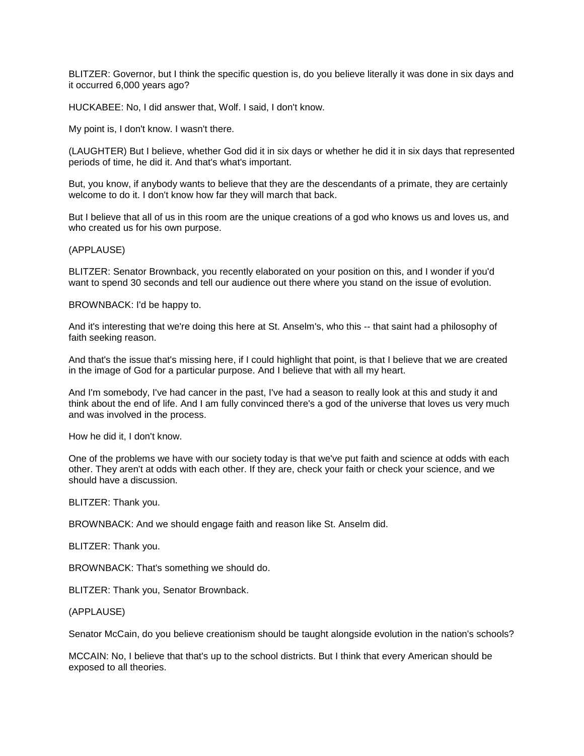BLITZER: Governor, but I think the specific question is, do you believe literally it was done in six days and it occurred 6,000 years ago?

HUCKABEE: No, I did answer that, Wolf. I said, I don't know.

My point is, I don't know. I wasn't there.

(LAUGHTER) But I believe, whether God did it in six days or whether he did it in six days that represented periods of time, he did it. And that's what's important.

But, you know, if anybody wants to believe that they are the descendants of a primate, they are certainly welcome to do it. I don't know how far they will march that back.

But I believe that all of us in this room are the unique creations of a god who knows us and loves us, and who created us for his own purpose.

(APPLAUSE)

BLITZER: Senator Brownback, you recently elaborated on your position on this, and I wonder if you'd want to spend 30 seconds and tell our audience out there where you stand on the issue of evolution.

BROWNBACK: I'd be happy to.

And it's interesting that we're doing this here at St. Anselm's, who this -- that saint had a philosophy of faith seeking reason.

And that's the issue that's missing here, if I could highlight that point, is that I believe that we are created in the image of God for a particular purpose. And I believe that with all my heart.

And I'm somebody, I've had cancer in the past, I've had a season to really look at this and study it and think about the end of life. And I am fully convinced there's a god of the universe that loves us very much and was involved in the process.

How he did it, I don't know.

One of the problems we have with our society today is that we've put faith and science at odds with each other. They aren't at odds with each other. If they are, check your faith or check your science, and we should have a discussion.

BLITZER: Thank you.

BROWNBACK: And we should engage faith and reason like St. Anselm did.

BLITZER: Thank you.

BROWNBACK: That's something we should do.

BLITZER: Thank you, Senator Brownback.

(APPLAUSE)

Senator McCain, do you believe creationism should be taught alongside evolution in the nation's schools?

MCCAIN: No, I believe that that's up to the school districts. But I think that every American should be exposed to all theories.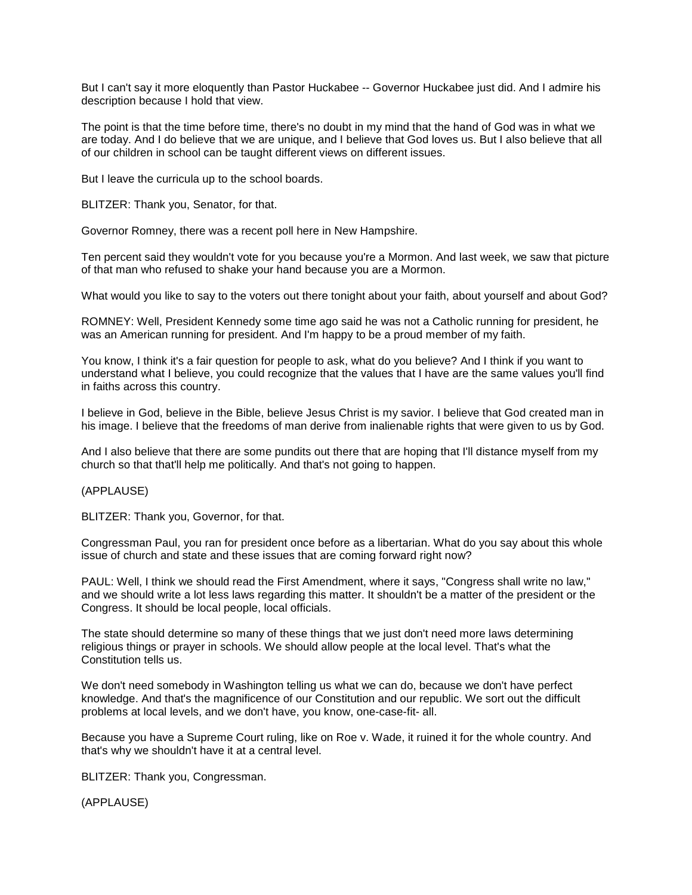But I can't say it more eloquently than Pastor Huckabee -- Governor Huckabee just did. And I admire his description because I hold that view.

The point is that the time before time, there's no doubt in my mind that the hand of God was in what we are today. And I do believe that we are unique, and I believe that God loves us. But I also believe that all of our children in school can be taught different views on different issues.

But I leave the curricula up to the school boards.

BLITZER: Thank you, Senator, for that.

Governor Romney, there was a recent poll here in New Hampshire.

Ten percent said they wouldn't vote for you because you're a Mormon. And last week, we saw that picture of that man who refused to shake your hand because you are a Mormon.

What would you like to say to the voters out there tonight about your faith, about yourself and about God?

ROMNEY: Well, President Kennedy some time ago said he was not a Catholic running for president, he was an American running for president. And I'm happy to be a proud member of my faith.

You know, I think it's a fair question for people to ask, what do you believe? And I think if you want to understand what I believe, you could recognize that the values that I have are the same values you'll find in faiths across this country.

I believe in God, believe in the Bible, believe Jesus Christ is my savior. I believe that God created man in his image. I believe that the freedoms of man derive from inalienable rights that were given to us by God.

And I also believe that there are some pundits out there that are hoping that I'll distance myself from my church so that that'll help me politically. And that's not going to happen.

(APPLAUSE)

BLITZER: Thank you, Governor, for that.

Congressman Paul, you ran for president once before as a libertarian. What do you say about this whole issue of church and state and these issues that are coming forward right now?

PAUL: Well, I think we should read the First Amendment, where it says, "Congress shall write no law," and we should write a lot less laws regarding this matter. It shouldn't be a matter of the president or the Congress. It should be local people, local officials.

The state should determine so many of these things that we just don't need more laws determining religious things or prayer in schools. We should allow people at the local level. That's what the Constitution tells us.

We don't need somebody in Washington telling us what we can do, because we don't have perfect knowledge. And that's the magnificence of our Constitution and our republic. We sort out the difficult problems at local levels, and we don't have, you know, one-case-fit- all.

Because you have a Supreme Court ruling, like on Roe v. Wade, it ruined it for the whole country. And that's why we shouldn't have it at a central level.

BLITZER: Thank you, Congressman.

(APPLAUSE)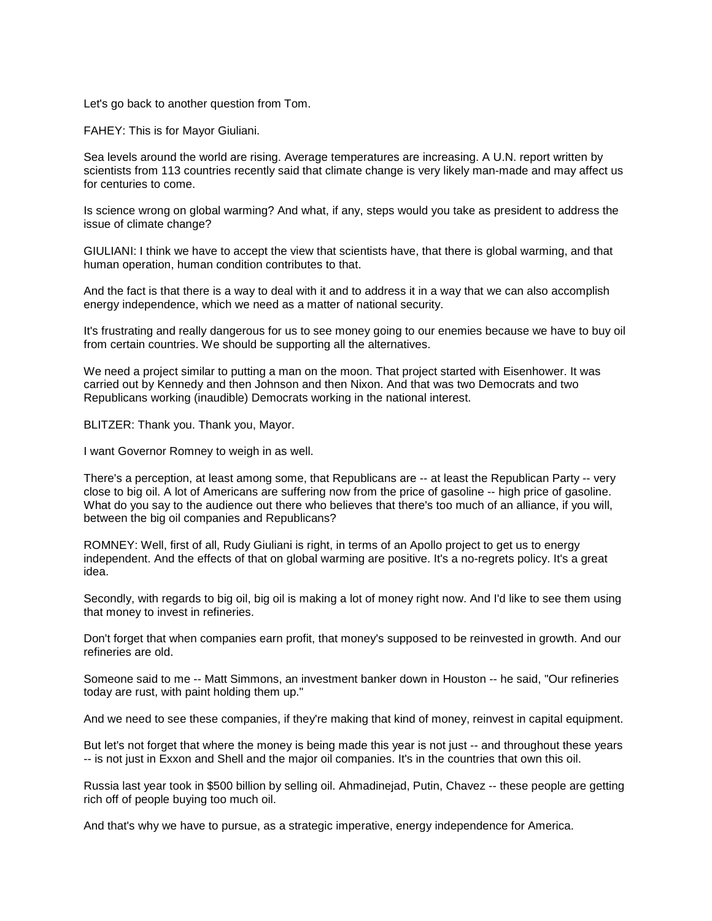Let's go back to another question from Tom.

FAHEY: This is for Mayor Giuliani.

Sea levels around the world are rising. Average temperatures are increasing. A U.N. report written by scientists from 113 countries recently said that climate change is very likely man-made and may affect us for centuries to come.

Is science wrong on global warming? And what, if any, steps would you take as president to address the issue of climate change?

GIULIANI: I think we have to accept the view that scientists have, that there is global warming, and that human operation, human condition contributes to that.

And the fact is that there is a way to deal with it and to address it in a way that we can also accomplish energy independence, which we need as a matter of national security.

It's frustrating and really dangerous for us to see money going to our enemies because we have to buy oil from certain countries. We should be supporting all the alternatives.

We need a project similar to putting a man on the moon. That project started with Eisenhower. It was carried out by Kennedy and then Johnson and then Nixon. And that was two Democrats and two Republicans working (inaudible) Democrats working in the national interest.

BLITZER: Thank you. Thank you, Mayor.

I want Governor Romney to weigh in as well.

There's a perception, at least among some, that Republicans are -- at least the Republican Party -- very close to big oil. A lot of Americans are suffering now from the price of gasoline -- high price of gasoline. What do you say to the audience out there who believes that there's too much of an alliance, if you will, between the big oil companies and Republicans?

ROMNEY: Well, first of all, Rudy Giuliani is right, in terms of an Apollo project to get us to energy independent. And the effects of that on global warming are positive. It's a no-regrets policy. It's a great idea.

Secondly, with regards to big oil, big oil is making a lot of money right now. And I'd like to see them using that money to invest in refineries.

Don't forget that when companies earn profit, that money's supposed to be reinvested in growth. And our refineries are old.

Someone said to me -- Matt Simmons, an investment banker down in Houston -- he said, "Our refineries today are rust, with paint holding them up."

And we need to see these companies, if they're making that kind of money, reinvest in capital equipment.

But let's not forget that where the money is being made this year is not just -- and throughout these years -- is not just in Exxon and Shell and the major oil companies. It's in the countries that own this oil.

Russia last year took in $500 billion by selling oil. Ahmadinejad, Putin, Chavez -- these people are getting rich off of people buying too much oil.

And that's why we have to pursue, as a strategic imperative, energy independence for America.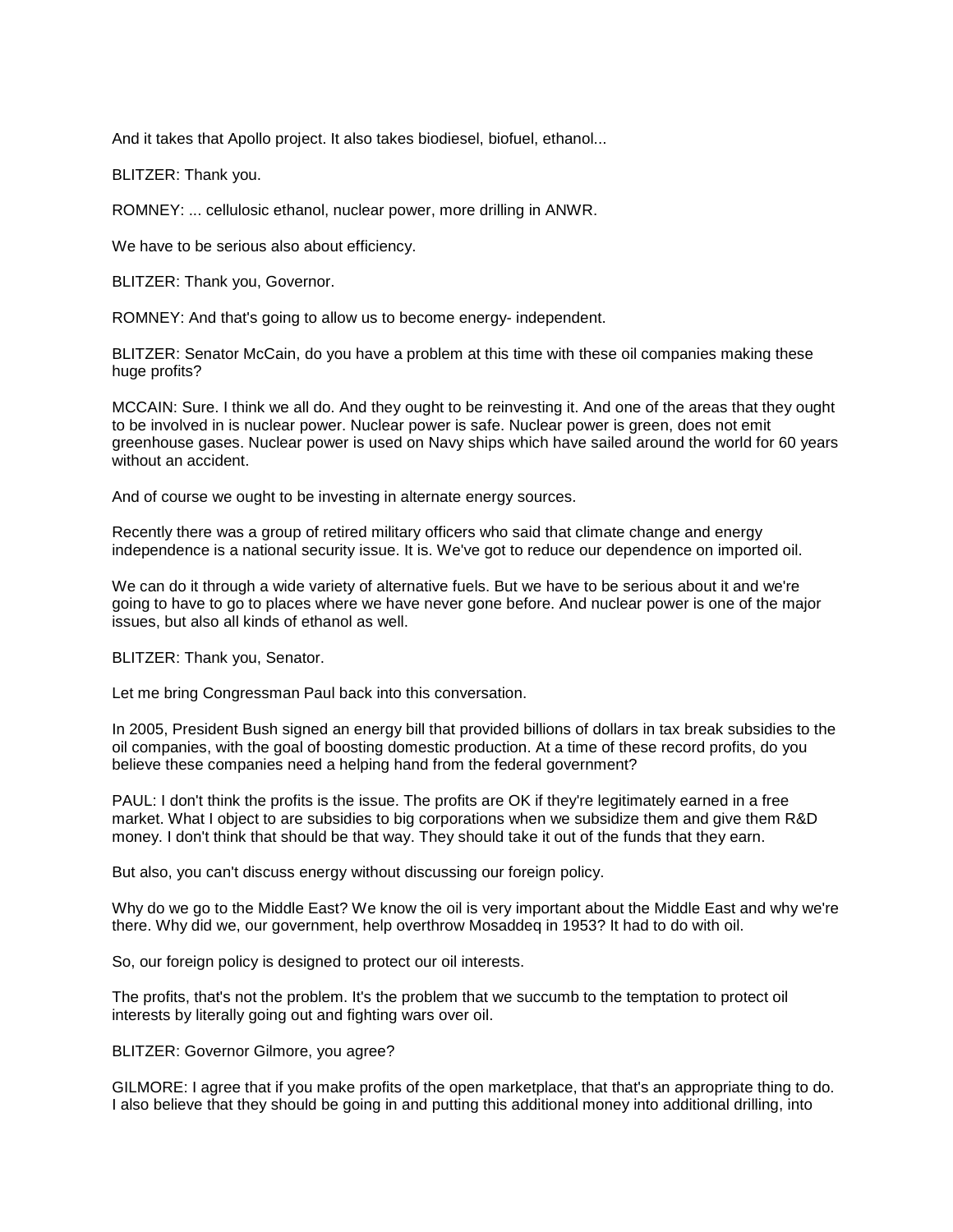And it takes that Apollo project. It also takes biodiesel, biofuel, ethanol...

BLITZER: Thank you.

ROMNEY: ... cellulosic ethanol, nuclear power, more drilling in ANWR.

We have to be serious also about efficiency.

BLITZER: Thank you, Governor.

ROMNEY: And that's going to allow us to become energy- independent.

BLITZER: Senator McCain, do you have a problem at this time with these oil companies making these huge profits?

MCCAIN: Sure. I think we all do. And they ought to be reinvesting it. And one of the areas that they ought to be involved in is nuclear power. Nuclear power is safe. Nuclear power is green, does not emit greenhouse gases. Nuclear power is used on Navy ships which have sailed around the world for 60 years without an accident.

And of course we ought to be investing in alternate energy sources.

Recently there was a group of retired military officers who said that climate change and energy independence is a national security issue. It is. We've got to reduce our dependence on imported oil.

We can do it through a wide variety of alternative fuels. But we have to be serious about it and we're going to have to go to places where we have never gone before. And nuclear power is one of the major issues, but also all kinds of ethanol as well.

BLITZER: Thank you, Senator.

Let me bring Congressman Paul back into this conversation.

In 2005, President Bush signed an energy bill that provided billions of dollars in tax break subsidies to the oil companies, with the goal of boosting domestic production. At a time of these record profits, do you believe these companies need a helping hand from the federal government?

PAUL: I don't think the profits is the issue. The profits are OK if they're legitimately earned in a free market. What I object to are subsidies to big corporations when we subsidize them and give them R&D money. I don't think that should be that way. They should take it out of the funds that they earn.

But also, you can't discuss energy without discussing our foreign policy.

Why do we go to the Middle East? We know the oil is very important about the Middle East and why we're there. Why did we, our government, help overthrow Mosaddeq in 1953? It had to do with oil.

So, our foreign policy is designed to protect our oil interests.

The profits, that's not the problem. It's the problem that we succumb to the temptation to protect oil interests by literally going out and fighting wars over oil.

BLITZER: Governor Gilmore, you agree?

GILMORE: I agree that if you make profits of the open marketplace, that that's an appropriate thing to do. I also believe that they should be going in and putting this additional money into additional drilling, into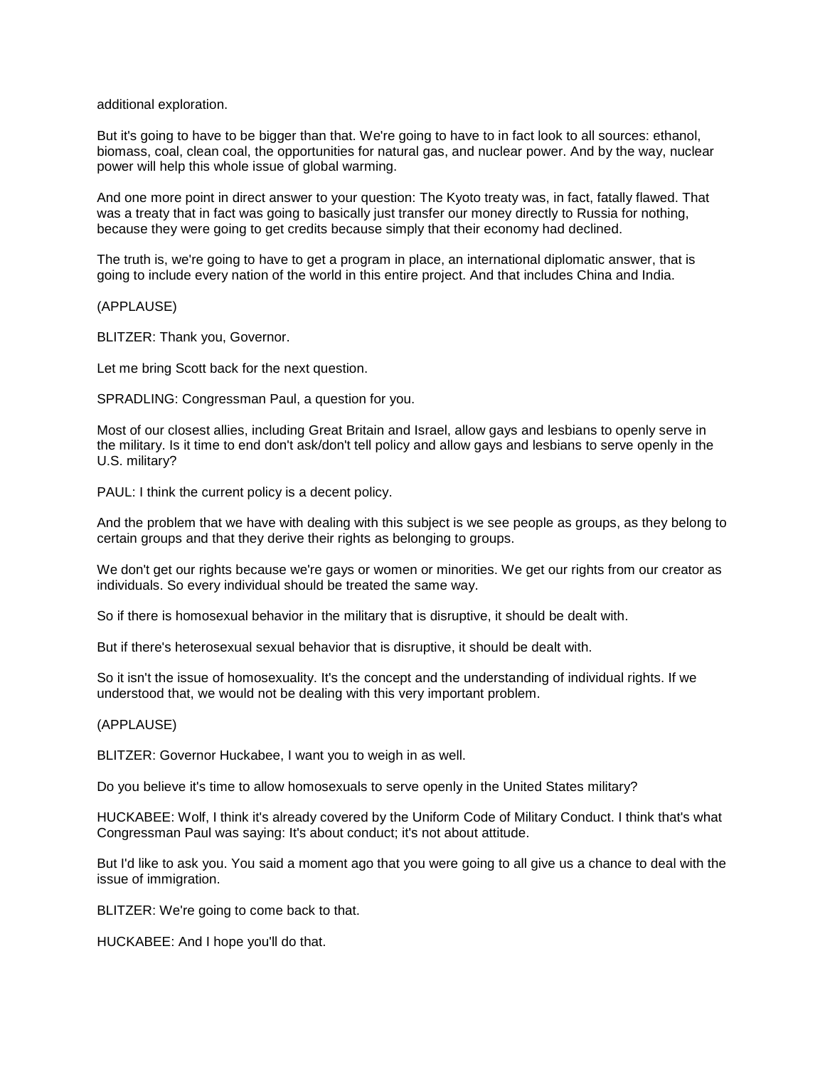additional exploration.

But it's going to have to be bigger than that. We're going to have to in fact look to all sources: ethanol, biomass, coal, clean coal, the opportunities for natural gas, and nuclear power. And by the way, nuclear power will help this whole issue of global warming.

And one more point in direct answer to your question: The Kyoto treaty was, in fact, fatally flawed. That was a treaty that in fact was going to basically just transfer our money directly to Russia for nothing, because they were going to get credits because simply that their economy had declined.

The truth is, we're going to have to get a program in place, an international diplomatic answer, that is going to include every nation of the world in this entire project. And that includes China and India.

(APPLAUSE)

BLITZER: Thank you, Governor.

Let me bring Scott back for the next question.

SPRADLING: Congressman Paul, a question for you.

Most of our closest allies, including Great Britain and Israel, allow gays and lesbians to openly serve in the military. Is it time to end don't ask/don't tell policy and allow gays and lesbians to serve openly in the U.S. military?

PAUL: I think the current policy is a decent policy.

And the problem that we have with dealing with this subject is we see people as groups, as they belong to certain groups and that they derive their rights as belonging to groups.

We don't get our rights because we're gays or women or minorities. We get our rights from our creator as individuals. So every individual should be treated the same way.

So if there is homosexual behavior in the military that is disruptive, it should be dealt with.

But if there's heterosexual sexual behavior that is disruptive, it should be dealt with.

So it isn't the issue of homosexuality. It's the concept and the understanding of individual rights. If we understood that, we would not be dealing with this very important problem.

(APPLAUSE)

BLITZER: Governor Huckabee, I want you to weigh in as well.

Do you believe it's time to allow homosexuals to serve openly in the United States military?

HUCKABEE: Wolf, I think it's already covered by the Uniform Code of Military Conduct. I think that's what Congressman Paul was saying: It's about conduct; it's not about attitude.

But I'd like to ask you. You said a moment ago that you were going to all give us a chance to deal with the issue of immigration.

BLITZER: We're going to come back to that.

HUCKABEE: And I hope you'll do that.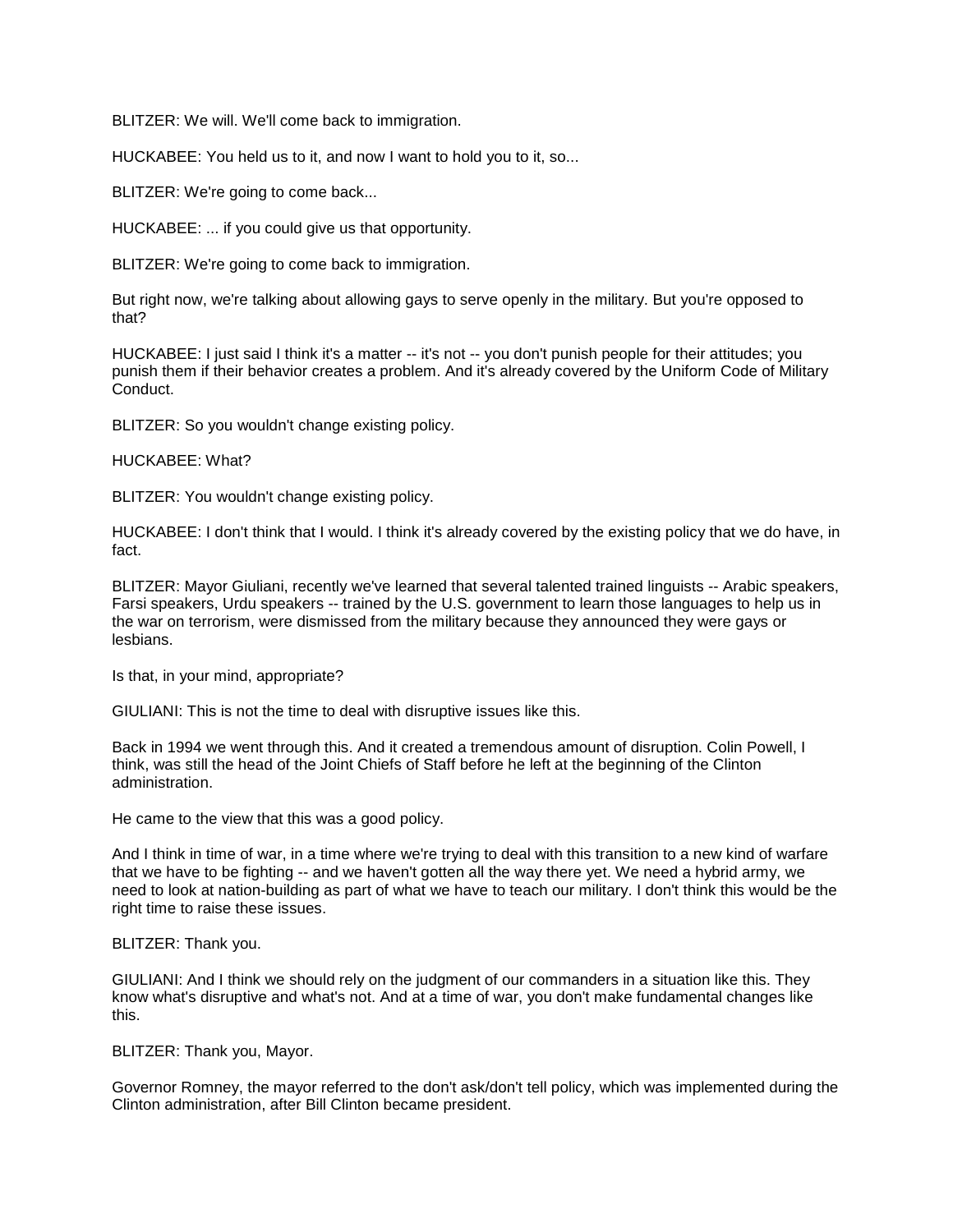BLITZER: We will. We'll come back to immigration.

HUCKABEE: You held us to it, and now I want to hold you to it, so...

BLITZER: We're going to come back...

HUCKABEE: ... if you could give us that opportunity.

BLITZER: We're going to come back to immigration.

But right now, we're talking about allowing gays to serve openly in the military. But you're opposed to that?

HUCKABEE: I just said I think it's a matter -- it's not -- you don't punish people for their attitudes; you punish them if their behavior creates a problem. And it's already covered by the Uniform Code of Military Conduct.

BLITZER: So you wouldn't change existing policy.

HUCKABEE: What?

BLITZER: You wouldn't change existing policy.

HUCKABEE: I don't think that I would. I think it's already covered by the existing policy that we do have, in fact.

BLITZER: Mayor Giuliani, recently we've learned that several talented trained linguists -- Arabic speakers, Farsi speakers, Urdu speakers -- trained by the U.S. government to learn those languages to help us in the war on terrorism, were dismissed from the military because they announced they were gays or lesbians.

Is that, in your mind, appropriate?

GIULIANI: This is not the time to deal with disruptive issues like this.

Back in 1994 we went through this. And it created a tremendous amount of disruption. Colin Powell, I think, was still the head of the Joint Chiefs of Staff before he left at the beginning of the Clinton administration.

He came to the view that this was a good policy.

And I think in time of war, in a time where we're trying to deal with this transition to a new kind of warfare that we have to be fighting -- and we haven't gotten all the way there yet. We need a hybrid army, we need to look at nation-building as part of what we have to teach our military. I don't think this would be the right time to raise these issues.

BLITZER: Thank you.

GIULIANI: And I think we should rely on the judgment of our commanders in a situation like this. They know what's disruptive and what's not. And at a time of war, you don't make fundamental changes like this.

BLITZER: Thank you, Mayor.

Governor Romney, the mayor referred to the don't ask/don't tell policy, which was implemented during the Clinton administration, after Bill Clinton became president.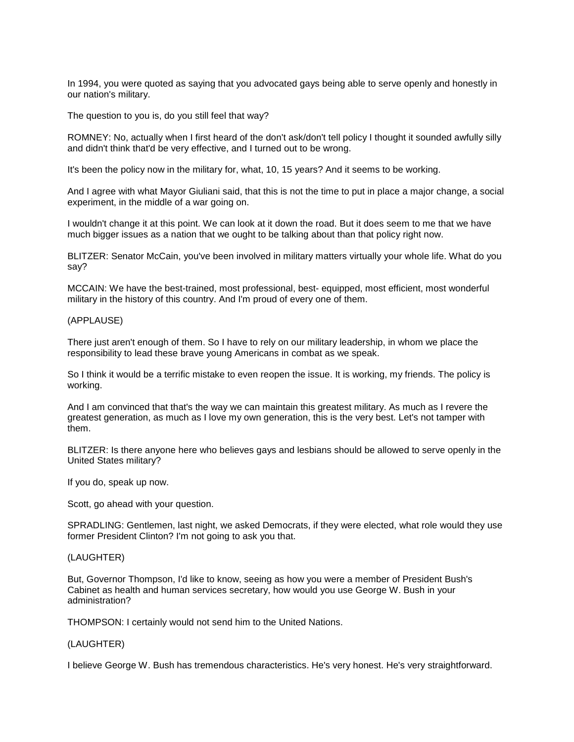In 1994, you were quoted as saying that you advocated gays being able to serve openly and honestly in our nation's military.

The question to you is, do you still feel that way?

ROMNEY: No, actually when I first heard of the don't ask/don't tell policy I thought it sounded awfully silly and didn't think that'd be very effective, and I turned out to be wrong.

It's been the policy now in the military for, what, 10, 15 years? And it seems to be working.

And I agree with what Mayor Giuliani said, that this is not the time to put in place a major change, a social experiment, in the middle of a war going on.

I wouldn't change it at this point. We can look at it down the road. But it does seem to me that we have much bigger issues as a nation that we ought to be talking about than that policy right now.

BLITZER: Senator McCain, you've been involved in military matters virtually your whole life. What do you say?

MCCAIN: We have the best-trained, most professional, best- equipped, most efficient, most wonderful military in the history of this country. And I'm proud of every one of them.

(APPLAUSE)

There just aren't enough of them. So I have to rely on our military leadership, in whom we place the responsibility to lead these brave young Americans in combat as we speak.

So I think it would be a terrific mistake to even reopen the issue. It is working, my friends. The policy is working.

And I am convinced that that's the way we can maintain this greatest military. As much as I revere the greatest generation, as much as I love my own generation, this is the very best. Let's not tamper with them.

BLITZER: Is there anyone here who believes gays and lesbians should be allowed to serve openly in the United States military?

If you do, speak up now.

Scott, go ahead with your question.

SPRADLING: Gentlemen, last night, we asked Democrats, if they were elected, what role would they use former President Clinton? I'm not going to ask you that.

(LAUGHTER)

But, Governor Thompson, I'd like to know, seeing as how you were a member of President Bush's Cabinet as health and human services secretary, how would you use George W. Bush in your administration?

THOMPSON: I certainly would not send him to the United Nations.

(LAUGHTER)

I believe George W. Bush has tremendous characteristics. He's very honest. He's very straightforward.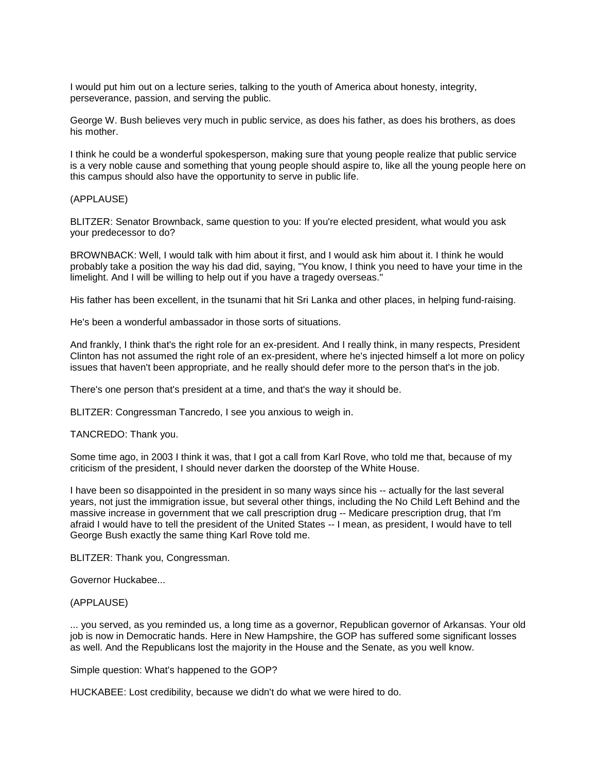I would put him out on a lecture series, talking to the youth of America about honesty, integrity, perseverance, passion, and serving the public.

George W. Bush believes very much in public service, as does his father, as does his brothers, as does his mother.

I think he could be a wonderful spokesperson, making sure that young people realize that public service is a very noble cause and something that young people should aspire to, like all the young people here on this campus should also have the opportunity to serve in public life.

(APPLAUSE)

BLITZER: Senator Brownback, same question to you: If you're elected president, what would you ask your predecessor to do?

BROWNBACK: Well, I would talk with him about it first, and I would ask him about it. I think he would probably take a position the way his dad did, saying, "You know, I think you need to have your time in the limelight. And I will be willing to help out if you have a tragedy overseas."

His father has been excellent, in the tsunami that hit Sri Lanka and other places, in helping fund-raising.

He's been a wonderful ambassador in those sorts of situations.

And frankly, I think that's the right role for an ex-president. And I really think, in many respects, President Clinton has not assumed the right role of an ex-president, where he's injected himself a lot more on policy issues that haven't been appropriate, and he really should defer more to the person that's in the job.

There's one person that's president at a time, and that's the way it should be.

BLITZER: Congressman Tancredo, I see you anxious to weigh in.

TANCREDO: Thank you.

Some time ago, in 2003 I think it was, that I got a call from Karl Rove, who told me that, because of my criticism of the president, I should never darken the doorstep of the White House.

I have been so disappointed in the president in so many ways since his -- actually for the last several years, not just the immigration issue, but several other things, including the No Child Left Behind and the massive increase in government that we call prescription drug -- Medicare prescription drug, that I'm afraid I would have to tell the president of the United States -- I mean, as president, I would have to tell George Bush exactly the same thing Karl Rove told me.

BLITZER: Thank you, Congressman.

Governor Huckabee...

(APPLAUSE)

... you served, as you reminded us, a long time as a governor, Republican governor of Arkansas. Your old job is now in Democratic hands. Here in New Hampshire, the GOP has suffered some significant losses as well. And the Republicans lost the majority in the House and the Senate, as you well know.

Simple question: What's happened to the GOP?

HUCKABEE: Lost credibility, because we didn't do what we were hired to do.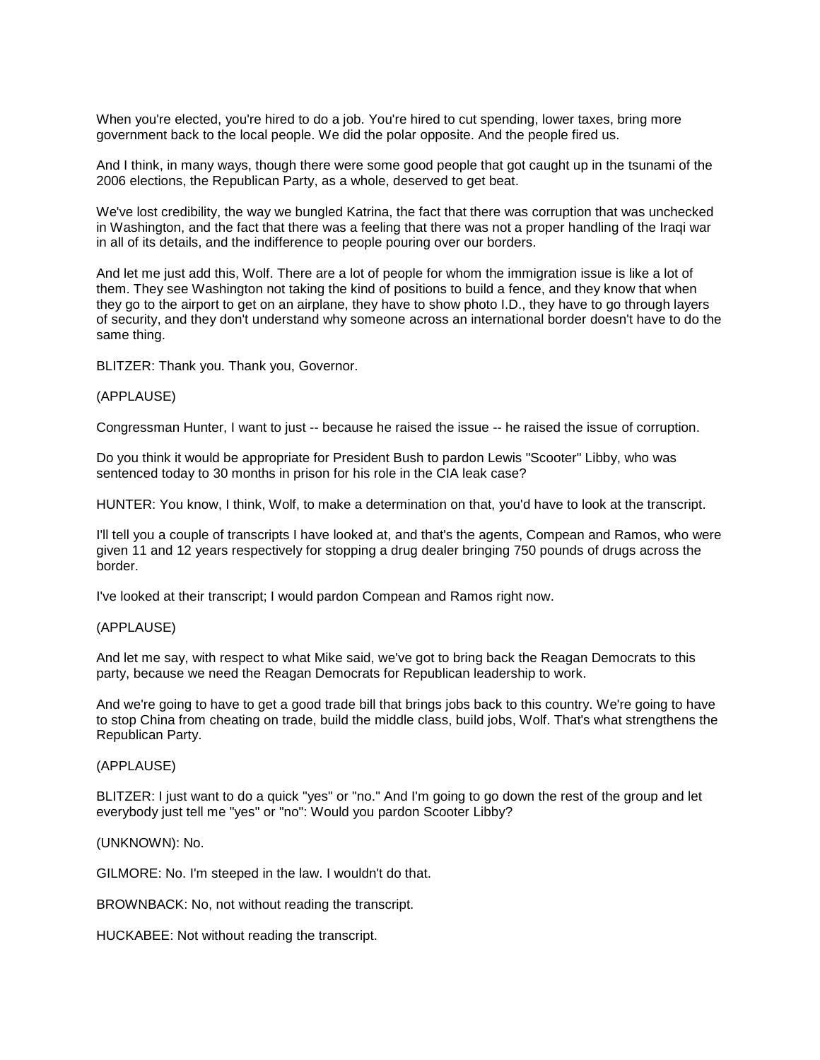When you're elected, you're hired to do a job. You're hired to cut spending, lower taxes, bring more government back to the local people. We did the polar opposite. And the people fired us.

And I think, in many ways, though there were some good people that got caught up in the tsunami of the 2006 elections, the Republican Party, as a whole, deserved to get beat.

We've lost credibility, the way we bungled Katrina, the fact that there was corruption that was unchecked in Washington, and the fact that there was a feeling that there was not a proper handling of the Iraqi war in all of its details, and the indifference to people pouring over our borders.

And let me just add this, Wolf. There are a lot of people for whom the immigration issue is like a lot of them. They see Washington not taking the kind of positions to build a fence, and they know that when they go to the airport to get on an airplane, they have to show photo I.D., they have to go through layers of security, and they don't understand why someone across an international border doesn't have to do the same thing.

BLITZER: Thank you. Thank you, Governor.

(APPLAUSE)

Congressman Hunter, I want to just -- because he raised the issue -- he raised the issue of corruption.

Do you think it would be appropriate for President Bush to pardon Lewis "Scooter" Libby, who was sentenced today to 30 months in prison for his role in the CIA leak case?

HUNTER: You know, I think, Wolf, to make a determination on that, you'd have to look at the transcript.

I'll tell you a couple of transcripts I have looked at, and that's the agents, Compean and Ramos, who were given 11 and 12 years respectively for stopping a drug dealer bringing 750 pounds of drugs across the border.

I've looked at their transcript; I would pardon Compean and Ramos right now.

(APPLAUSE)

And let me say, with respect to what Mike said, we've got to bring back the Reagan Democrats to this party, because we need the Reagan Democrats for Republican leadership to work.

And we're going to have to get a good trade bill that brings jobs back to this country. We're going to have to stop China from cheating on trade, build the middle class, build jobs, Wolf. That's what strengthens the Republican Party.

(APPLAUSE)

BLITZER: I just want to do a quick "yes" or "no." And I'm going to go down the rest of the group and let everybody just tell me "yes" or "no": Would you pardon Scooter Libby?

(UNKNOWN): No.

GILMORE: No. I'm steeped in the law. I wouldn't do that.

BROWNBACK: No, not without reading the transcript.

HUCKABEE: Not without reading the transcript.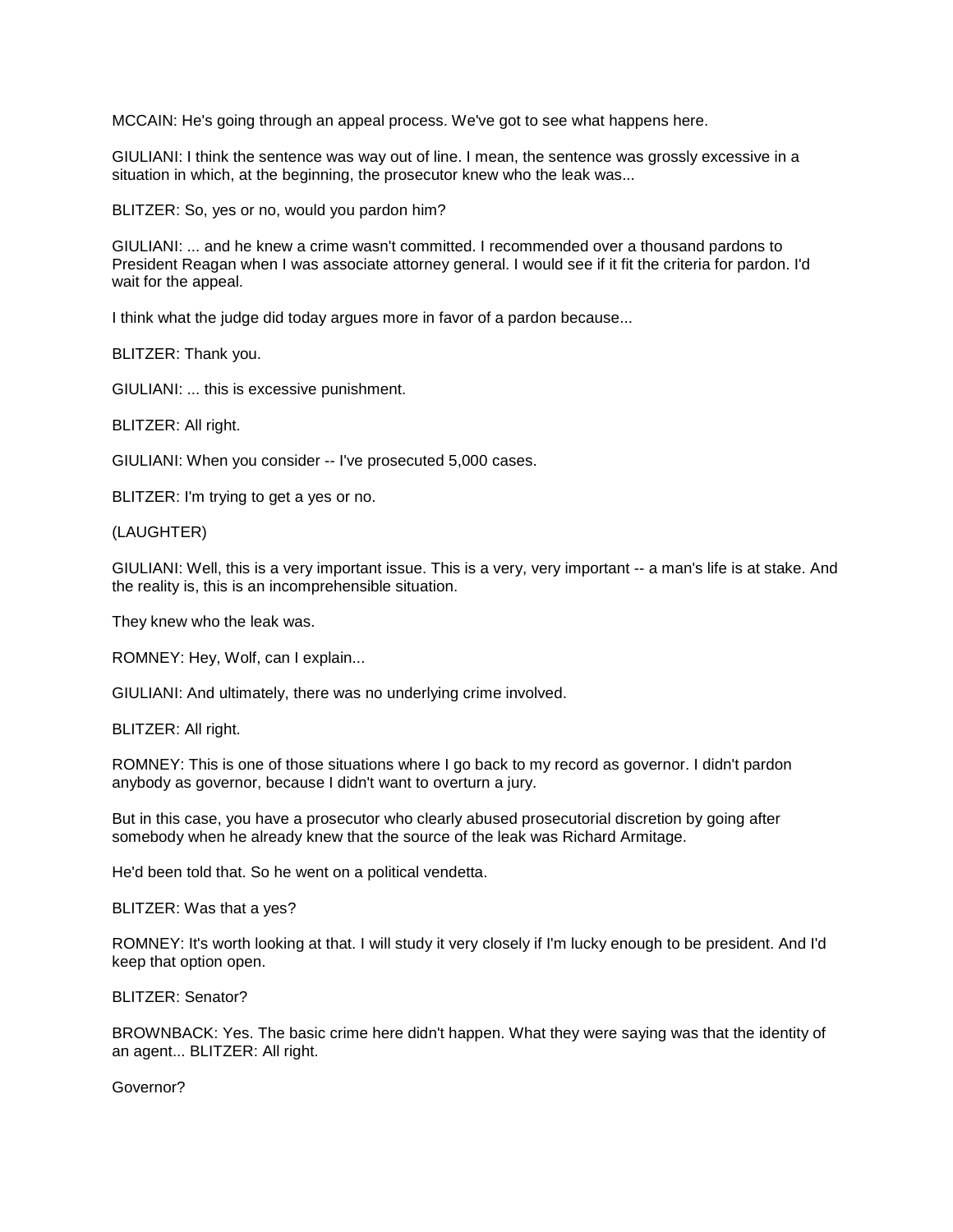MCCAIN: He's going through an appeal process. We've got to see what happens here.

GIULIANI: I think the sentence was way out of line. I mean, the sentence was grossly excessive in a situation in which, at the beginning, the prosecutor knew who the leak was...

BLITZER: So, yes or no, would you pardon him?

GIULIANI: ... and he knew a crime wasn't committed. I recommended over a thousand pardons to President Reagan when I was associate attorney general. I would see if it fit the criteria for pardon. I'd wait for the appeal.

I think what the judge did today argues more in favor of a pardon because...

BLITZER: Thank you.

GIULIANI: ... this is excessive punishment.

BLITZER: All right.

GIULIANI: When you consider -- I've prosecuted 5,000 cases.

BLITZER: I'm trying to get a yes or no.

(LAUGHTER)

GIULIANI: Well, this is a very important issue. This is a very, very important -- a man's life is at stake. And the reality is, this is an incomprehensible situation.

They knew who the leak was.

ROMNEY: Hey, Wolf, can I explain...

GIULIANI: And ultimately, there was no underlying crime involved.

BLITZER: All right.

ROMNEY: This is one of those situations where I go back to my record as governor. I didn't pardon anybody as governor, because I didn't want to overturn a jury.

But in this case, you have a prosecutor who clearly abused prosecutorial discretion by going after somebody when he already knew that the source of the leak was Richard Armitage.

He'd been told that. So he went on a political vendetta.

BLITZER: Was that a yes?

ROMNEY: It's worth looking at that. I will study it very closely if I'm lucky enough to be president. And I'd keep that option open.

BLITZER: Senator?

BROWNBACK: Yes. The basic crime here didn't happen. What they were saying was that the identity of an agent... BLITZER: All right.

Governor?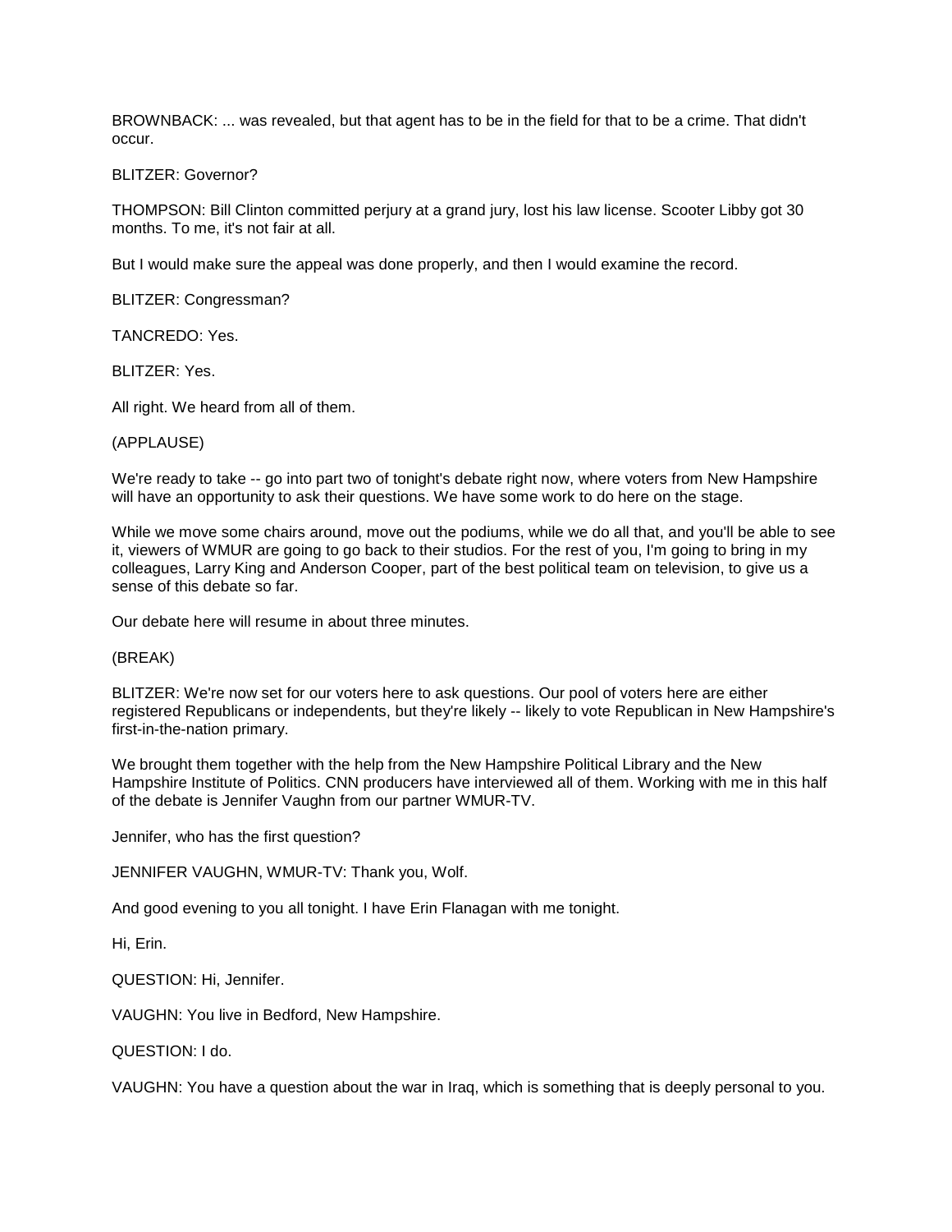BROWNBACK: ... was revealed, but that agent has to be in the field for that to be a crime. That didn't occur.

BLITZER: Governor?

THOMPSON: Bill Clinton committed perjury at a grand jury, lost his law license. Scooter Libby got 30 months. To me, it's not fair at all.

But I would make sure the appeal was done properly, and then I would examine the record.

BLITZER: Congressman?

TANCREDO: Yes.

BLITZER: Yes.

All right. We heard from all of them.

(APPLAUSE)

We're ready to take -- go into part two of tonight's debate right now, where voters from New Hampshire will have an opportunity to ask their questions. We have some work to do here on the stage.

While we move some chairs around, move out the podiums, while we do all that, and you'll be able to see it, viewers of WMUR are going to go back to their studios. For the rest of you, I'm going to bring in my colleagues, Larry King and Anderson Cooper, part of the best political team on television, to give us a sense of this debate so far.

Our debate here will resume in about three minutes.

(BREAK)

BLITZER: We're now set for our voters here to ask questions. Our pool of voters here are either registered Republicans or independents, but they're likely -- likely to vote Republican in New Hampshire's first-in-the-nation primary.

We brought them together with the help from the New Hampshire Political Library and the New Hampshire Institute of Politics. CNN producers have interviewed all of them. Working with me in this half of the debate is Jennifer Vaughn from our partner WMUR-TV.

Jennifer, who has the first question?

JENNIFER VAUGHN, WMUR-TV: Thank you, Wolf.

And good evening to you all tonight. I have Erin Flanagan with me tonight.

Hi, Erin.

QUESTION: Hi, Jennifer.

VAUGHN: You live in Bedford, New Hampshire.

QUESTION: I do.

VAUGHN: You have a question about the war in Iraq, which is something that is deeply personal to you.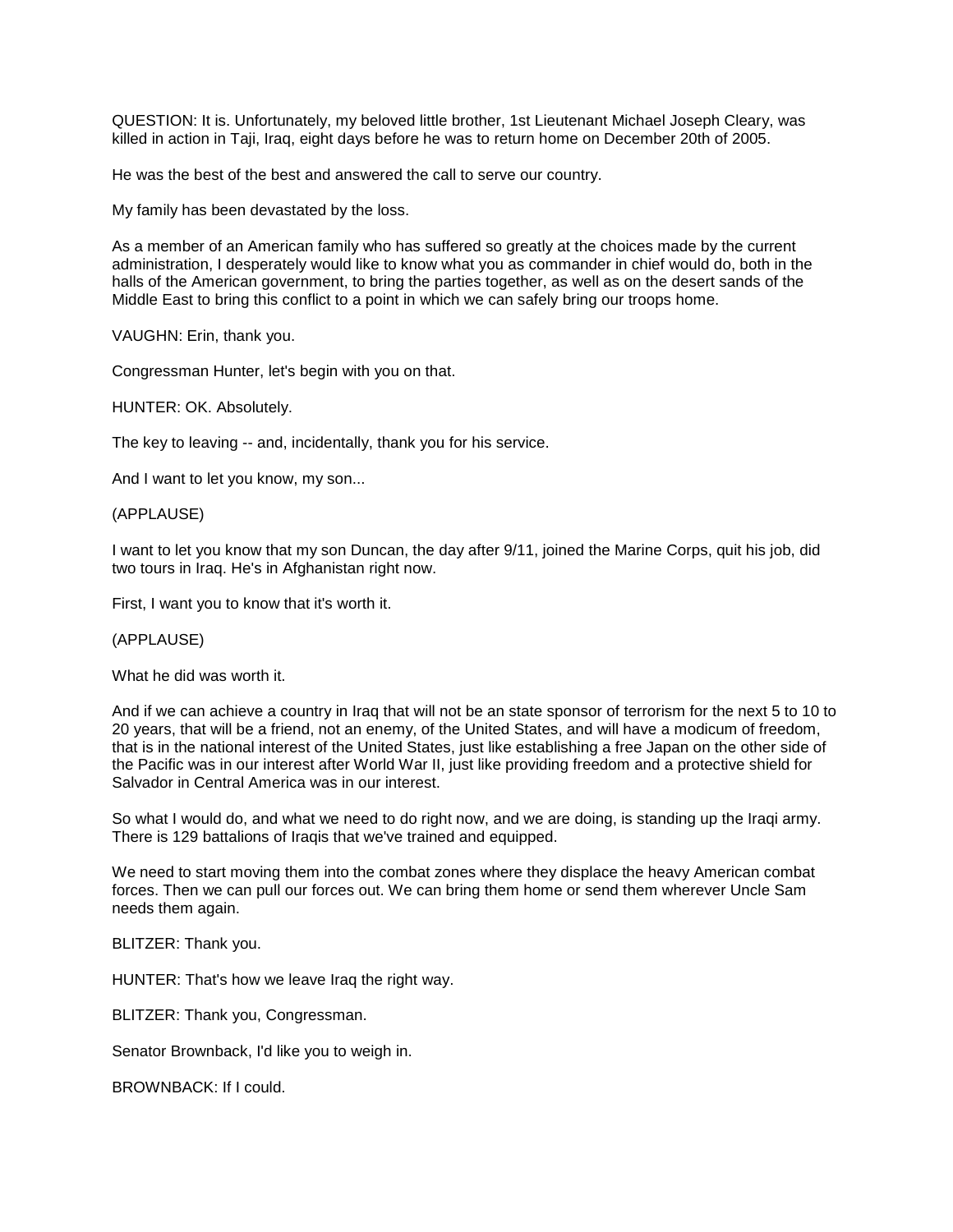QUESTION: It is. Unfortunately, my beloved little brother, 1st Lieutenant Michael Joseph Cleary, was killed in action in Taji, Iraq, eight days before he was to return home on December 20th of 2005.

He was the best of the best and answered the call to serve our country.

My family has been devastated by the loss.

As a member of an American family who has suffered so greatly at the choices made by the current administration, I desperately would like to know what you as commander in chief would do, both in the halls of the American government, to bring the parties together, as well as on the desert sands of the Middle East to bring this conflict to a point in which we can safely bring our troops home.

VAUGHN: Erin, thank you.

Congressman Hunter, let's begin with you on that.

HUNTER: OK. Absolutely.

The key to leaving -- and, incidentally, thank you for his service.

And I want to let you know, my son...

(APPLAUSE)

I want to let you know that my son Duncan, the day after 9/11, joined the Marine Corps, quit his job, did two tours in Iraq. He's in Afghanistan right now.

First, I want you to know that it's worth it.

(APPLAUSE)

What he did was worth it.

And if we can achieve a country in Iraq that will not be an state sponsor of terrorism for the next 5 to 10 to 20 years, that will be a friend, not an enemy, of the United States, and will have a modicum of freedom, that is in the national interest of the United States, just like establishing a free Japan on the other side of the Pacific was in our interest after World War II, just like providing freedom and a protective shield for Salvador in Central America was in our interest.

So what I would do, and what we need to do right now, and we are doing, is standing up the Iraqi army. There is 129 battalions of Iraqis that we've trained and equipped.

We need to start moving them into the combat zones where they displace the heavy American combat forces. Then we can pull our forces out. We can bring them home or send them wherever Uncle Sam needs them again.

BLITZER: Thank you.

HUNTER: That's how we leave Iraq the right way.

BLITZER: Thank you, Congressman.

Senator Brownback, I'd like you to weigh in.

BROWNBACK: If I could.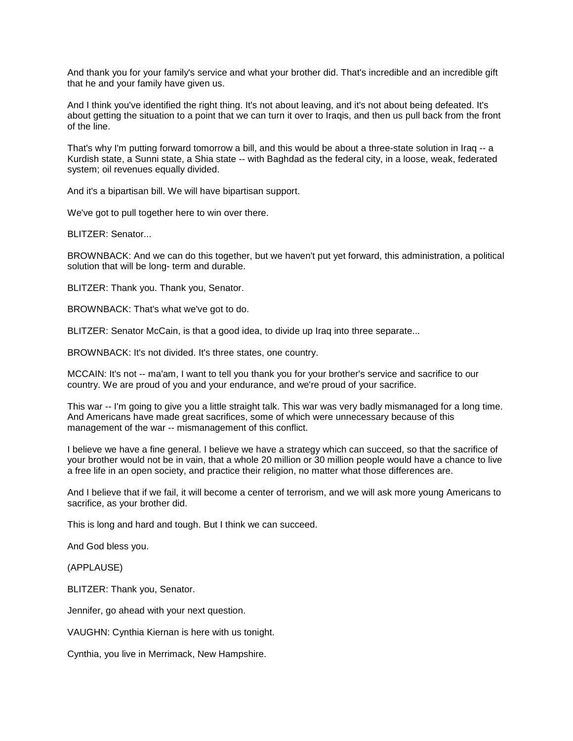And thank you for your family's service and what your brother did. That's incredible and an incredible gift that he and your family have given us.

And I think you've identified the right thing. It's not about leaving, and it's not about being defeated. It's about getting the situation to a point that we can turn it over to Iraqis, and then us pull back from the front of the line.

That's why I'm putting forward tomorrow a bill, and this would be about a three-state solution in Iraq -- a Kurdish state, a Sunni state, a Shia state -- with Baghdad as the federal city, in a loose, weak, federated system; oil revenues equally divided.

And it's a bipartisan bill. We will have bipartisan support.

We've got to pull together here to win over there.

BLITZER: Senator...

BROWNBACK: And we can do this together, but we haven't put yet forward, this administration, a political solution that will be long- term and durable.

BLITZER: Thank you. Thank you, Senator.

BROWNBACK: That's what we've got to do.

BLITZER: Senator McCain, is that a good idea, to divide up Iraq into three separate...

BROWNBACK: It's not divided. It's three states, one country.

MCCAIN: It's not -- ma'am, I want to tell you thank you for your brother's service and sacrifice to our country. We are proud of you and your endurance, and we're proud of your sacrifice.

This war -- I'm going to give you a little straight talk. This war was very badly mismanaged for a long time. And Americans have made great sacrifices, some of which were unnecessary because of this management of the war -- mismanagement of this conflict.

I believe we have a fine general. I believe we have a strategy which can succeed, so that the sacrifice of your brother would not be in vain, that a whole 20 million or 30 million people would have a chance to live a free life in an open society, and practice their religion, no matter what those differences are.

And I believe that if we fail, it will become a center of terrorism, and we will ask more young Americans to sacrifice, as your brother did.

This is long and hard and tough. But I think we can succeed.

And God bless you.

(APPLAUSE)

BLITZER: Thank you, Senator.

Jennifer, go ahead with your next question.

VAUGHN: Cynthia Kiernan is here with us tonight.

Cynthia, you live in Merrimack, New Hampshire.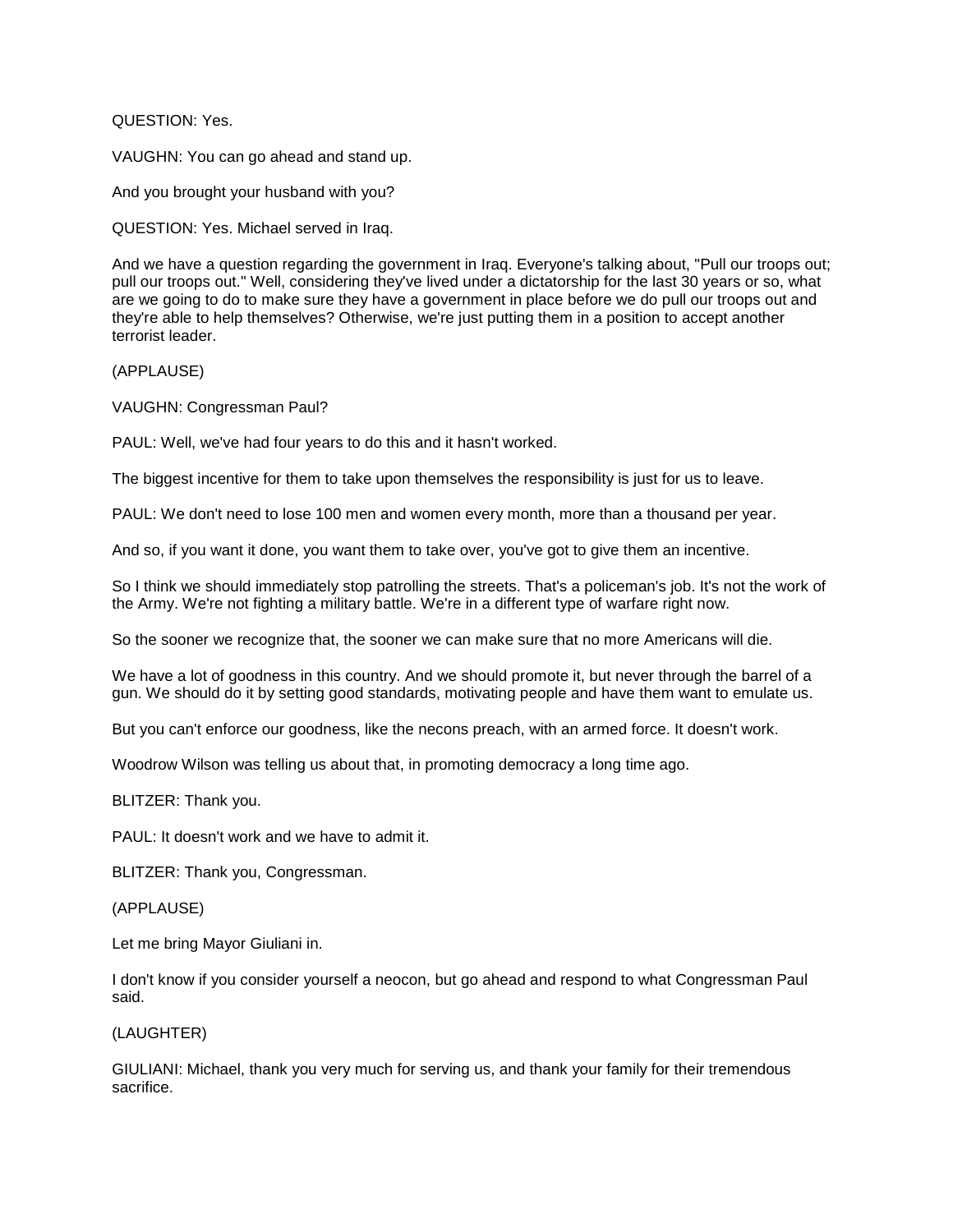QUESTION: Yes.

VAUGHN: You can go ahead and stand up.

And you brought your husband with you?

QUESTION: Yes. Michael served in Iraq.

And we have a question regarding the government in Iraq. Everyone's talking about, "Pull our troops out; pull our troops out." Well, considering they've lived under a dictatorship for the last 30 years or so, what are we going to do to make sure they have a government in place before we do pull our troops out and they're able to help themselves? Otherwise, we're just putting them in a position to accept another terrorist leader.

(APPLAUSE)

VAUGHN: Congressman Paul?

PAUL: Well, we've had four years to do this and it hasn't worked.

The biggest incentive for them to take upon themselves the responsibility is just for us to leave.

PAUL: We don't need to lose 100 men and women every month, more than a thousand per year.

And so, if you want it done, you want them to take over, you've got to give them an incentive.

So I think we should immediately stop patrolling the streets. That's a policeman's job. It's not the work of the Army. We're not fighting a military battle. We're in a different type of warfare right now.

So the sooner we recognize that, the sooner we can make sure that no more Americans will die.

We have a lot of goodness in this country. And we should promote it, but never through the barrel of a gun. We should do it by setting good standards, motivating people and have them want to emulate us.

But you can't enforce our goodness, like the necons preach, with an armed force. It doesn't work.

Woodrow Wilson was telling us about that, in promoting democracy a long time ago.

BLITZER: Thank you.

PAUL: It doesn't work and we have to admit it.

BLITZER: Thank you, Congressman.

(APPLAUSE)

Let me bring Mayor Giuliani in.

I don't know if you consider yourself a neocon, but go ahead and respond to what Congressman Paul said.

(LAUGHTER)

GIULIANI: Michael, thank you very much for serving us, and thank your family for their tremendous sacrifice.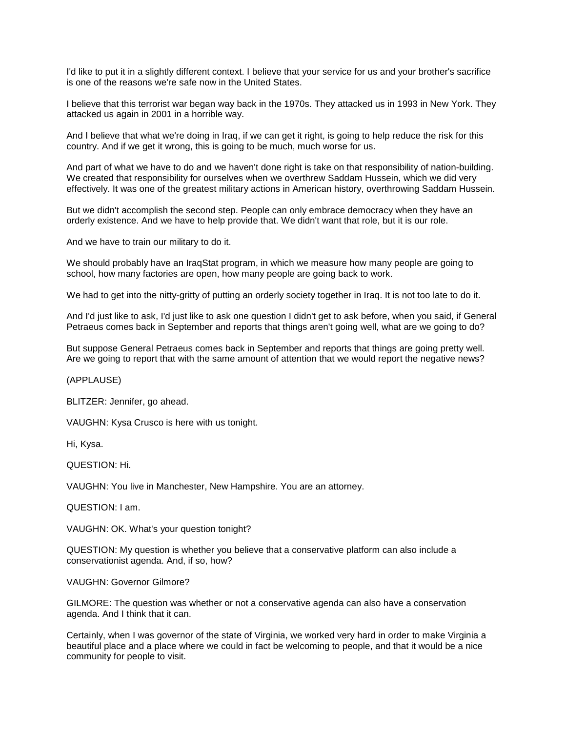I'd like to put it in a slightly different context. I believe that your service for us and your brother's sacrifice is one of the reasons we're safe now in the United States.

I believe that this terrorist war began way back in the 1970s. They attacked us in 1993 in New York. They attacked us again in 2001 in a horrible way.

And I believe that what we're doing in Iraq, if we can get it right, is going to help reduce the risk for this country. And if we get it wrong, this is going to be much, much worse for us.

And part of what we have to do and we haven't done right is take on that responsibility of nation-building. We created that responsibility for ourselves when we overthrew Saddam Hussein, which we did very effectively. It was one of the greatest military actions in American history, overthrowing Saddam Hussein.

But we didn't accomplish the second step. People can only embrace democracy when they have an orderly existence. And we have to help provide that. We didn't want that role, but it is our role.

And we have to train our military to do it.

We should probably have an IraqStat program, in which we measure how many people are going to school, how many factories are open, how many people are going back to work.

We had to get into the nitty-gritty of putting an orderly society together in Iraq. It is not too late to do it.

And I'd just like to ask, I'd just like to ask one question I didn't get to ask before, when you said, if General Petraeus comes back in September and reports that things aren't going well, what are we going to do?

But suppose General Petraeus comes back in September and reports that things are going pretty well. Are we going to report that with the same amount of attention that we would report the negative news?

(APPLAUSE)

BLITZER: Jennifer, go ahead.

VAUGHN: Kysa Crusco is here with us tonight.

Hi, Kysa.

QUESTION: Hi.

VAUGHN: You live in Manchester, New Hampshire. You are an attorney.

QUESTION: I am.

VAUGHN: OK. What's your question tonight?

QUESTION: My question is whether you believe that a conservative platform can also include a conservationist agenda. And, if so, how?

VAUGHN: Governor Gilmore?

GILMORE: The question was whether or not a conservative agenda can also have a conservation agenda. And I think that it can.

Certainly, when I was governor of the state of Virginia, we worked very hard in order to make Virginia a beautiful place and a place where we could in fact be welcoming to people, and that it would be a nice community for people to visit.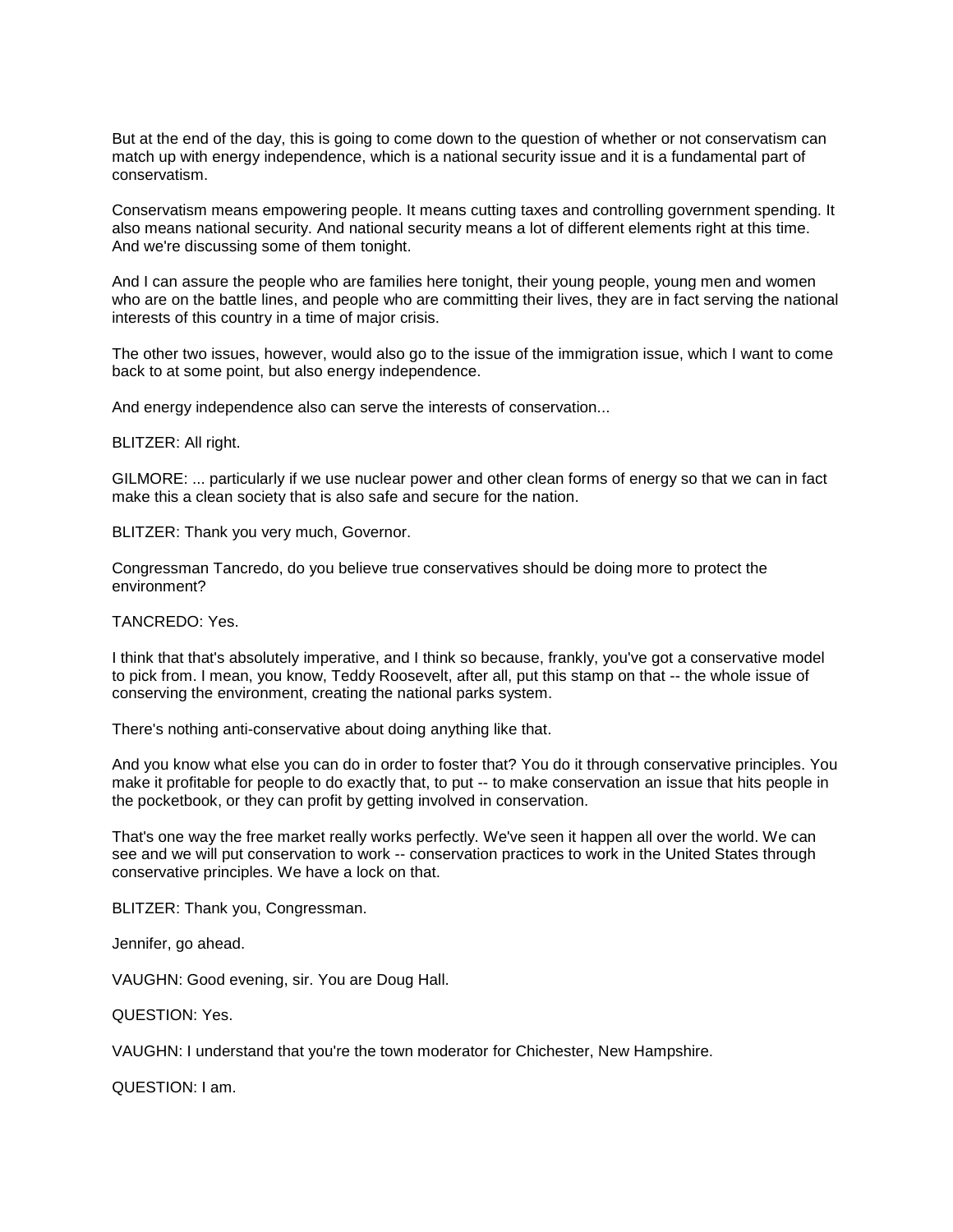But at the end of the day, this is going to come down to the question of whether or not conservatism can match up with energy independence, which is a national security issue and it is a fundamental part of conservatism.

Conservatism means empowering people. It means cutting taxes and controlling government spending. It also means national security. And national security means a lot of different elements right at this time. And we're discussing some of them tonight.

And I can assure the people who are families here tonight, their young people, young men and women who are on the battle lines, and people who are committing their lives, they are in fact serving the national interests of this country in a time of major crisis.

The other two issues, however, would also go to the issue of the immigration issue, which I want to come back to at some point, but also energy independence.

And energy independence also can serve the interests of conservation...

BLITZER: All right.

GILMORE: ... particularly if we use nuclear power and other clean forms of energy so that we can in fact make this a clean society that is also safe and secure for the nation.

BLITZER: Thank you very much, Governor.

Congressman Tancredo, do you believe true conservatives should be doing more to protect the environment?

TANCREDO: Yes.

I think that that's absolutely imperative, and I think so because, frankly, you've got a conservative model to pick from. I mean, you know, Teddy Roosevelt, after all, put this stamp on that -- the whole issue of conserving the environment, creating the national parks system.

There's nothing anti-conservative about doing anything like that.

And you know what else you can do in order to foster that? You do it through conservative principles. You make it profitable for people to do exactly that, to put -- to make conservation an issue that hits people in the pocketbook, or they can profit by getting involved in conservation.

That's one way the free market really works perfectly. We've seen it happen all over the world. We can see and we will put conservation to work -- conservation practices to work in the United States through conservative principles. We have a lock on that.

BLITZER: Thank you, Congressman.

Jennifer, go ahead.

VAUGHN: Good evening, sir. You are Doug Hall.

QUESTION: Yes.

VAUGHN: I understand that you're the town moderator for Chichester, New Hampshire.

QUESTION: I am.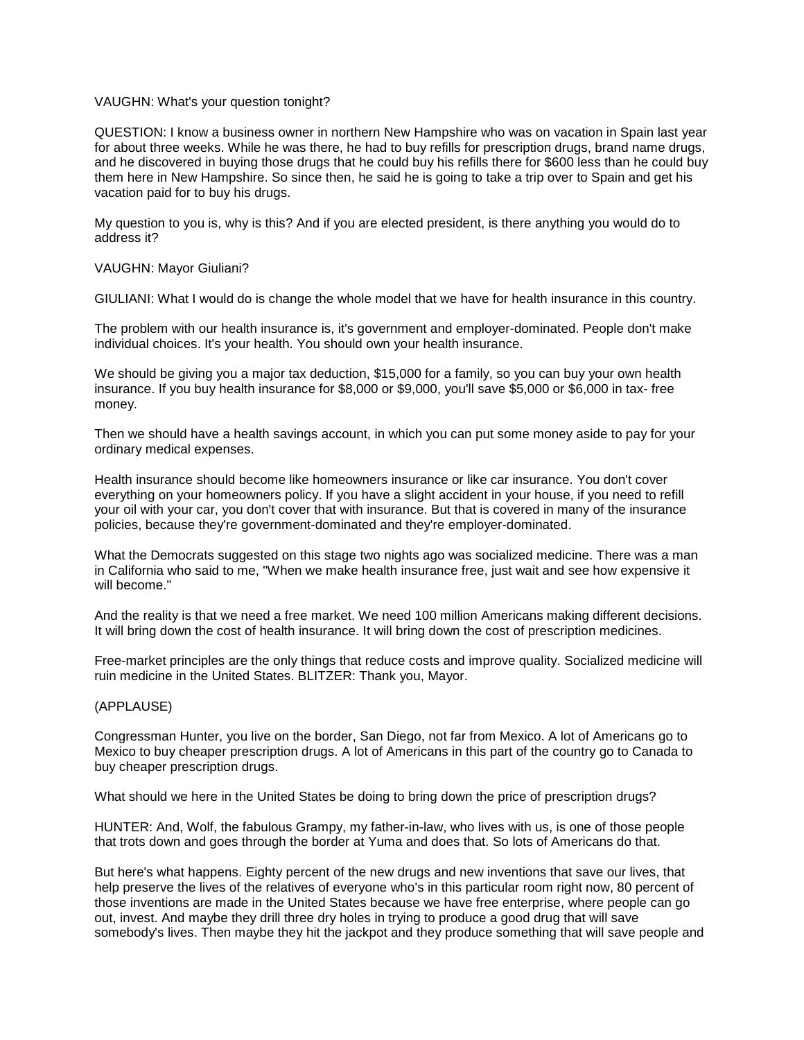VAUGHN: What's your question tonight?

QUESTION: I know a business owner in northern New Hampshire who was on vacation in Spain last year for about three weeks. While he was there, he had to buy refills for prescription drugs, brand name drugs, and he discovered in buying those drugs that he could buy his refills there for $600 less than he could buy them here in New Hampshire. So since then, he said he is going to take a trip over to Spain and get his vacation paid for to buy his drugs.

My question to you is, why is this? And if you are elected president, is there anything you would do to address it?

VAUGHN: Mayor Giuliani?

GIULIANI: What I would do is change the whole model that we have for health insurance in this country.

The problem with our health insurance is, it's government and employer-dominated. People don't make individual choices. It's your health. You should own your health insurance.

We should be giving you a major tax deduction, $15,000 for a family, so you can buy your own health insurance. If you buy health insurance for $8,000 or $9,000, you'll save $5,000 or $6,000 in tax- free money.

Then we should have a health savings account, in which you can put some money aside to pay for your ordinary medical expenses.

Health insurance should become like homeowners insurance or like car insurance. You don't cover everything on your homeowners policy. If you have a slight accident in your house, if you need to refill your oil with your car, you don't cover that with insurance. But that is covered in many of the insurance policies, because they're government-dominated and they're employer-dominated.

What the Democrats suggested on this stage two nights ago was socialized medicine. There was a man in California who said to me, "When we make health insurance free, just wait and see how expensive it will become."

And the reality is that we need a free market. We need 100 million Americans making different decisions. It will bring down the cost of health insurance. It will bring down the cost of prescription medicines.

Free-market principles are the only things that reduce costs and improve quality. Socialized medicine will ruin medicine in the United States. BLITZER: Thank you, Mayor.

(APPLAUSE)

Congressman Hunter, you live on the border, San Diego, not far from Mexico. A lot of Americans go to Mexico to buy cheaper prescription drugs. A lot of Americans in this part of the country go to Canada to buy cheaper prescription drugs.

What should we here in the United States be doing to bring down the price of prescription drugs?

HUNTER: And, Wolf, the fabulous Grampy, my father-in-law, who lives with us, is one of those people that trots down and goes through the border at Yuma and does that. So lots of Americans do that.

But here's what happens. Eighty percent of the new drugs and new inventions that save our lives, that help preserve the lives of the relatives of everyone who's in this particular room right now, 80 percent of those inventions are made in the United States because we have free enterprise, where people can go out, invest. And maybe they drill three dry holes in trying to produce a good drug that will save somebody's lives. Then maybe they hit the jackpot and they produce something that will save people and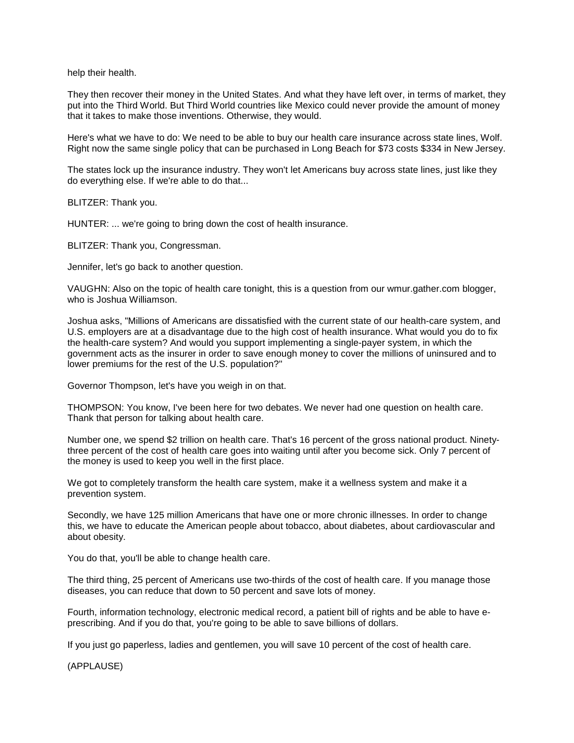help their health.

They then recover their money in the United States. And what they have left over, in terms of market, they put into the Third World. But Third World countries like Mexico could never provide the amount of money that it takes to make those inventions. Otherwise, they would.

Here's what we have to do: We need to be able to buy our health care insurance across state lines, Wolf. Right now the same single policy that can be purchased in Long Beach for $73 costs $334 in New Jersey.

The states lock up the insurance industry. They won't let Americans buy across state lines, just like they do everything else. If we're able to do that...

BLITZER: Thank you.

HUNTER: ... we're going to bring down the cost of health insurance.

BLITZER: Thank you, Congressman.

Jennifer, let's go back to another question.

VAUGHN: Also on the topic of health care tonight, this is a question from our wmur.gather.com blogger, who is Joshua Williamson.

Joshua asks, "Millions of Americans are dissatisfied with the current state of our health-care system, and U.S. employers are at a disadvantage due to the high cost of health insurance. What would you do to fix the health-care system? And would you support implementing a single-payer system, in which the government acts as the insurer in order to save enough money to cover the millions of uninsured and to lower premiums for the rest of the U.S. population?"

Governor Thompson, let's have you weigh in on that.

THOMPSON: You know, I've been here for two debates. We never had one question on health care. Thank that person for talking about health care.

Number one, we spend $2 trillion on health care. That's 16 percent of the gross national product. Ninety-three percent of the cost of health care goes into waiting until after you become sick. Only 7 percent of the money is used to keep you well in the first place.

We got to completely transform the health care system, make it a wellness system and make it a prevention system.

Secondly, we have 125 million Americans that have one or more chronic illnesses. In order to change this, we have to educate the American people about tobacco, about diabetes, about cardiovascular and about obesity.

You do that, you'll be able to change health care.

The third thing, 25 percent of Americans use two-thirds of the cost of health care. If you manage those diseases, you can reduce that down to 50 percent and save lots of money.

Fourth, information technology, electronic medical record, a patient bill of rights and be able to have e-prescribing. And if you do that, you're going to be able to save billions of dollars.

If you just go paperless, ladies and gentlemen, you will save 10 percent of the cost of health care.

(APPLAUSE)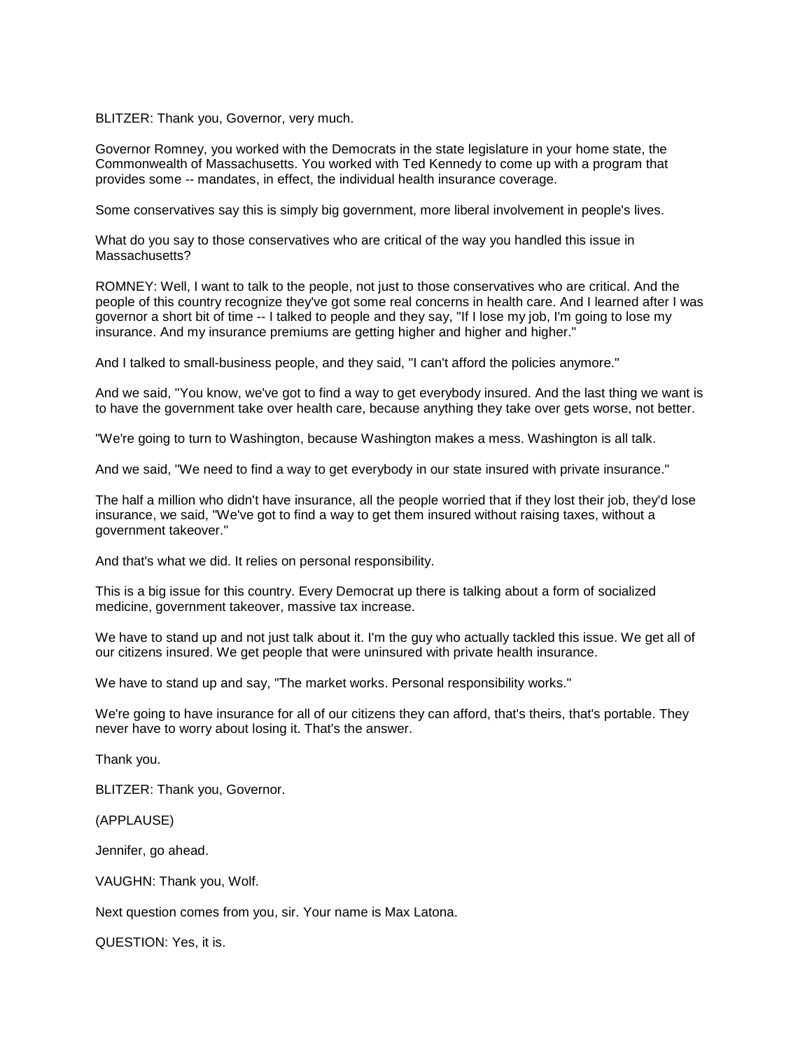BLITZER: Thank you, Governor, very much.

Governor Romney, you worked with the Democrats in the state legislature in your home state, the Commonwealth of Massachusetts. You worked with Ted Kennedy to come up with a program that provides some -- mandates, in effect, the individual health insurance coverage.

Some conservatives say this is simply big government, more liberal involvement in people's lives.

What do you say to those conservatives who are critical of the way you handled this issue in Massachusetts?

ROMNEY: Well, I want to talk to the people, not just to those conservatives who are critical. And the people of this country recognize they've got some real concerns in health care. And I learned after I was governor a short bit of time -- I talked to people and they say, "If I lose my job, I'm going to lose my insurance. And my insurance premiums are getting higher and higher and higher."

And I talked to small-business people, and they said, "I can't afford the policies anymore."

And we said, "You know, we've got to find a way to get everybody insured. And the last thing we want is to have the government take over health care, because anything they take over gets worse, not better.

"We're going to turn to Washington, because Washington makes a mess. Washington is all talk.

And we said, "We need to find a way to get everybody in our state insured with private insurance."

The half a million who didn't have insurance, all the people worried that if they lost their job, they'd lose insurance, we said, "We've got to find a way to get them insured without raising taxes, without a government takeover."

And that's what we did. It relies on personal responsibility.

This is a big issue for this country. Every Democrat up there is talking about a form of socialized medicine, government takeover, massive tax increase.

We have to stand up and not just talk about it. I'm the guy who actually tackled this issue. We get all of our citizens insured. We get people that were uninsured with private health insurance.

We have to stand up and say, "The market works. Personal responsibility works."

We're going to have insurance for all of our citizens they can afford, that's theirs, that's portable. They never have to worry about losing it. That's the answer.

Thank you.

BLITZER: Thank you, Governor.

(APPLAUSE)

Jennifer, go ahead.

VAUGHN: Thank you, Wolf.

Next question comes from you, sir. Your name is Max Latona.

QUESTION: Yes, it is.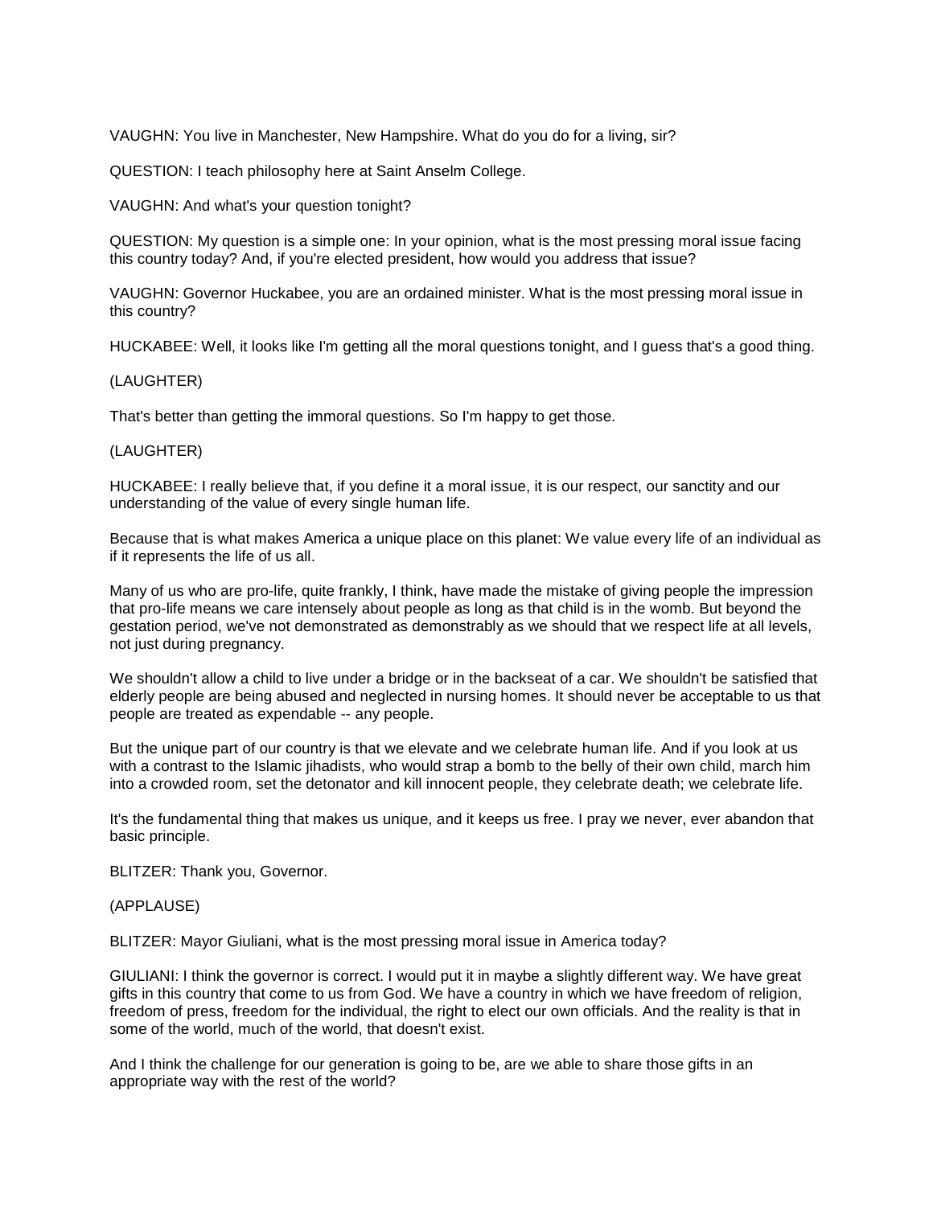VAUGHN: You live in Manchester, New Hampshire. What do you do for a living, sir?

QUESTION: I teach philosophy here at Saint Anselm College.

VAUGHN: And what's your question tonight?

QUESTION: My question is a simple one: In your opinion, what is the most pressing moral issue facing this country today? And, if you're elected president, how would you address that issue?

VAUGHN: Governor Huckabee, you are an ordained minister. What is the most pressing moral issue in this country?

HUCKABEE: Well, it looks like I'm getting all the moral questions tonight, and I guess that's a good thing.

(LAUGHTER)

That's better than getting the immoral questions. So I'm happy to get those.

(LAUGHTER)

HUCKABEE: I really believe that, if you define it a moral issue, it is our respect, our sanctity and our understanding of the value of every single human life.

Because that is what makes America a unique place on this planet: We value every life of an individual as if it represents the life of us all.

Many of us who are pro-life, quite frankly, I think, have made the mistake of giving people the impression that pro-life means we care intensely about people as long as that child is in the womb. But beyond the gestation period, we've not demonstrated as demonstrably as we should that we respect life at all levels, not just during pregnancy.

We shouldn't allow a child to live under a bridge or in the backseat of a car. We shouldn't be satisfied that elderly people are being abused and neglected in nursing homes. It should never be acceptable to us that people are treated as expendable -- any people.

But the unique part of our country is that we elevate and we celebrate human life. And if you look at us with a contrast to the Islamic jihadists, who would strap a bomb to the belly of their own child, march him into a crowded room, set the detonator and kill innocent people, they celebrate death; we celebrate life.

It's the fundamental thing that makes us unique, and it keeps us free. I pray we never, ever abandon that basic principle.

BLITZER: Thank you, Governor.

(APPLAUSE)

BLITZER: Mayor Giuliani, what is the most pressing moral issue in America today?

GIULIANI: I think the governor is correct. I would put it in maybe a slightly different way. We have great gifts in this country that come to us from God. We have a country in which we have freedom of religion, freedom of press, freedom for the individual, the right to elect our own officials. And the reality is that in some of the world, much of the world, that doesn't exist.

And I think the challenge for our generation is going to be, are we able to share those gifts in an appropriate way with the rest of the world?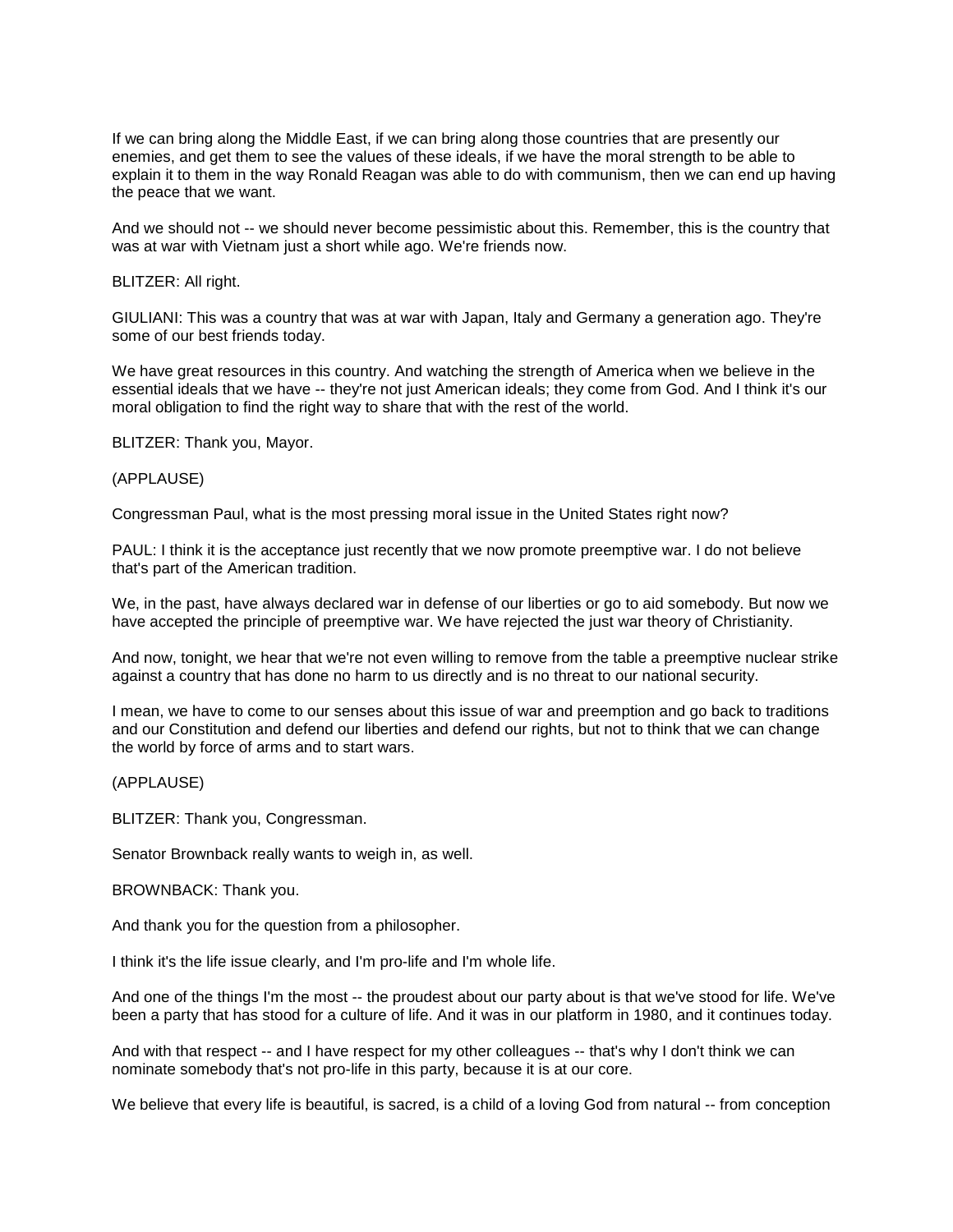If we can bring along the Middle East, if we can bring along those countries that are presently our enemies, and get them to see the values of these ideals, if we have the moral strength to be able to explain it to them in the way Ronald Reagan was able to do with communism, then we can end up having the peace that we want.

And we should not -- we should never become pessimistic about this. Remember, this is the country that was at war with Vietnam just a short while ago. We're friends now.

BLITZER: All right.

GIULIANI: This was a country that was at war with Japan, Italy and Germany a generation ago. They're some of our best friends today.

We have great resources in this country. And watching the strength of America when we believe in the essential ideals that we have -- they're not just American ideals; they come from God. And I think it's our moral obligation to find the right way to share that with the rest of the world.

BLITZER: Thank you, Mayor.

(APPLAUSE)

Congressman Paul, what is the most pressing moral issue in the United States right now?

PAUL: I think it is the acceptance just recently that we now promote preemptive war. I do not believe that's part of the American tradition.

We, in the past, have always declared war in defense of our liberties or go to aid somebody. But now we have accepted the principle of preemptive war. We have rejected the just war theory of Christianity.

And now, tonight, we hear that we're not even willing to remove from the table a preemptive nuclear strike against a country that has done no harm to us directly and is no threat to our national security.

I mean, we have to come to our senses about this issue of war and preemption and go back to traditions and our Constitution and defend our liberties and defend our rights, but not to think that we can change the world by force of arms and to start wars.

(APPLAUSE)

BLITZER: Thank you, Congressman.

Senator Brownback really wants to weigh in, as well.

BROWNBACK: Thank you.

And thank you for the question from a philosopher.

I think it's the life issue clearly, and I'm pro-life and I'm whole life.

And one of the things I'm the most -- the proudest about our party about is that we've stood for life. We've been a party that has stood for a culture of life. And it was in our platform in 1980, and it continues today.

And with that respect -- and I have respect for my other colleagues -- that's why I don't think we can nominate somebody that's not pro-life in this party, because it is at our core.

We believe that every life is beautiful, is sacred, is a child of a loving God from natural -- from conception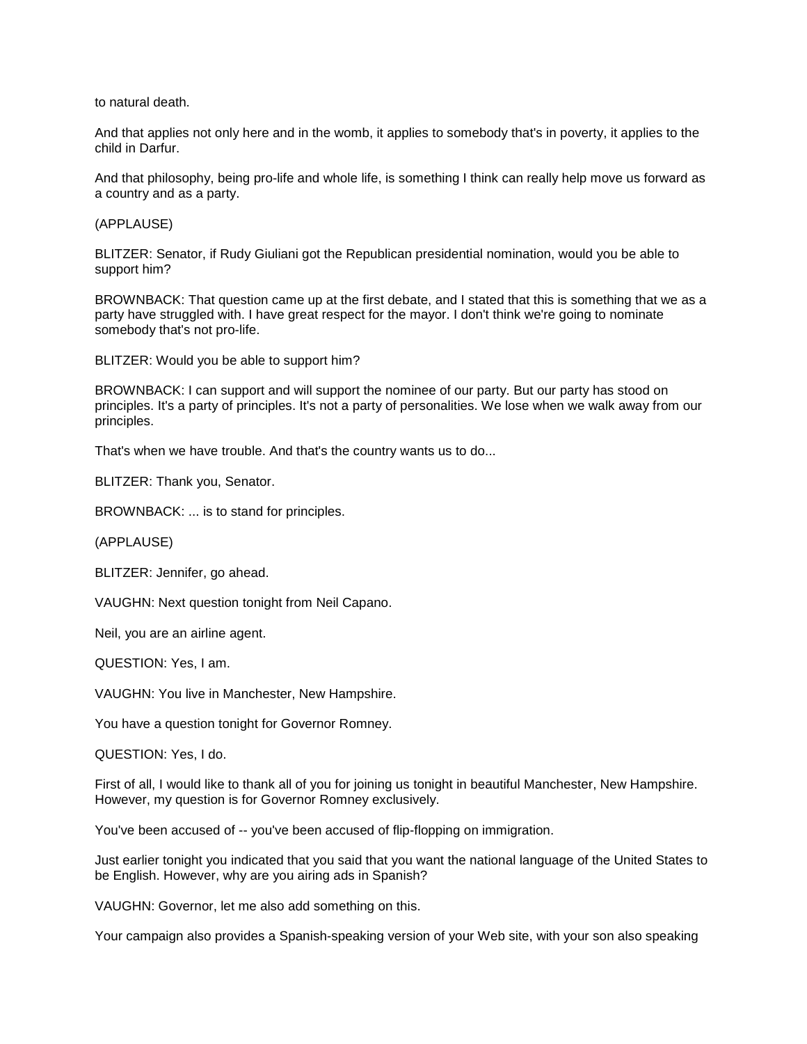to natural death.

And that applies not only here and in the womb, it applies to somebody that's in poverty, it applies to the child in Darfur.

And that philosophy, being pro-life and whole life, is something I think can really help move us forward as a country and as a party.

(APPLAUSE)

BLITZER: Senator, if Rudy Giuliani got the Republican presidential nomination, would you be able to support him?

BROWNBACK: That question came up at the first debate, and I stated that this is something that we as a party have struggled with. I have great respect for the mayor. I don't think we're going to nominate somebody that's not pro-life.

BLITZER: Would you be able to support him?

BROWNBACK: I can support and will support the nominee of our party. But our party has stood on principles. It's a party of principles. It's not a party of personalities. We lose when we walk away from our principles.

That's when we have trouble. And that's the country wants us to do...

BLITZER: Thank you, Senator.

BROWNBACK: ... is to stand for principles.

(APPLAUSE)

BLITZER: Jennifer, go ahead.

VAUGHN: Next question tonight from Neil Capano.

Neil, you are an airline agent.

QUESTION: Yes, I am.

VAUGHN: You live in Manchester, New Hampshire.

You have a question tonight for Governor Romney.

QUESTION: Yes, I do.

First of all, I would like to thank all of you for joining us tonight in beautiful Manchester, New Hampshire. However, my question is for Governor Romney exclusively.

You've been accused of -- you've been accused of flip-flopping on immigration.

Just earlier tonight you indicated that you said that you want the national language of the United States to be English. However, why are you airing ads in Spanish?

VAUGHN: Governor, let me also add something on this.

Your campaign also provides a Spanish-speaking version of your Web site, with your son also speaking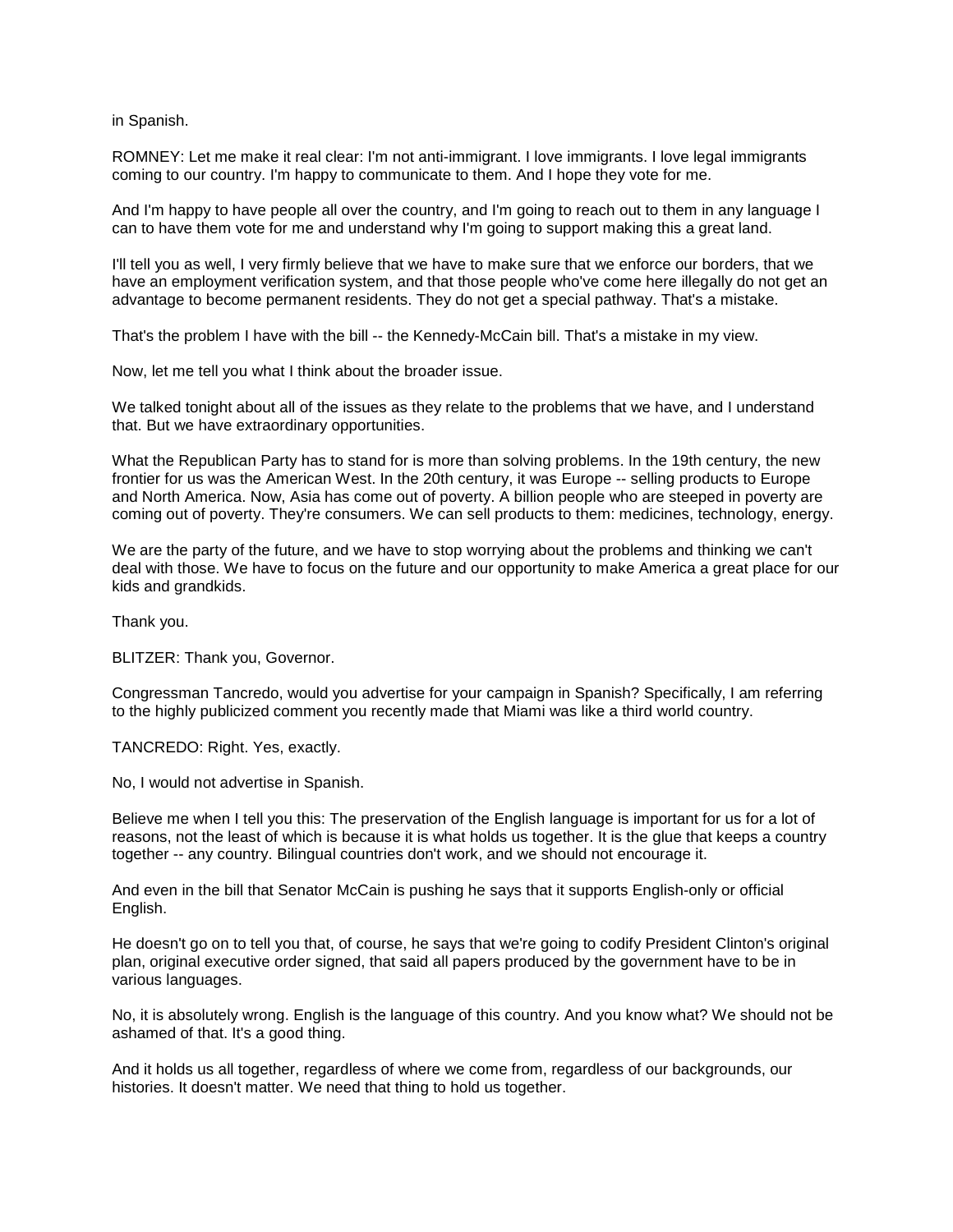in Spanish.

ROMNEY: Let me make it real clear: I'm not anti-immigrant. I love immigrants. I love legal immigrants coming to our country. I'm happy to communicate to them. And I hope they vote for me.

And I'm happy to have people all over the country, and I'm going to reach out to them in any language I can to have them vote for me and understand why I'm going to support making this a great land.

I'll tell you as well, I very firmly believe that we have to make sure that we enforce our borders, that we have an employment verification system, and that those people who've come here illegally do not get an advantage to become permanent residents. They do not get a special pathway. That's a mistake.

That's the problem I have with the bill -- the Kennedy-McCain bill. That's a mistake in my view.

Now, let me tell you what I think about the broader issue.

We talked tonight about all of the issues as they relate to the problems that we have, and I understand that. But we have extraordinary opportunities.

What the Republican Party has to stand for is more than solving problems. In the 19th century, the new frontier for us was the American West. In the 20th century, it was Europe -- selling products to Europe and North America. Now, Asia has come out of poverty. A billion people who are steeped in poverty are coming out of poverty. They're consumers. We can sell products to them: medicines, technology, energy.

We are the party of the future, and we have to stop worrying about the problems and thinking we can't deal with those. We have to focus on the future and our opportunity to make America a great place for our kids and grandkids.

Thank you.

BLITZER: Thank you, Governor.

Congressman Tancredo, would you advertise for your campaign in Spanish? Specifically, I am referring to the highly publicized comment you recently made that Miami was like a third world country.

TANCREDO: Right. Yes, exactly.

No, I would not advertise in Spanish.

Believe me when I tell you this: The preservation of the English language is important for us for a lot of reasons, not the least of which is because it is what holds us together. It is the glue that keeps a country together -- any country. Bilingual countries don't work, and we should not encourage it.

And even in the bill that Senator McCain is pushing he says that it supports English-only or official English.

He doesn't go on to tell you that, of course, he says that we're going to codify President Clinton's original plan, original executive order signed, that said all papers produced by the government have to be in various languages.

No, it is absolutely wrong. English is the language of this country. And you know what? We should not be ashamed of that. It's a good thing.

And it holds us all together, regardless of where we come from, regardless of our backgrounds, our histories. It doesn't matter. We need that thing to hold us together.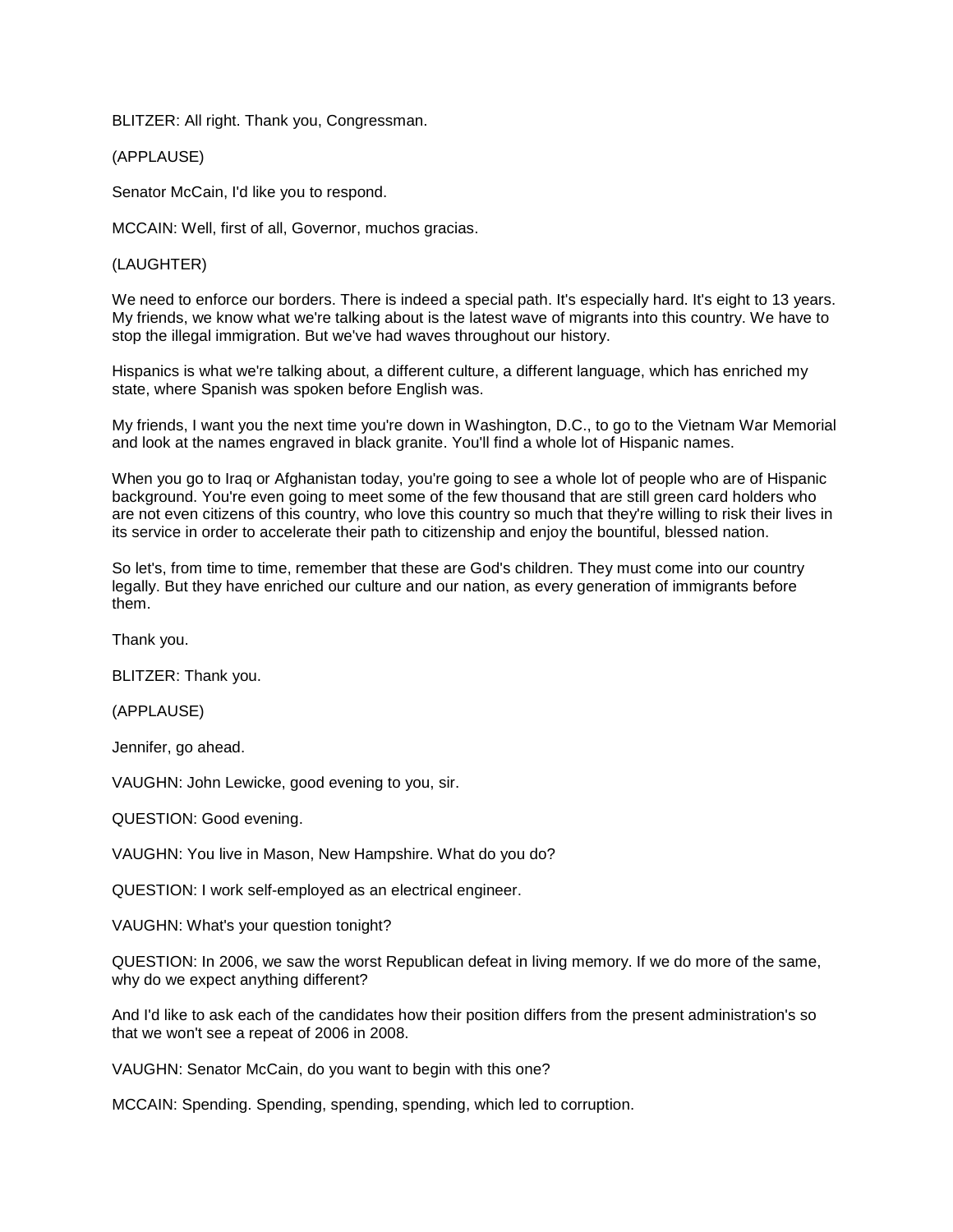BLITZER: All right. Thank you, Congressman.

(APPLAUSE)

Senator McCain, I'd like you to respond.

MCCAIN: Well, first of all, Governor, muchos gracias.

(LAUGHTER)

We need to enforce our borders. There is indeed a special path. It's especially hard. It's eight to 13 years. My friends, we know what we're talking about is the latest wave of migrants into this country. We have to stop the illegal immigration. But we've had waves throughout our history.

Hispanics is what we're talking about, a different culture, a different language, which has enriched my state, where Spanish was spoken before English was.

My friends, I want you the next time you're down in Washington, D.C., to go to the Vietnam War Memorial and look at the names engraved in black granite. You'll find a whole lot of Hispanic names.

When you go to Iraq or Afghanistan today, you're going to see a whole lot of people who are of Hispanic background. You're even going to meet some of the few thousand that are still green card holders who are not even citizens of this country, who love this country so much that they're willing to risk their lives in its service in order to accelerate their path to citizenship and enjoy the bountiful, blessed nation.

So let's, from time to time, remember that these are God's children. They must come into our country legally. But they have enriched our culture and our nation, as every generation of immigrants before them.

Thank you.

BLITZER: Thank you.

(APPLAUSE)

Jennifer, go ahead.

VAUGHN: John Lewicke, good evening to you, sir.

QUESTION: Good evening.

VAUGHN: You live in Mason, New Hampshire. What do you do?

QUESTION: I work self-employed as an electrical engineer.

VAUGHN: What's your question tonight?

QUESTION: In 2006, we saw the worst Republican defeat in living memory. If we do more of the same, why do we expect anything different?

And I'd like to ask each of the candidates how their position differs from the present administration's so that we won't see a repeat of 2006 in 2008.

VAUGHN: Senator McCain, do you want to begin with this one?

MCCAIN: Spending. Spending, spending, spending, which led to corruption.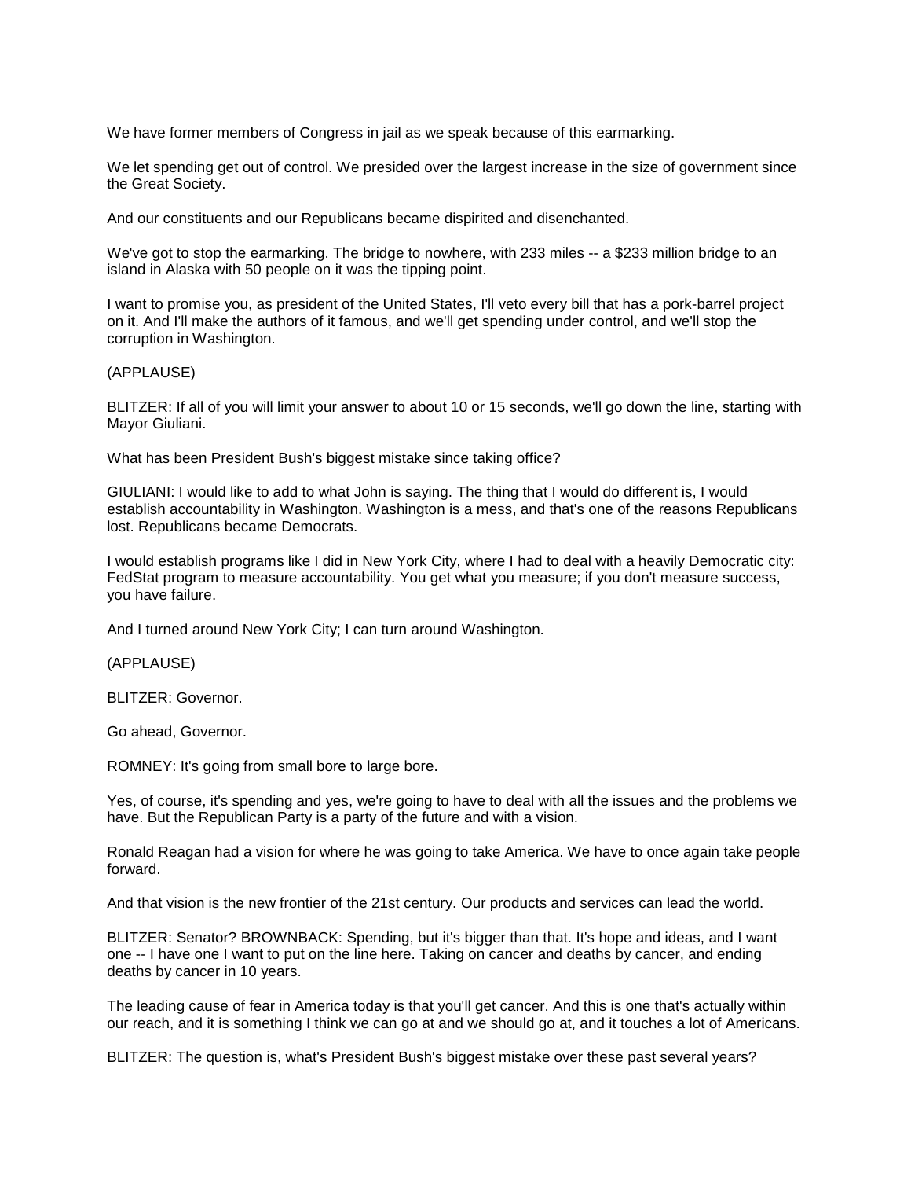We have former members of Congress in jail as we speak because of this earmarking.

We let spending get out of control. We presided over the largest increase in the size of government since the Great Society.

And our constituents and our Republicans became dispirited and disenchanted.

We've got to stop the earmarking. The bridge to nowhere, with 233 miles -- a $233 million bridge to an island in Alaska with 50 people on it was the tipping point.

I want to promise you, as president of the United States, I'll veto every bill that has a pork-barrel project on it. And I'll make the authors of it famous, and we'll get spending under control, and we'll stop the corruption in Washington.

(APPLAUSE)

BLITZER: If all of you will limit your answer to about 10 or 15 seconds, we'll go down the line, starting with Mayor Giuliani.

What has been President Bush's biggest mistake since taking office?

GIULIANI: I would like to add to what John is saying. The thing that I would do different is, I would establish accountability in Washington. Washington is a mess, and that's one of the reasons Republicans lost. Republicans became Democrats.

I would establish programs like I did in New York City, where I had to deal with a heavily Democratic city: FedStat program to measure accountability. You get what you measure; if you don't measure success, you have failure.

And I turned around New York City; I can turn around Washington.

(APPLAUSE)

BLITZER: Governor.

Go ahead, Governor.

ROMNEY: It's going from small bore to large bore.

Yes, of course, it's spending and yes, we're going to have to deal with all the issues and the problems we have. But the Republican Party is a party of the future and with a vision.

Ronald Reagan had a vision for where he was going to take America. We have to once again take people forward.

And that vision is the new frontier of the 21st century. Our products and services can lead the world.

BLITZER: Senator? BROWNBACK: Spending, but it's bigger than that. It's hope and ideas, and I want one -- I have one I want to put on the line here. Taking on cancer and deaths by cancer, and ending deaths by cancer in 10 years.

The leading cause of fear in America today is that you'll get cancer. And this is one that's actually within our reach, and it is something I think we can go at and we should go at, and it touches a lot of Americans.

BLITZER: The question is, what's President Bush's biggest mistake over these past several years?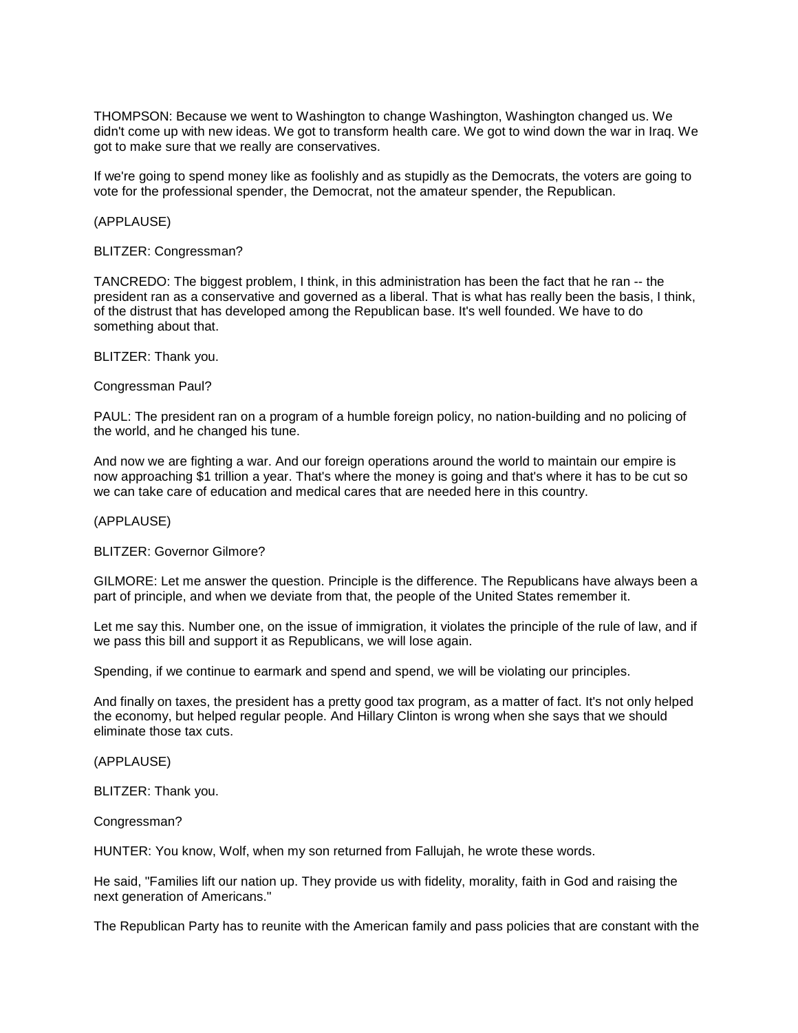THOMPSON: Because we went to Washington to change Washington, Washington changed us. We didn't come up with new ideas. We got to transform health care. We got to wind down the war in Iraq. We got to make sure that we really are conservatives.

If we're going to spend money like as foolishly and as stupidly as the Democrats, the voters are going to vote for the professional spender, the Democrat, not the amateur spender, the Republican.

(APPLAUSE)

BLITZER: Congressman?

TANCREDO: The biggest problem, I think, in this administration has been the fact that he ran -- the president ran as a conservative and governed as a liberal. That is what has really been the basis, I think, of the distrust that has developed among the Republican base. It's well founded. We have to do something about that.

BLITZER: Thank you.

Congressman Paul?

PAUL: The president ran on a program of a humble foreign policy, no nation-building and no policing of the world, and he changed his tune.

And now we are fighting a war. And our foreign operations around the world to maintain our empire is now approaching $1 trillion a year. That's where the money is going and that's where it has to be cut so we can take care of education and medical cares that are needed here in this country.

(APPLAUSE)

BLITZER: Governor Gilmore?

GILMORE: Let me answer the question. Principle is the difference. The Republicans have always been a part of principle, and when we deviate from that, the people of the United States remember it.

Let me say this. Number one, on the issue of immigration, it violates the principle of the rule of law, and if we pass this bill and support it as Republicans, we will lose again.

Spending, if we continue to earmark and spend and spend, we will be violating our principles.

And finally on taxes, the president has a pretty good tax program, as a matter of fact. It's not only helped the economy, but helped regular people. And Hillary Clinton is wrong when she says that we should eliminate those tax cuts.

(APPLAUSE)

BLITZER: Thank you.

Congressman?

HUNTER: You know, Wolf, when my son returned from Fallujah, he wrote these words.

He said, "Families lift our nation up. They provide us with fidelity, morality, faith in God and raising the next generation of Americans."

The Republican Party has to reunite with the American family and pass policies that are constant with the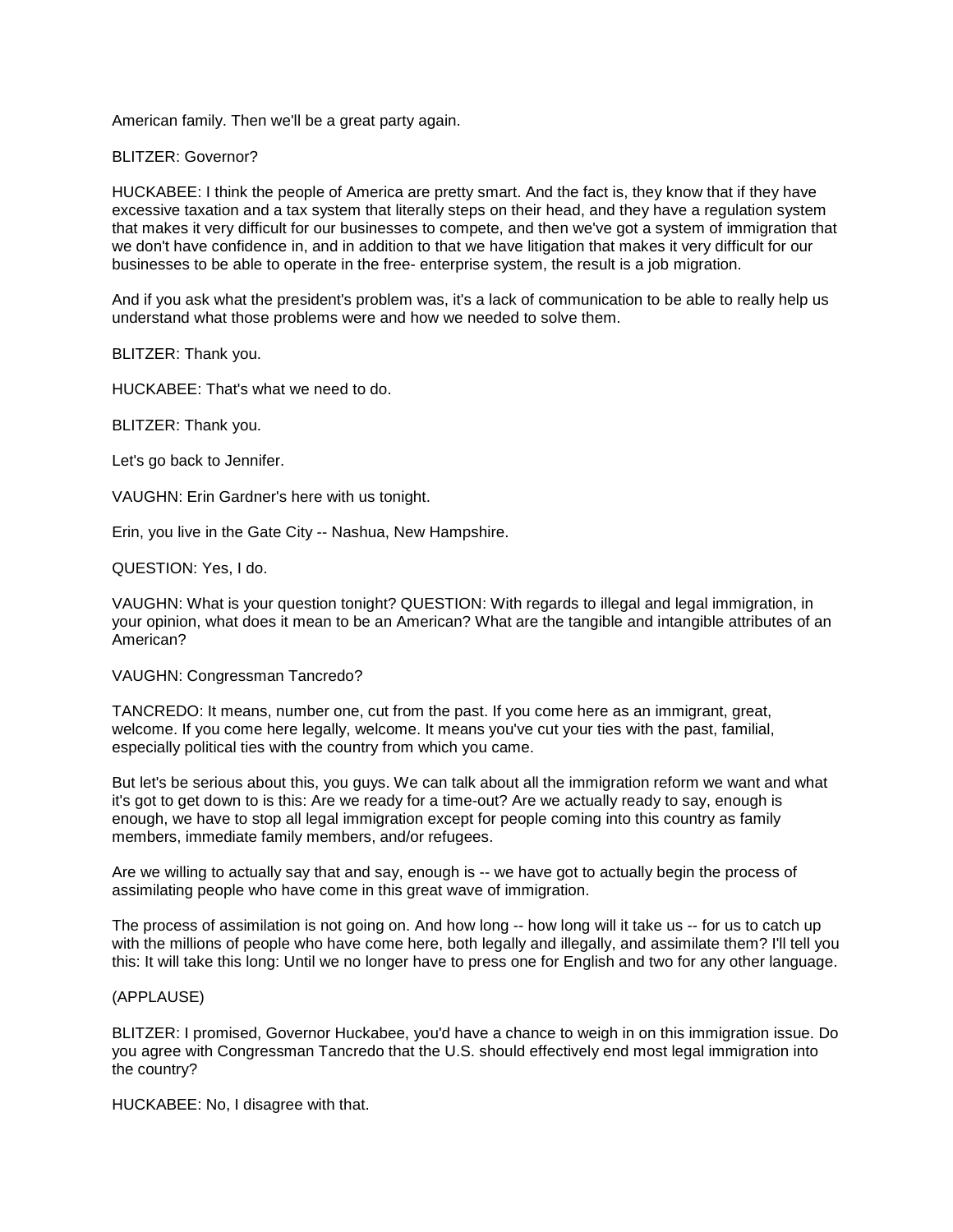American family. Then we'll be a great party again.

BLITZER: Governor?

HUCKABEE: I think the people of America are pretty smart. And the fact is, they know that if they have excessive taxation and a tax system that literally steps on their head, and they have a regulation system that makes it very difficult for our businesses to compete, and then we've got a system of immigration that we don't have confidence in, and in addition to that we have litigation that makes it very difficult for our businesses to be able to operate in the free- enterprise system, the result is a job migration.

And if you ask what the president's problem was, it's a lack of communication to be able to really help us understand what those problems were and how we needed to solve them.

BLITZER: Thank you.

HUCKABEE: That's what we need to do.

BLITZER: Thank you.

Let's go back to Jennifer.

VAUGHN: Erin Gardner's here with us tonight.

Erin, you live in the Gate City -- Nashua, New Hampshire.

QUESTION: Yes, I do.

VAUGHN: What is your question tonight? QUESTION: With regards to illegal and legal immigration, in your opinion, what does it mean to be an American? What are the tangible and intangible attributes of an American?

VAUGHN: Congressman Tancredo?

TANCREDO: It means, number one, cut from the past. If you come here as an immigrant, great, welcome. If you come here legally, welcome. It means you've cut your ties with the past, familial, especially political ties with the country from which you came.

But let's be serious about this, you guys. We can talk about all the immigration reform we want and what it's got to get down to is this: Are we ready for a time-out? Are we actually ready to say, enough is enough, we have to stop all legal immigration except for people coming into this country as family members, immediate family members, and/or refugees.

Are we willing to actually say that and say, enough is -- we have got to actually begin the process of assimilating people who have come in this great wave of immigration.

The process of assimilation is not going on. And how long -- how long will it take us -- for us to catch up with the millions of people who have come here, both legally and illegally, and assimilate them? I'll tell you this: It will take this long: Until we no longer have to press one for English and two for any other language.

(APPLAUSE)

BLITZER: I promised, Governor Huckabee, you'd have a chance to weigh in on this immigration issue. Do you agree with Congressman Tancredo that the U.S. should effectively end most legal immigration into the country?

HUCKABEE: No, I disagree with that.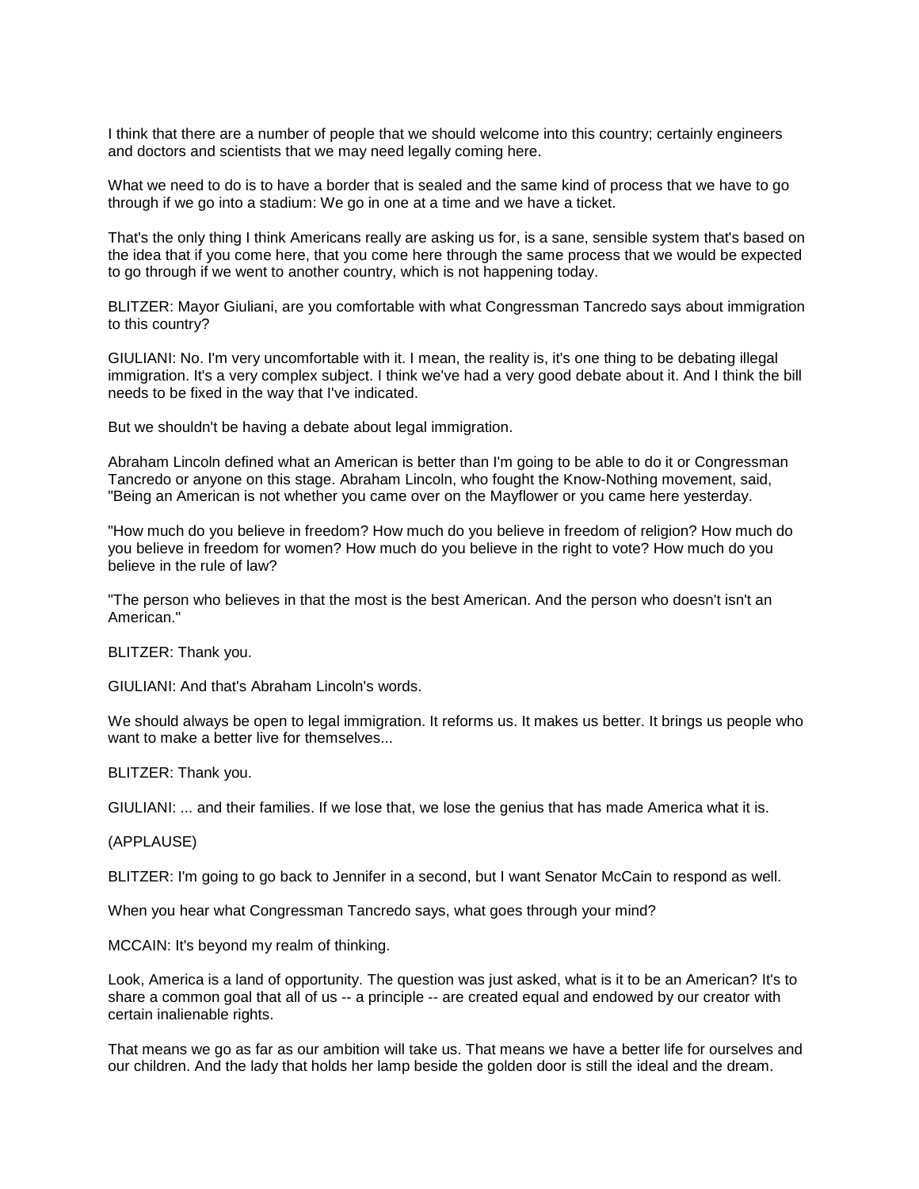I think that there are a number of people that we should welcome into this country; certainly engineers and doctors and scientists that we may need legally coming here.

What we need to do is to have a border that is sealed and the same kind of process that we have to go through if we go into a stadium: We go in one at a time and we have a ticket.

That's the only thing I think Americans really are asking us for, is a sane, sensible system that's based on the idea that if you come here, that you come here through the same process that we would be expected to go through if we went to another country, which is not happening today.

BLITZER: Mayor Giuliani, are you comfortable with what Congressman Tancredo says about immigration to this country?

GIULIANI: No. I'm very uncomfortable with it. I mean, the reality is, it's one thing to be debating illegal immigration. It's a very complex subject. I think we've had a very good debate about it. And I think the bill needs to be fixed in the way that I've indicated.

But we shouldn't be having a debate about legal immigration.

Abraham Lincoln defined what an American is better than I'm going to be able to do it or Congressman Tancredo or anyone on this stage. Abraham Lincoln, who fought the Know-Nothing movement, said, "Being an American is not whether you came over on the Mayflower or you came here yesterday.

"How much do you believe in freedom? How much do you believe in freedom of religion? How much do you believe in freedom for women? How much do you believe in the right to vote? How much do you believe in the rule of law?

"The person who believes in that the most is the best American. And the person who doesn't isn't an American."

BLITZER: Thank you.

GIULIANI: And that's Abraham Lincoln's words.

We should always be open to legal immigration. It reforms us. It makes us better. It brings us people who want to make a better live for themselves...

BLITZER: Thank you.

GIULIANI: ... and their families. If we lose that, we lose the genius that has made America what it is.

(APPLAUSE)

BLITZER: I'm going to go back to Jennifer in a second, but I want Senator McCain to respond as well.

When you hear what Congressman Tancredo says, what goes through your mind?

MCCAIN: It's beyond my realm of thinking.

Look, America is a land of opportunity. The question was just asked, what is it to be an American? It's to share a common goal that all of us -- a principle -- are created equal and endowed by our creator with certain inalienable rights.

That means we go as far as our ambition will take us. That means we have a better life for ourselves and our children. And the lady that holds her lamp beside the golden door is still the ideal and the dream.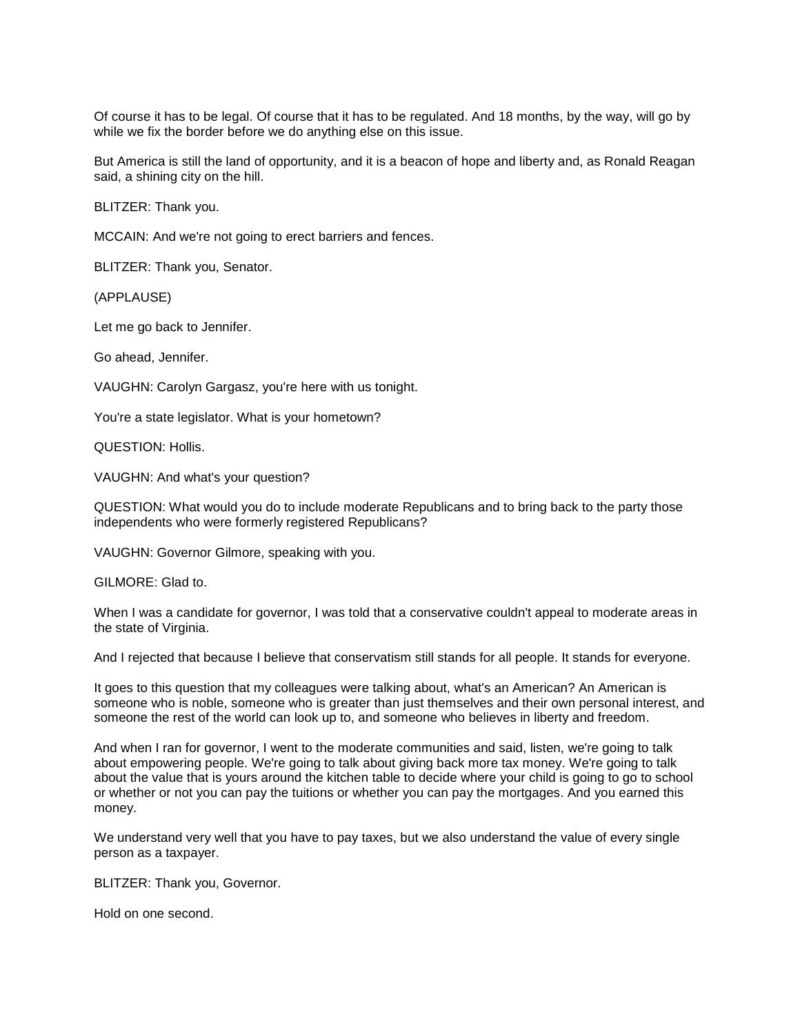Of course it has to be legal. Of course that it has to be regulated. And 18 months, by the way, will go by while we fix the border before we do anything else on this issue.

But America is still the land of opportunity, and it is a beacon of hope and liberty and, as Ronald Reagan said, a shining city on the hill.

BLITZER: Thank you.

MCCAIN: And we're not going to erect barriers and fences.

BLITZER: Thank you, Senator.

(APPLAUSE)

Let me go back to Jennifer.

Go ahead, Jennifer.

VAUGHN: Carolyn Gargasz, you're here with us tonight.

You're a state legislator. What is your hometown?

QUESTION: Hollis.

VAUGHN: And what's your question?

QUESTION: What would you do to include moderate Republicans and to bring back to the party those independents who were formerly registered Republicans?

VAUGHN: Governor Gilmore, speaking with you.

GILMORE: Glad to.

When I was a candidate for governor, I was told that a conservative couldn't appeal to moderate areas in the state of Virginia.

And I rejected that because I believe that conservatism still stands for all people. It stands for everyone.

It goes to this question that my colleagues were talking about, what's an American? An American is someone who is noble, someone who is greater than just themselves and their own personal interest, and someone the rest of the world can look up to, and someone who believes in liberty and freedom.

And when I ran for governor, I went to the moderate communities and said, listen, we're going to talk about empowering people. We're going to talk about giving back more tax money. We're going to talk about the value that is yours around the kitchen table to decide where your child is going to go to school or whether or not you can pay the tuitions or whether you can pay the mortgages. And you earned this money.

We understand very well that you have to pay taxes, but we also understand the value of every single person as a taxpayer.

BLITZER: Thank you, Governor.

Hold on one second.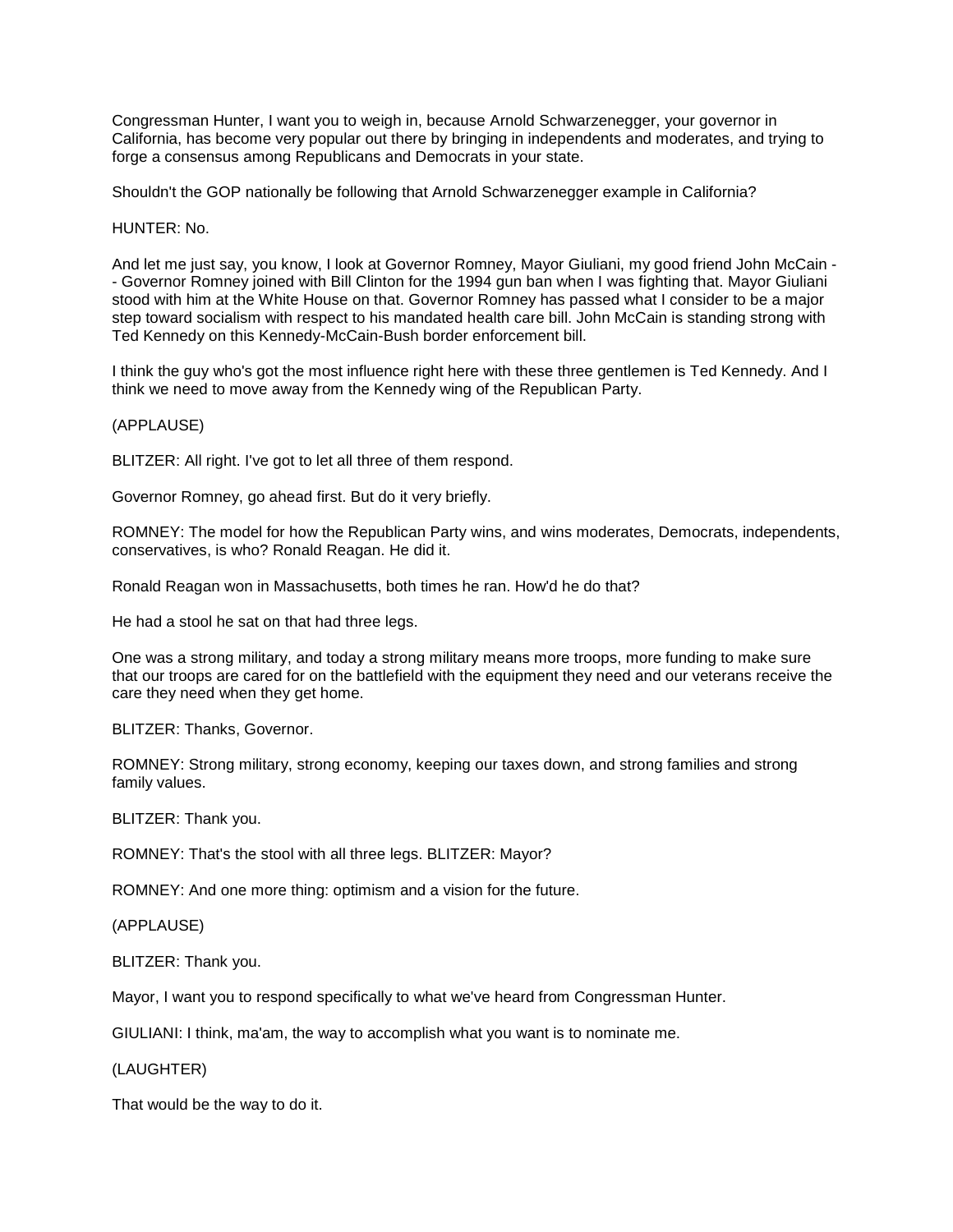Congressman Hunter, I want you to weigh in, because Arnold Schwarzenegger, your governor in California, has become very popular out there by bringing in independents and moderates, and trying to forge a consensus among Republicans and Democrats in your state.

Shouldn't the GOP nationally be following that Arnold Schwarzenegger example in California?

HUNTER: No.

And let me just say, you know, I look at Governor Romney, Mayor Giuliani, my good friend John McCain -- Governor Romney joined with Bill Clinton for the 1994 gun ban when I was fighting that. Mayor Giuliani stood with him at the White House on that. Governor Romney has passed what I consider to be a major step toward socialism with respect to his mandated health care bill. John McCain is standing strong with Ted Kennedy on this Kennedy-McCain-Bush border enforcement bill.

I think the guy who's got the most influence right here with these three gentlemen is Ted Kennedy. And I think we need to move away from the Kennedy wing of the Republican Party.

(APPLAUSE)

BLITZER: All right. I've got to let all three of them respond.

Governor Romney, go ahead first. But do it very briefly.

ROMNEY: The model for how the Republican Party wins, and wins moderates, Democrats, independents, conservatives, is who? Ronald Reagan. He did it.

Ronald Reagan won in Massachusetts, both times he ran. How'd he do that?

He had a stool he sat on that had three legs.

One was a strong military, and today a strong military means more troops, more funding to make sure that our troops are cared for on the battlefield with the equipment they need and our veterans receive the care they need when they get home.

BLITZER: Thanks, Governor.

ROMNEY: Strong military, strong economy, keeping our taxes down, and strong families and strong family values.

BLITZER: Thank you.

ROMNEY: That's the stool with all three legs. BLITZER: Mayor?

ROMNEY: And one more thing: optimism and a vision for the future.

(APPLAUSE)

BLITZER: Thank you.

Mayor, I want you to respond specifically to what we've heard from Congressman Hunter.

GIULIANI: I think, ma'am, the way to accomplish what you want is to nominate me.

(LAUGHTER)

That would be the way to do it.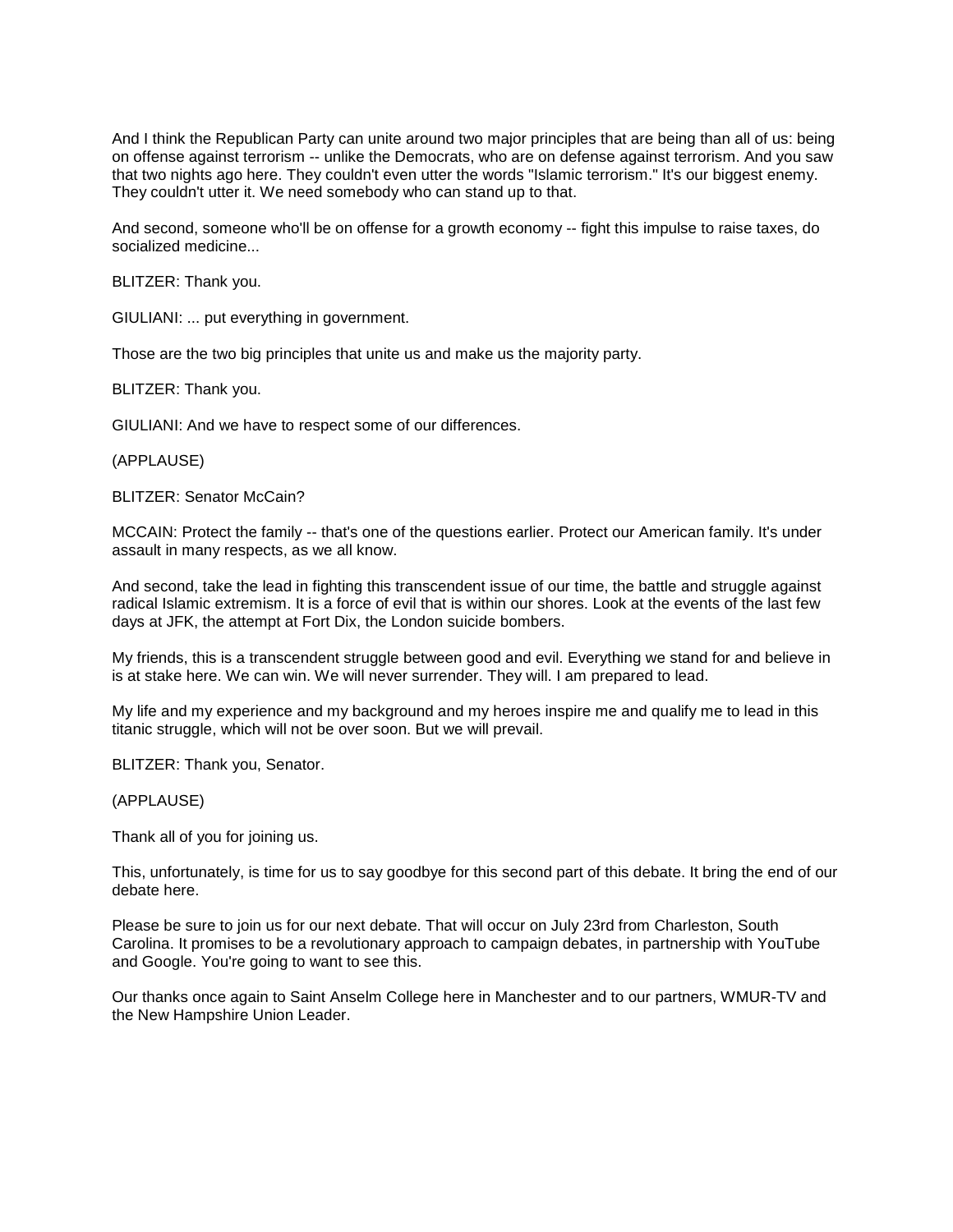And I think the Republican Party can unite around two major principles that are being than all of us: being on offense against terrorism -- unlike the Democrats, who are on defense against terrorism. And you saw that two nights ago here. They couldn't even utter the words "Islamic terrorism." It's our biggest enemy. They couldn't utter it. We need somebody who can stand up to that.

And second, someone who'll be on offense for a growth economy -- fight this impulse to raise taxes, do socialized medicine...

BLITZER: Thank you.

GIULIANI: ... put everything in government.

Those are the two big principles that unite us and make us the majority party.

BLITZER: Thank you.

GIULIANI: And we have to respect some of our differences.

(APPLAUSE)

BLITZER: Senator McCain?

MCCAIN: Protect the family -- that's one of the questions earlier. Protect our American family. It's under assault in many respects, as we all know.

And second, take the lead in fighting this transcendent issue of our time, the battle and struggle against radical Islamic extremism. It is a force of evil that is within our shores. Look at the events of the last few days at JFK, the attempt at Fort Dix, the London suicide bombers.

My friends, this is a transcendent struggle between good and evil. Everything we stand for and believe in is at stake here. We can win. We will never surrender. They will. I am prepared to lead.

My life and my experience and my background and my heroes inspire me and qualify me to lead in this titanic struggle, which will not be over soon. But we will prevail.

BLITZER: Thank you, Senator.

(APPLAUSE)

Thank all of you for joining us.

This, unfortunately, is time for us to say goodbye for this second part of this debate. It bring the end of our debate here.

Please be sure to join us for our next debate. That will occur on July 23rd from Charleston, South Carolina. It promises to be a revolutionary approach to campaign debates, in partnership with YouTube and Google. You're going to want to see this.

Our thanks once again to Saint Anselm College here in Manchester and to our partners, WMUR-TV and the New Hampshire Union Leader.